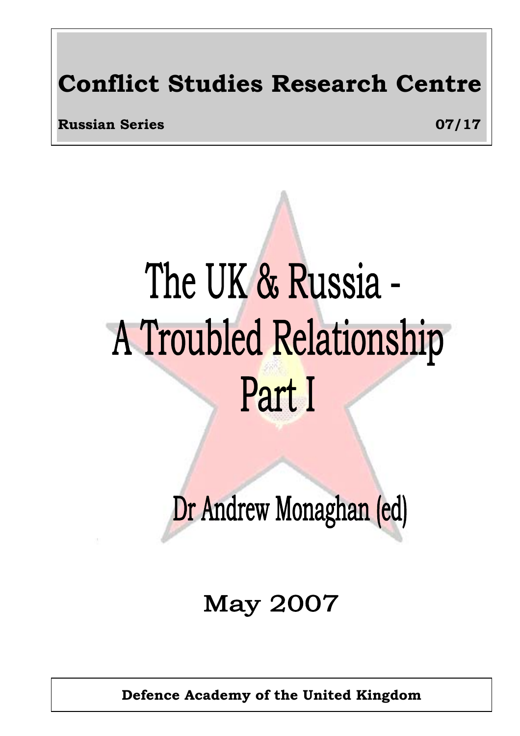**Conflict Studies Research Centre**

**Russian Series** **07/17**

# The UK & Russia - A Troubled Relationship Part I

## Dr Andrew Monaghan (ed)

May 2007

**Defence Academy of the United Kingdom**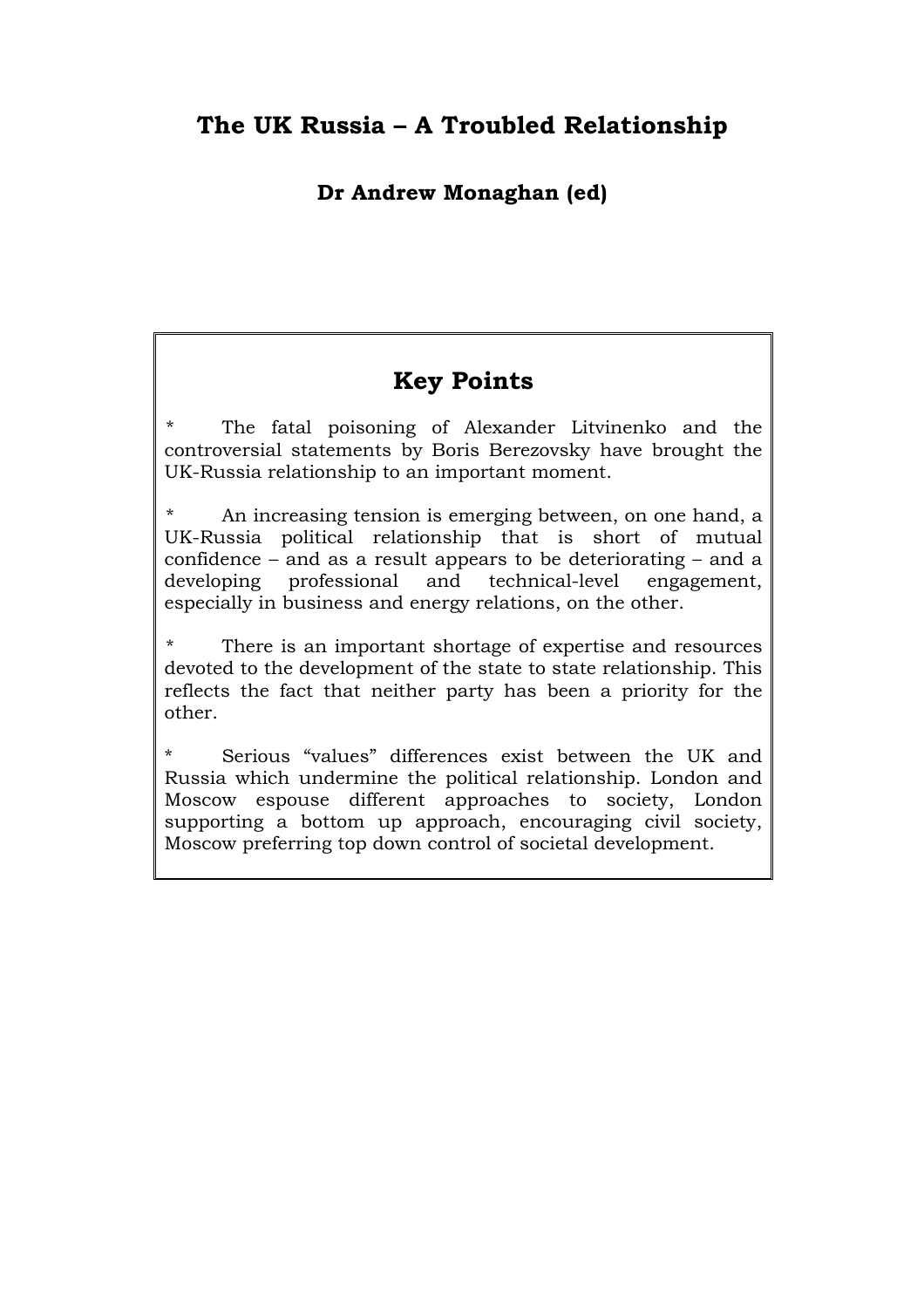# The UK Russia – A Troubled Relationship

**Dr Andrew Monaghan (ed)**

## Key Points

* The fatal poisoning of Alexander Litvinenko and the controversial statements by Boris Berezovsky have brought the UK-Russia relationship to an important moment.

* An increasing tension is emerging between, on one hand, a UK-Russia political relationship that is short of mutual confidence – and as a result appears to be deteriorating – and a developing professional and technical-level engagement, especially in business and energy relations, on the other.

* There is an important shortage of expertise and resources devoted to the development of the state to state relationship. This reflects the fact that neither party has been a priority for the other.

* Serious "values" differences exist between the UK and Russia which undermine the political relationship. London and Moscow espouse different approaches to society, London supporting a bottom up approach, encouraging civil society, Moscow preferring top down control of societal development.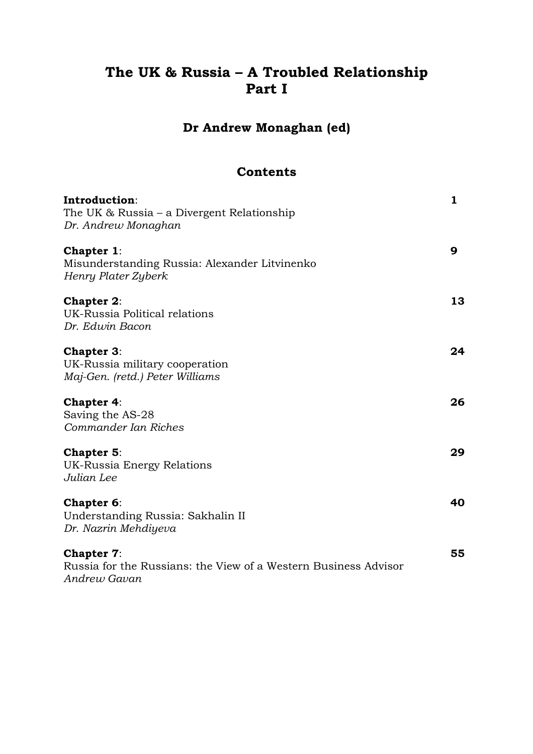# The UK & Russia – A Troubled Relationship Part I

## Dr Andrew Monaghan (ed)

### Contents

**Introduction**:
The UK & Russia – a Divergent Relationship
*Dr. Andrew Monaghan* — **1**

**Chapter 1**:
Misunderstanding Russia: Alexander Litvinenko
*Henry Plater Zyberk* — **9**

**Chapter 2**:
UK-Russia Political relations
*Dr. Edwin Bacon* — **13**

**Chapter 3**:
UK-Russia military cooperation
*Maj-Gen. (retd.) Peter Williams* — **24**

**Chapter 4**:
Saving the AS-28
*Commander Ian Riches* — **26**

**Chapter 5**:
UK-Russia Energy Relations
*Julian Lee* — **29**

**Chapter 6**:
Understanding Russia: Sakhalin II
*Dr. Nazrin Mehdiyeva* — **40**

**Chapter 7**:
Russia for the Russians: the View of a Western Business Advisor
*Andrew Gavan* — **55**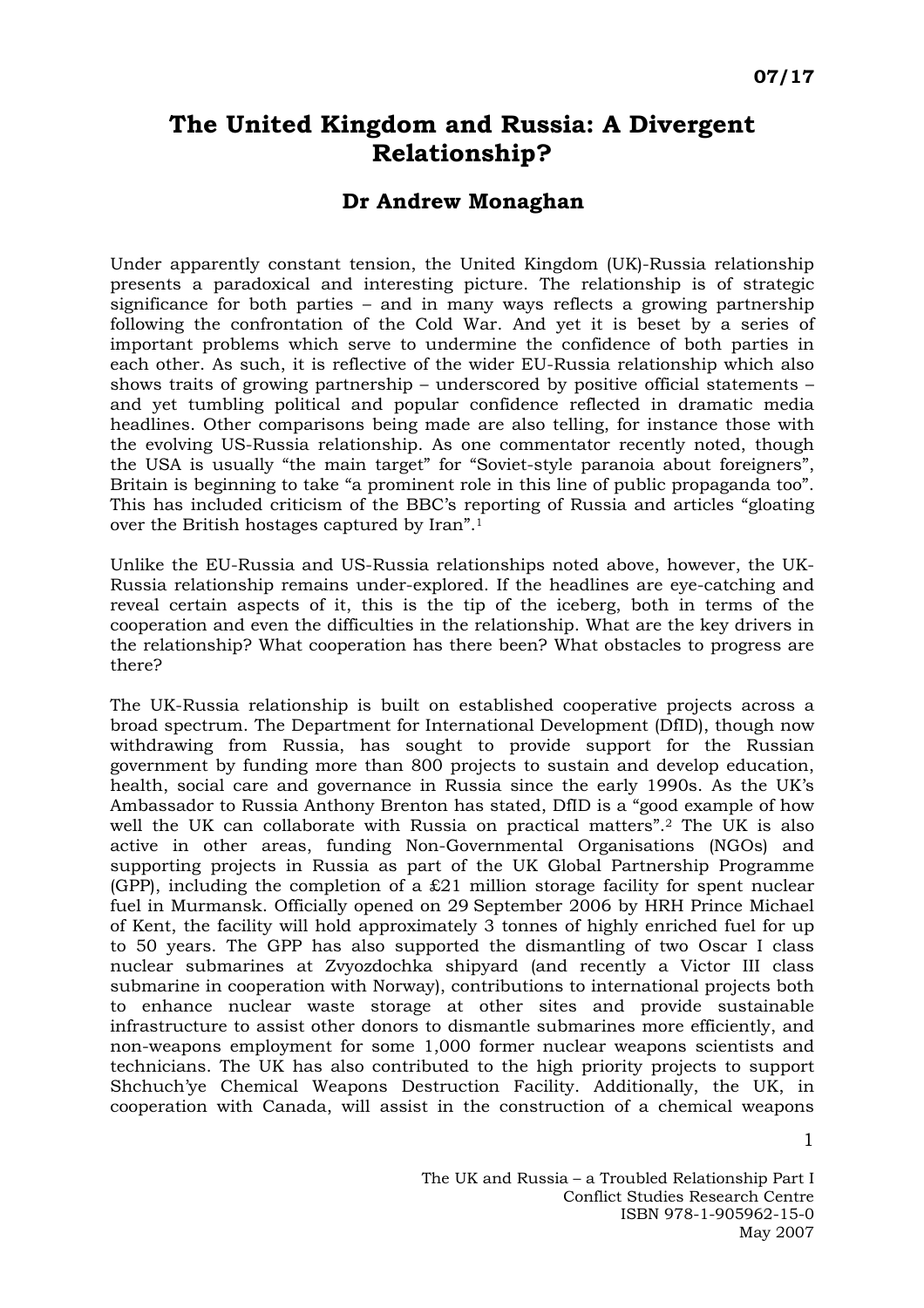07/17

# The United Kingdom and Russia: A Divergent Relationship?

## Dr Andrew Monaghan

Under apparently constant tension, the United Kingdom (UK)-Russia relationship presents a paradoxical and interesting picture. The relationship is of strategic significance for both parties – and in many ways reflects a growing partnership following the confrontation of the Cold War. And yet it is beset by a series of important problems which serve to undermine the confidence of both parties in each other. As such, it is reflective of the wider EU-Russia relationship which also shows traits of growing partnership – underscored by positive official statements – and yet tumbling political and popular confidence reflected in dramatic media headlines. Other comparisons being made are also telling, for instance those with the evolving US-Russia relationship. As one commentator recently noted, though the USA is usually "the main target" for "Soviet-style paranoia about foreigners", Britain is beginning to take "a prominent role in this line of public propaganda too". This has included criticism of the BBC's reporting of Russia and articles "gloating over the British hostages captured by Iran".[1]

Unlike the EU-Russia and US-Russia relationships noted above, however, the UK-Russia relationship remains under-explored. If the headlines are eye-catching and reveal certain aspects of it, this is the tip of the iceberg, both in terms of the cooperation and even the difficulties in the relationship. What are the key drivers in the relationship? What cooperation has there been? What obstacles to progress are there?

The UK-Russia relationship is built on established cooperative projects across a broad spectrum. The Department for International Development (DfID), though now withdrawing from Russia, has sought to provide support for the Russian government by funding more than 800 projects to sustain and develop education, health, social care and governance in Russia since the early 1990s. As the UK's Ambassador to Russia Anthony Brenton has stated, DfID is a "good example of how well the UK can collaborate with Russia on practical matters".[2] The UK is also active in other areas, funding Non-Governmental Organisations (NGOs) and supporting projects in Russia as part of the UK Global Partnership Programme (GPP), including the completion of a £21 million storage facility for spent nuclear fuel in Murmansk. Officially opened on 29 September 2006 by HRH Prince Michael of Kent, the facility will hold approximately 3 tonnes of highly enriched fuel for up to 50 years. The GPP has also supported the dismantling of two Oscar I class nuclear submarines at Zvyozdochka shipyard (and recently a Victor III class submarine in cooperation with Norway), contributions to international projects both to enhance nuclear waste storage at other sites and provide sustainable infrastructure to assist other donors to dismantle submarines more efficiently, and non-weapons employment for some 1,000 former nuclear weapons scientists and technicians. The UK has also contributed to the high priority projects to support Shchuch'ye Chemical Weapons Destruction Facility. Additionally, the UK, in cooperation with Canada, will assist in the construction of a chemical weapons

The UK and Russia – a Troubled Relationship Part I
Conflict Studies Research Centre
ISBN 978-1-905962-15-0
May 2007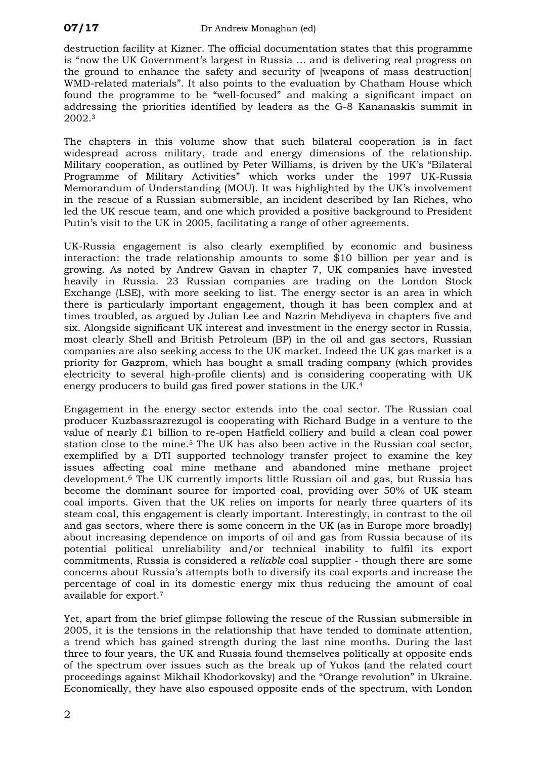destruction facility at Kizner. The official documentation states that this programme is "now the UK Government's largest in Russia ... and is delivering real progress on the ground to enhance the safety and security of [weapons of mass destruction] WMD-related materials". It also points to the evaluation by Chatham House which found the programme to be "well-focused" and making a significant impact on addressing the priorities identified by leaders as the G-8 Kananaskis summit in 2002.[3]

The chapters in this volume show that such bilateral cooperation is in fact widespread across military, trade and energy dimensions of the relationship. Military cooperation, as outlined by Peter Williams, is driven by the UK's "Bilateral Programme of Military Activities" which works under the 1997 UK-Russia Memorandum of Understanding (MOU). It was highlighted by the UK's involvement in the rescue of a Russian submersible, an incident described by Ian Riches, who led the UK rescue team, and one which provided a positive background to President Putin's visit to the UK in 2005, facilitating a range of other agreements.

UK-Russia engagement is also clearly exemplified by economic and business interaction: the trade relationship amounts to some $10 billion per year and is growing. As noted by Andrew Gavan in chapter 7, UK companies have invested heavily in Russia. 23 Russian companies are trading on the London Stock Exchange (LSE), with more seeking to list. The energy sector is an area in which there is particularly important engagement, though it has been complex and at times troubled, as argued by Julian Lee and Nazrin Mehdiyeva in chapters five and six. Alongside significant UK interest and investment in the energy sector in Russia, most clearly Shell and British Petroleum (BP) in the oil and gas sectors, Russian companies are also seeking access to the UK market. Indeed the UK gas market is a priority for Gazprom, which has bought a small trading company (which provides electricity to several high-profile clients) and is considering cooperating with UK energy producers to build gas fired power stations in the UK.[4]

Engagement in the energy sector extends into the coal sector. The Russian coal producer Kuzbassrazrezugol is cooperating with Richard Budge in a venture to the value of nearly £1 billion to re-open Hatfield colliery and build a clean coal power station close to the mine.[5] The UK has also been active in the Russian coal sector, exemplified by a DTI supported technology transfer project to examine the key issues affecting coal mine methane and abandoned mine methane project development.[6] The UK currently imports little Russian oil and gas, but Russia has become the dominant source for imported coal, providing over 50% of UK steam coal imports. Given that the UK relies on imports for nearly three quarters of its steam coal, this engagement is clearly important. Interestingly, in contrast to the oil and gas sectors, where there is some concern in the UK (as in Europe more broadly) about increasing dependence on imports of oil and gas from Russia because of its potential political unreliability and/or technical inability to fulfil its export commitments, Russia is considered a *reliable* coal supplier - though there are some concerns about Russia's attempts both to diversify its coal exports and increase the percentage of coal in its domestic energy mix thus reducing the amount of coal available for export.[7]

Yet, apart from the brief glimpse following the rescue of the Russian submersible in 2005, it is the tensions in the relationship that have tended to dominate attention, a trend which has gained strength during the last nine months. During the last three to four years, the UK and Russia found themselves politically at opposite ends of the spectrum over issues such as the break up of Yukos (and the related court proceedings against Mikhail Khodorkovsky) and the "Orange revolution" in Ukraine. Economically, they have also espoused opposite ends of the spectrum, with London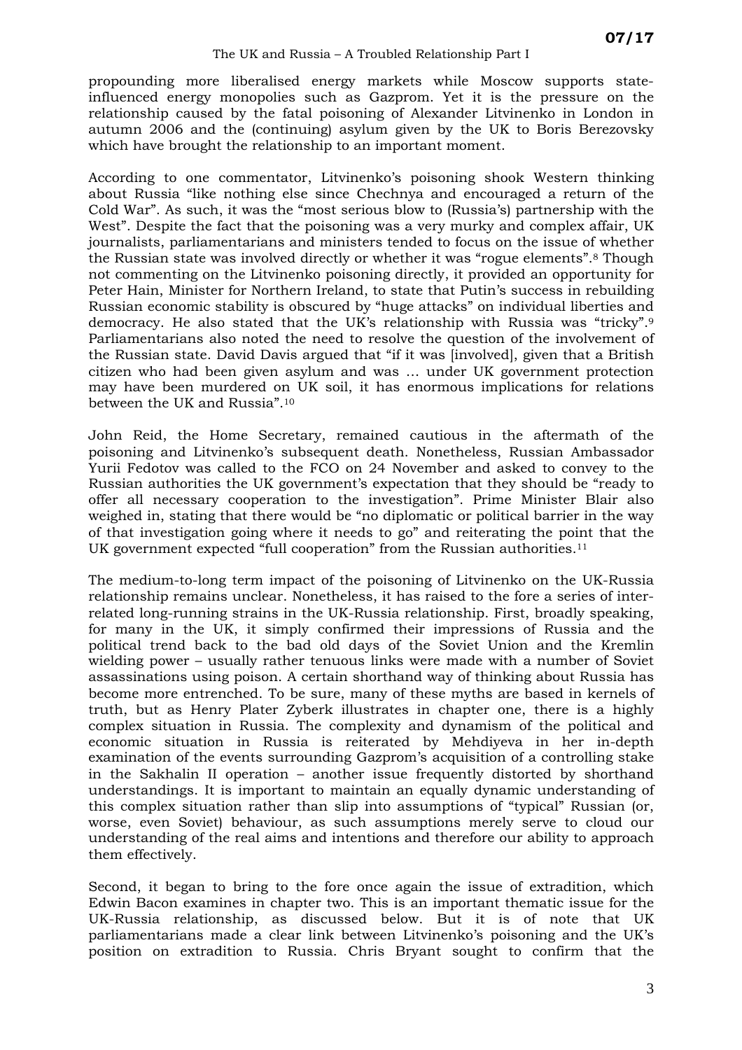propounding more liberalised energy markets while Moscow supports state-influenced energy monopolies such as Gazprom. Yet it is the pressure on the relationship caused by the fatal poisoning of Alexander Litvinenko in London in autumn 2006 and the (continuing) asylum given by the UK to Boris Berezovsky which have brought the relationship to an important moment.

According to one commentator, Litvinenko's poisoning shook Western thinking about Russia "like nothing else since Chechnya and encouraged a return of the Cold War". As such, it was the "most serious blow to (Russia's) partnership with the West". Despite the fact that the poisoning was a very murky and complex affair, UK journalists, parliamentarians and ministers tended to focus on the issue of whether the Russian state was involved directly or whether it was "rogue elements".[8] Though not commenting on the Litvinenko poisoning directly, it provided an opportunity for Peter Hain, Minister for Northern Ireland, to state that Putin's success in rebuilding Russian economic stability is obscured by "huge attacks" on individual liberties and democracy. He also stated that the UK's relationship with Russia was "tricky".[9] Parliamentarians also noted the need to resolve the question of the involvement of the Russian state. David Davis argued that "if it was [involved], given that a British citizen who had been given asylum and was … under UK government protection may have been murdered on UK soil, it has enormous implications for relations between the UK and Russia".[10]

John Reid, the Home Secretary, remained cautious in the aftermath of the poisoning and Litvinenko's subsequent death. Nonetheless, Russian Ambassador Yurii Fedotov was called to the FCO on 24 November and asked to convey to the Russian authorities the UK government's expectation that they should be "ready to offer all necessary cooperation to the investigation". Prime Minister Blair also weighed in, stating that there would be "no diplomatic or political barrier in the way of that investigation going where it needs to go" and reiterating the point that the UK government expected "full cooperation" from the Russian authorities.[11]

The medium-to-long term impact of the poisoning of Litvinenko on the UK-Russia relationship remains unclear. Nonetheless, it has raised to the fore a series of inter-related long-running strains in the UK-Russia relationship. First, broadly speaking, for many in the UK, it simply confirmed their impressions of Russia and the political trend back to the bad old days of the Soviet Union and the Kremlin wielding power – usually rather tenuous links were made with a number of Soviet assassinations using poison. A certain shorthand way of thinking about Russia has become more entrenched. To be sure, many of these myths are based in kernels of truth, but as Henry Plater Zyberk illustrates in chapter one, there is a highly complex situation in Russia. The complexity and dynamism of the political and economic situation in Russia is reiterated by Mehdiyeva in her in-depth examination of the events surrounding Gazprom's acquisition of a controlling stake in the Sakhalin II operation – another issue frequently distorted by shorthand understandings. It is important to maintain an equally dynamic understanding of this complex situation rather than slip into assumptions of "typical" Russian (or, worse, even Soviet) behaviour, as such assumptions merely serve to cloud our understanding of the real aims and intentions and therefore our ability to approach them effectively.

Second, it began to bring to the fore once again the issue of extradition, which Edwin Bacon examines in chapter two. This is an important thematic issue for the UK-Russia relationship, as discussed below. But it is of note that UK parliamentarians made a clear link between Litvinenko's poisoning and the UK's position on extradition to Russia. Chris Bryant sought to confirm that the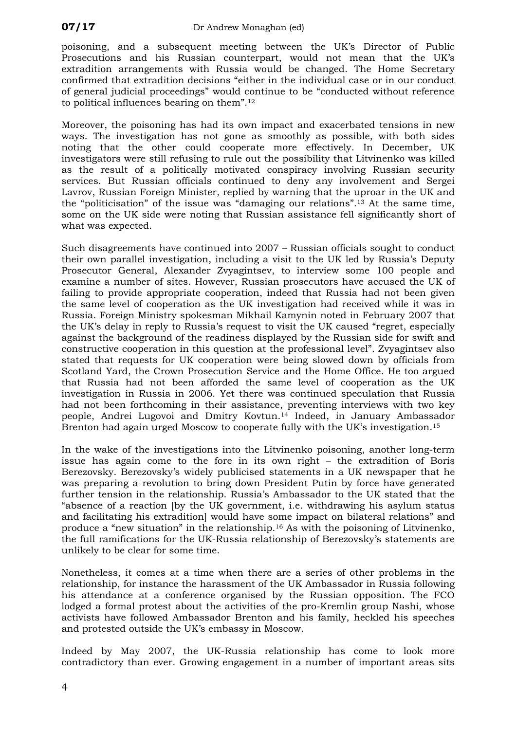poisoning, and a subsequent meeting between the UK's Director of Public Prosecutions and his Russian counterpart, would not mean that the UK's extradition arrangements with Russia would be changed. The Home Secretary confirmed that extradition decisions "either in the individual case or in our conduct of general judicial proceedings" would continue to be "conducted without reference to political influences bearing on them".[12]

Moreover, the poisoning has had its own impact and exacerbated tensions in new ways. The investigation has not gone as smoothly as possible, with both sides noting that the other could cooperate more effectively. In December, UK investigators were still refusing to rule out the possibility that Litvinenko was killed as the result of a politically motivated conspiracy involving Russian security services. But Russian officials continued to deny any involvement and Sergei Lavrov, Russian Foreign Minister, replied by warning that the uproar in the UK and the "politicisation" of the issue was "damaging our relations".[13] At the same time, some on the UK side were noting that Russian assistance fell significantly short of what was expected.

Such disagreements have continued into 2007 – Russian officials sought to conduct their own parallel investigation, including a visit to the UK led by Russia's Deputy Prosecutor General, Alexander Zvyagintsev, to interview some 100 people and examine a number of sites. However, Russian prosecutors have accused the UK of failing to provide appropriate cooperation, indeed that Russia had not been given the same level of cooperation as the UK investigation had received while it was in Russia. Foreign Ministry spokesman Mikhail Kamynin noted in February 2007 that the UK's delay in reply to Russia's request to visit the UK caused "regret, especially against the background of the readiness displayed by the Russian side for swift and constructive cooperation in this question at the professional level". Zvyagintsev also stated that requests for UK cooperation were being slowed down by officials from Scotland Yard, the Crown Prosecution Service and the Home Office. He too argued that Russia had not been afforded the same level of cooperation as the UK investigation in Russia in 2006. Yet there was continued speculation that Russia had not been forthcoming in their assistance, preventing interviews with two key people, Andrei Lugovoi and Dmitry Kovtun.[14] Indeed, in January Ambassador Brenton had again urged Moscow to cooperate fully with the UK's investigation.[15]

In the wake of the investigations into the Litvinenko poisoning, another long-term issue has again come to the fore in its own right – the extradition of Boris Berezovsky. Berezovsky's widely publicised statements in a UK newspaper that he was preparing a revolution to bring down President Putin by force have generated further tension in the relationship. Russia's Ambassador to the UK stated that the "absence of a reaction [by the UK government, i.e. withdrawing his asylum status and facilitating his extradition] would have some impact on bilateral relations" and produce a "new situation" in the relationship.[16] As with the poisoning of Litvinenko, the full ramifications for the UK-Russia relationship of Berezovsky's statements are unlikely to be clear for some time.

Nonetheless, it comes at a time when there are a series of other problems in the relationship, for instance the harassment of the UK Ambassador in Russia following his attendance at a conference organised by the Russian opposition. The FCO lodged a formal protest about the activities of the pro-Kremlin group Nashi, whose activists have followed Ambassador Brenton and his family, heckled his speeches and protested outside the UK's embassy in Moscow.

Indeed by May 2007, the UK-Russia relationship has come to look more contradictory than ever. Growing engagement in a number of important areas sits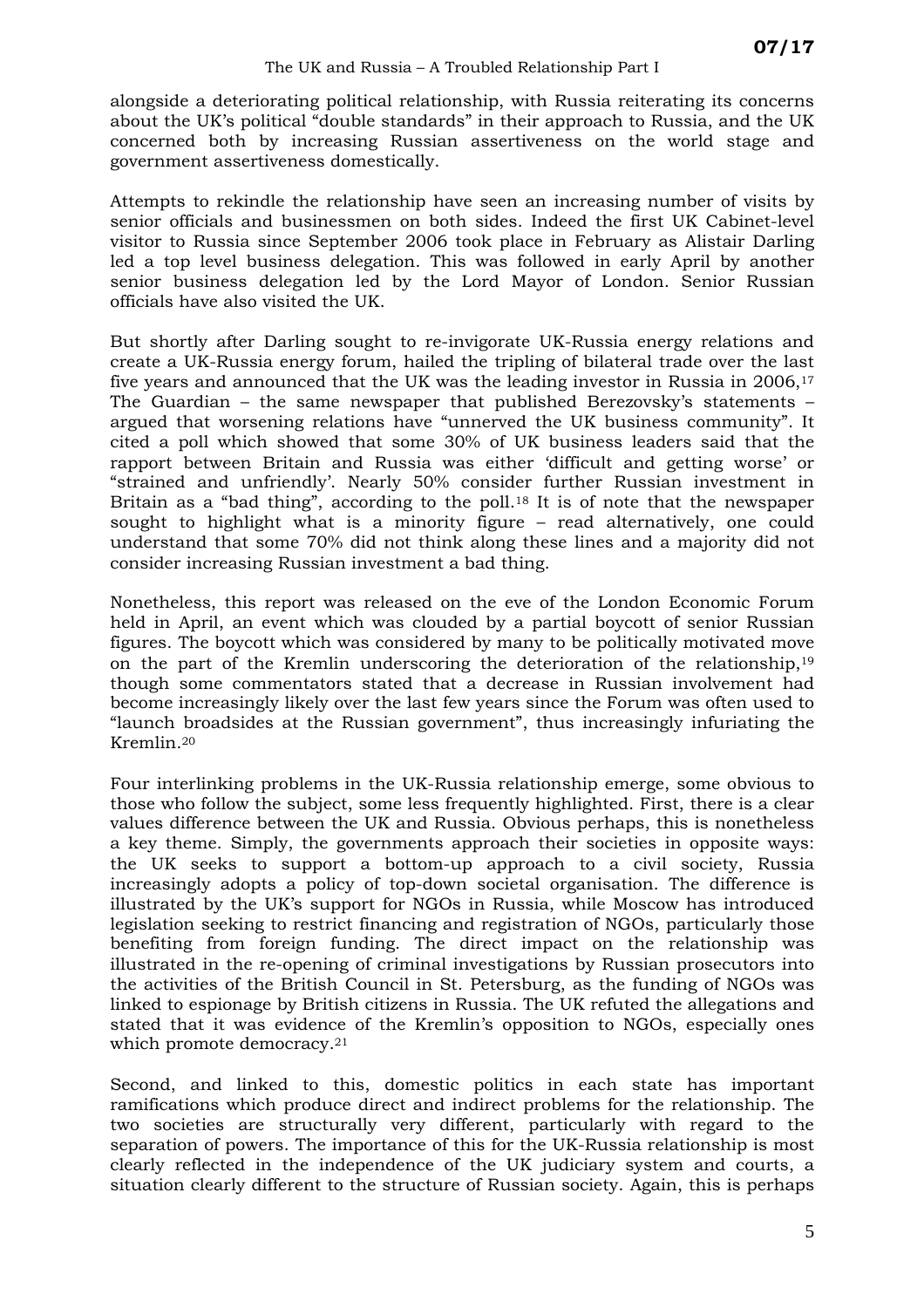alongside a deteriorating political relationship, with Russia reiterating its concerns about the UK's political "double standards" in their approach to Russia, and the UK concerned both by increasing Russian assertiveness on the world stage and government assertiveness domestically.

Attempts to rekindle the relationship have seen an increasing number of visits by senior officials and businessmen on both sides. Indeed the first UK Cabinet-level visitor to Russia since September 2006 took place in February as Alistair Darling led a top level business delegation. This was followed in early April by another senior business delegation led by the Lord Mayor of London. Senior Russian officials have also visited the UK.

But shortly after Darling sought to re-invigorate UK-Russia energy relations and create a UK-Russia energy forum, hailed the tripling of bilateral trade over the last five years and announced that the UK was the leading investor in Russia in 2006,[17] The Guardian – the same newspaper that published Berezovsky's statements – argued that worsening relations have "unnerved the UK business community". It cited a poll which showed that some 30% of UK business leaders said that the rapport between Britain and Russia was either 'difficult and getting worse' or "strained and unfriendly'. Nearly 50% consider further Russian investment in Britain as a "bad thing", according to the poll.[18] It is of note that the newspaper sought to highlight what is a minority figure – read alternatively, one could understand that some 70% did not think along these lines and a majority did not consider increasing Russian investment a bad thing.

Nonetheless, this report was released on the eve of the London Economic Forum held in April, an event which was clouded by a partial boycott of senior Russian figures. The boycott which was considered by many to be politically motivated move on the part of the Kremlin underscoring the deterioration of the relationship,[19] though some commentators stated that a decrease in Russian involvement had become increasingly likely over the last few years since the Forum was often used to "launch broadsides at the Russian government", thus increasingly infuriating the Kremlin.[20]

Four interlinking problems in the UK-Russia relationship emerge, some obvious to those who follow the subject, some less frequently highlighted. First, there is a clear values difference between the UK and Russia. Obvious perhaps, this is nonetheless a key theme. Simply, the governments approach their societies in opposite ways: the UK seeks to support a bottom-up approach to a civil society, Russia increasingly adopts a policy of top-down societal organisation. The difference is illustrated by the UK's support for NGOs in Russia, while Moscow has introduced legislation seeking to restrict financing and registration of NGOs, particularly those benefiting from foreign funding. The direct impact on the relationship was illustrated in the re-opening of criminal investigations by Russian prosecutors into the activities of the British Council in St. Petersburg, as the funding of NGOs was linked to espionage by British citizens in Russia. The UK refuted the allegations and stated that it was evidence of the Kremlin's opposition to NGOs, especially ones which promote democracy.[21]

Second, and linked to this, domestic politics in each state has important ramifications which produce direct and indirect problems for the relationship. The two societies are structurally very different, particularly with regard to the separation of powers. The importance of this for the UK-Russia relationship is most clearly reflected in the independence of the UK judiciary system and courts, a situation clearly different to the structure of Russian society. Again, this is perhaps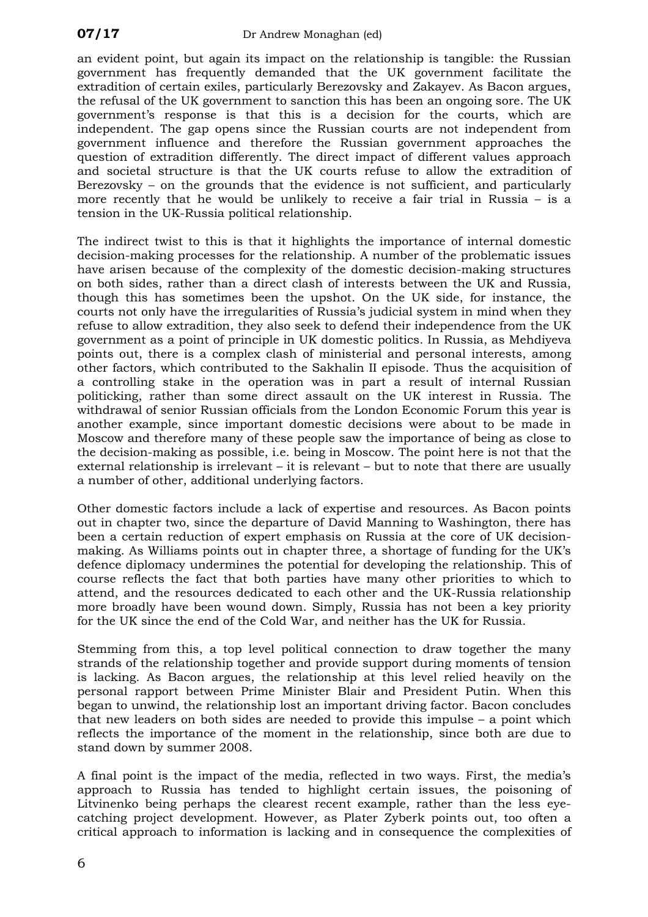an evident point, but again its impact on the relationship is tangible: the Russian government has frequently demanded that the UK government facilitate the extradition of certain exiles, particularly Berezovsky and Zakayev. As Bacon argues, the refusal of the UK government to sanction this has been an ongoing sore. The UK government's response is that this is a decision for the courts, which are independent. The gap opens since the Russian courts are not independent from government influence and therefore the Russian government approaches the question of extradition differently. The direct impact of different values approach and societal structure is that the UK courts refuse to allow the extradition of Berezovsky – on the grounds that the evidence is not sufficient, and particularly more recently that he would be unlikely to receive a fair trial in Russia – is a tension in the UK-Russia political relationship.

The indirect twist to this is that it highlights the importance of internal domestic decision-making processes for the relationship. A number of the problematic issues have arisen because of the complexity of the domestic decision-making structures on both sides, rather than a direct clash of interests between the UK and Russia, though this has sometimes been the upshot. On the UK side, for instance, the courts not only have the irregularities of Russia's judicial system in mind when they refuse to allow extradition, they also seek to defend their independence from the UK government as a point of principle in UK domestic politics. In Russia, as Mehdiyeva points out, there is a complex clash of ministerial and personal interests, among other factors, which contributed to the Sakhalin II episode. Thus the acquisition of a controlling stake in the operation was in part a result of internal Russian politicking, rather than some direct assault on the UK interest in Russia. The withdrawal of senior Russian officials from the London Economic Forum this year is another example, since important domestic decisions were about to be made in Moscow and therefore many of these people saw the importance of being as close to the decision-making as possible, i.e. being in Moscow. The point here is not that the external relationship is irrelevant – it is relevant – but to note that there are usually a number of other, additional underlying factors.

Other domestic factors include a lack of expertise and resources. As Bacon points out in chapter two, since the departure of David Manning to Washington, there has been a certain reduction of expert emphasis on Russia at the core of UK decision-making. As Williams points out in chapter three, a shortage of funding for the UK's defence diplomacy undermines the potential for developing the relationship. This of course reflects the fact that both parties have many other priorities to which to attend, and the resources dedicated to each other and the UK-Russia relationship more broadly have been wound down. Simply, Russia has not been a key priority for the UK since the end of the Cold War, and neither has the UK for Russia.

Stemming from this, a top level political connection to draw together the many strands of the relationship together and provide support during moments of tension is lacking. As Bacon argues, the relationship at this level relied heavily on the personal rapport between Prime Minister Blair and President Putin. When this began to unwind, the relationship lost an important driving factor. Bacon concludes that new leaders on both sides are needed to provide this impulse – a point which reflects the importance of the moment in the relationship, since both are due to stand down by summer 2008.

A final point is the impact of the media, reflected in two ways. First, the media's approach to Russia has tended to highlight certain issues, the poisoning of Litvinenko being perhaps the clearest recent example, rather than the less eye-catching project development. However, as Plater Zyberk points out, too often a critical approach to information is lacking and in consequence the complexities of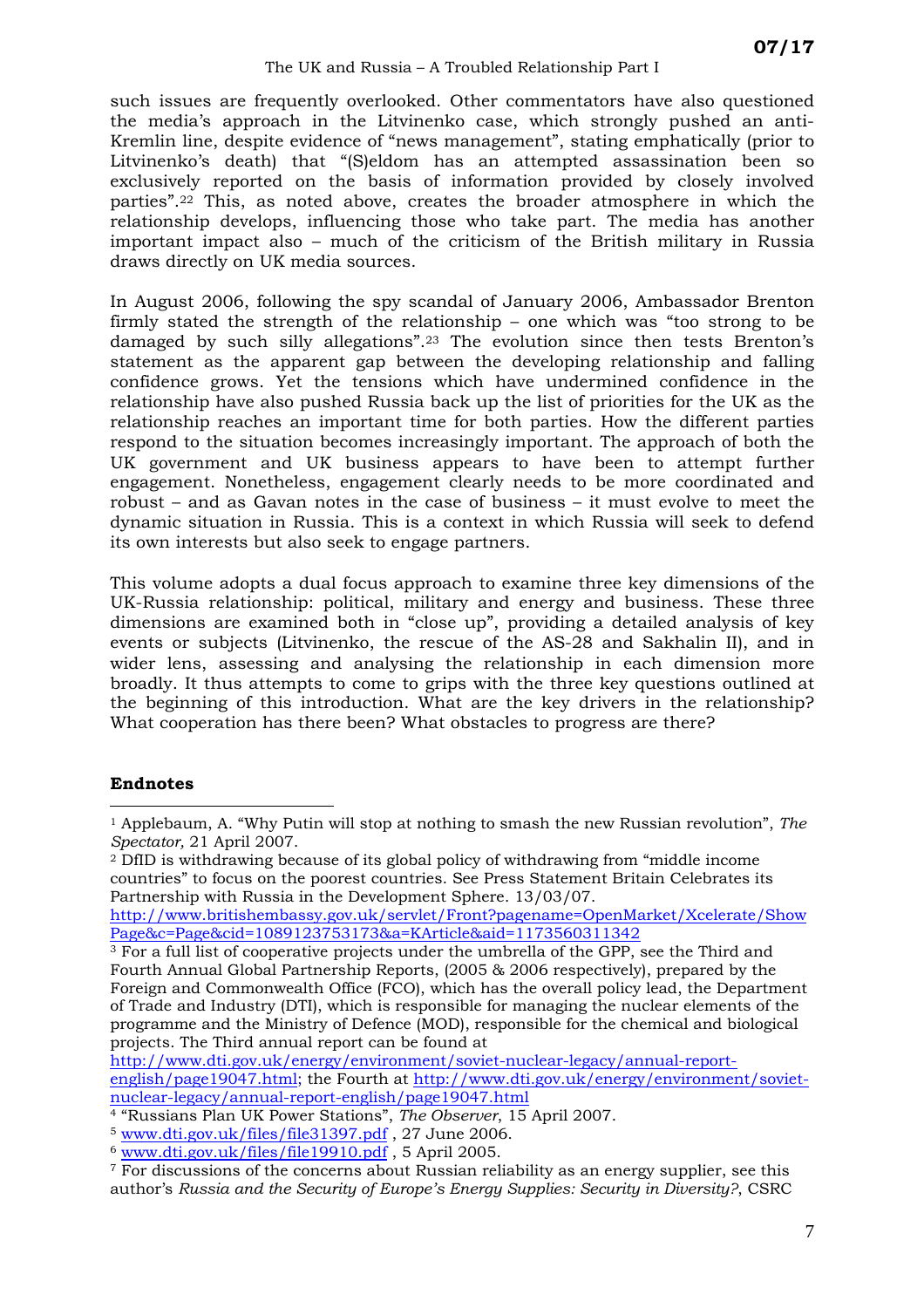such issues are frequently overlooked. Other commentators have also questioned the media's approach in the Litvinenko case, which strongly pushed an anti-Kremlin line, despite evidence of "news management", stating emphatically (prior to Litvinenko's death) that "(S)eldom has an attempted assassination been so exclusively reported on the basis of information provided by closely involved parties".[22] This, as noted above, creates the broader atmosphere in which the relationship develops, influencing those who take part. The media has another important impact also – much of the criticism of the British military in Russia draws directly on UK media sources.

In August 2006, following the spy scandal of January 2006, Ambassador Brenton firmly stated the strength of the relationship – one which was "too strong to be damaged by such silly allegations".[23] The evolution since then tests Brenton's statement as the apparent gap between the developing relationship and falling confidence grows. Yet the tensions which have undermined confidence in the relationship have also pushed Russia back up the list of priorities for the UK as the relationship reaches an important time for both parties. How the different parties respond to the situation becomes increasingly important. The approach of both the UK government and UK business appears to have been to attempt further engagement. Nonetheless, engagement clearly needs to be more coordinated and robust – and as Gavan notes in the case of business – it must evolve to meet the dynamic situation in Russia. This is a context in which Russia will seek to defend its own interests but also seek to engage partners.

This volume adopts a dual focus approach to examine three key dimensions of the UK-Russia relationship: political, military and energy and business. These three dimensions are examined both in "close up", providing a detailed analysis of key events or subjects (Litvinenko, the rescue of the AS-28 and Sakhalin II), and in wider lens, assessing and analysing the relationship in each dimension more broadly. It thus attempts to come to grips with the three key questions outlined at the beginning of this introduction. What are the key drivers in the relationship? What cooperation has there been? What obstacles to progress are there?

**Endnotes**

[1] Applebaum, A. "Why Putin will stop at nothing to smash the new Russian revolution", *The Spectator,* 21 April 2007.

[2] DfID is withdrawing because of its global policy of withdrawing from "middle income countries" to focus on the poorest countries. See Press Statement Britain Celebrates its Partnership with Russia in the Development Sphere. 13/03/07. http://www.britishembassy.gov.uk/servlet/Front?pagename=OpenMarket/Xcelerate/ShowPage&c=Page&cid=1089123753173&a=KArticle&aid=1173560311342

[3] For a full list of cooperative projects under the umbrella of the GPP, see the Third and Fourth Annual Global Partnership Reports, (2005 & 2006 respectively), prepared by the Foreign and Commonwealth Office (FCO), which has the overall policy lead, the Department of Trade and Industry (DTI), which is responsible for managing the nuclear elements of the programme and the Ministry of Defence (MOD), responsible for the chemical and biological projects. The Third annual report can be found at http://www.dti.gov.uk/energy/environment/soviet-nuclear-legacy/annual-report-english/page19047.html; the Fourth at http://www.dti.gov.uk/energy/environment/soviet-nuclear-legacy/annual-report-english/page19047.html

[4] "Russians Plan UK Power Stations", *The Observer*, 15 April 2007.

[5] www.dti.gov.uk/files/file31397.pdf , 27 June 2006.

[6] www.dti.gov.uk/files/file19910.pdf , 5 April 2005.

[7] For discussions of the concerns about Russian reliability as an energy supplier, see this author's *Russia and the Security of Europe's Energy Supplies: Security in Diversity?*, CSRC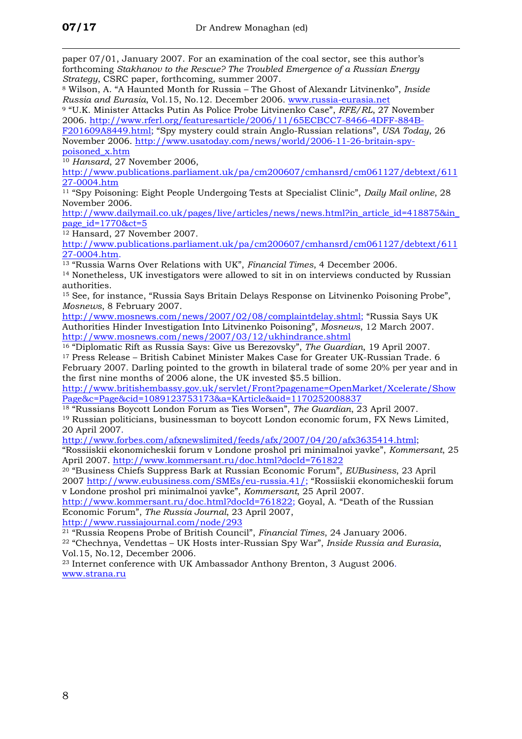paper 07/01, January 2007. For an examination of the coal sector, see this author's forthcoming *Stakhanov to the Rescue? The Troubled Emergence of a Russian Energy Strategy*, CSRC paper, forthcoming, summer 2007.

[8] Wilson, A. "A Haunted Month for Russia – The Ghost of Alexandr Litvinenko", *Inside Russia and Eurasia*, Vol.15, No.12. December 2006. www.russia-eurasia.net

[9] "U.K. Minister Attacks Putin As Police Probe Litvinenko Case", *RFE/RL*, 27 November 2006. http://www.rferl.org/featuresarticle/2006/11/65ECBCC7-8466-4DFF-884B-F201609A8449.html; "Spy mystery could strain Anglo-Russian relations", *USA Today*, 26 November 2006. http://www.usatoday.com/news/world/2006-11-26-britain-spy-poisoned_x.htm

[10] *Hansard*, 27 November 2006, http://www.publications.parliament.uk/pa/cm200607/cmhansrd/cm061127/debtext/61127-0004.htm

[11] "Spy Poisoning: Eight People Undergoing Tests at Specialist Clinic", *Daily Mail online*, 28 November 2006. http://www.dailymail.co.uk/pages/live/articles/news/news.html?in_article_id=418875&in_page_id=1770&ct=5

[12] Hansard, 27 November 2007. http://www.publications.parliament.uk/pa/cm200607/cmhansrd/cm061127/debtext/61127-0004.htm.

[13] "Russia Warns Over Relations with UK", *Financial Times*, 4 December 2006.

[14] Nonetheless, UK investigators were allowed to sit in on interviews conducted by Russian authorities.

[15] See, for instance, "Russia Says Britain Delays Response on Litvinenko Poisoning Probe", *Mosnews*, 8 February 2007. http://www.mosnews.com/news/2007/02/08/complaintdelay.shtml; "Russia Says UK Authorities Hinder Investigation Into Litvinenko Poisoning", *Mosnews*, 12 March 2007. http://www.mosnews.com/news/2007/03/12/ukhindrance.shtml

[16] "Diplomatic Rift as Russia Says: Give us Berezovsky", *The Guardian*, 19 April 2007.

[17] Press Release – British Cabinet Minister Makes Case for Greater UK-Russian Trade. 6 February 2007. Darling pointed to the growth in bilateral trade of some 20% per year and in the first nine months of 2006 alone, the UK invested $5.5 billion. http://www.britishembassy.gov.uk/servlet/Front?pagename=OpenMarket/Xcelerate/ShowPage&c=Page&cid=1089123753173&a=KArticle&aid=1170252008837

[18] "Russians Boycott London Forum as Ties Worsen", *The Guardian*, 23 April 2007.

[19] Russian politicians, businessman to boycott London economic forum, FX News Limited, 20 April 2007. http://www.forbes.com/afxnewslimited/feeds/afx/2007/04/20/afx3635414.html; "Rossiiskii ekonomicheskii forum v Londone proshol pri minimalnoi yavke", *Kommersant*, 25 April 2007. http://www.kommersant.ru/doc.html?docId=761822

[20] "Business Chiefs Suppress Bark at Russian Economic Forum", *EUBusiness*, 23 April 2007 http://www.eubusiness.com/SMEs/eu-russia.41/; "Rossiiskii ekonomicheskii forum v Londone proshol pri minimalnoi yavke", *Kommersant*, 25 April 2007. http://www.kommersant.ru/doc.html?docId=761822; Goyal, A. "Death of the Russian Economic Forum", *The Russia Journal*, 23 April 2007, http://www.russiajournal.com/node/293

[21] "Russia Reopens Probe of British Council", *Financial Times*, 24 January 2006.

[22] "Chechnya, Vendettas – UK Hosts inter-Russian Spy War", *Inside Russia and Eurasia*, Vol.15, No.12, December 2006.

[23] Internet conference with UK Ambassador Anthony Brenton, 3 August 2006. www.strana.ru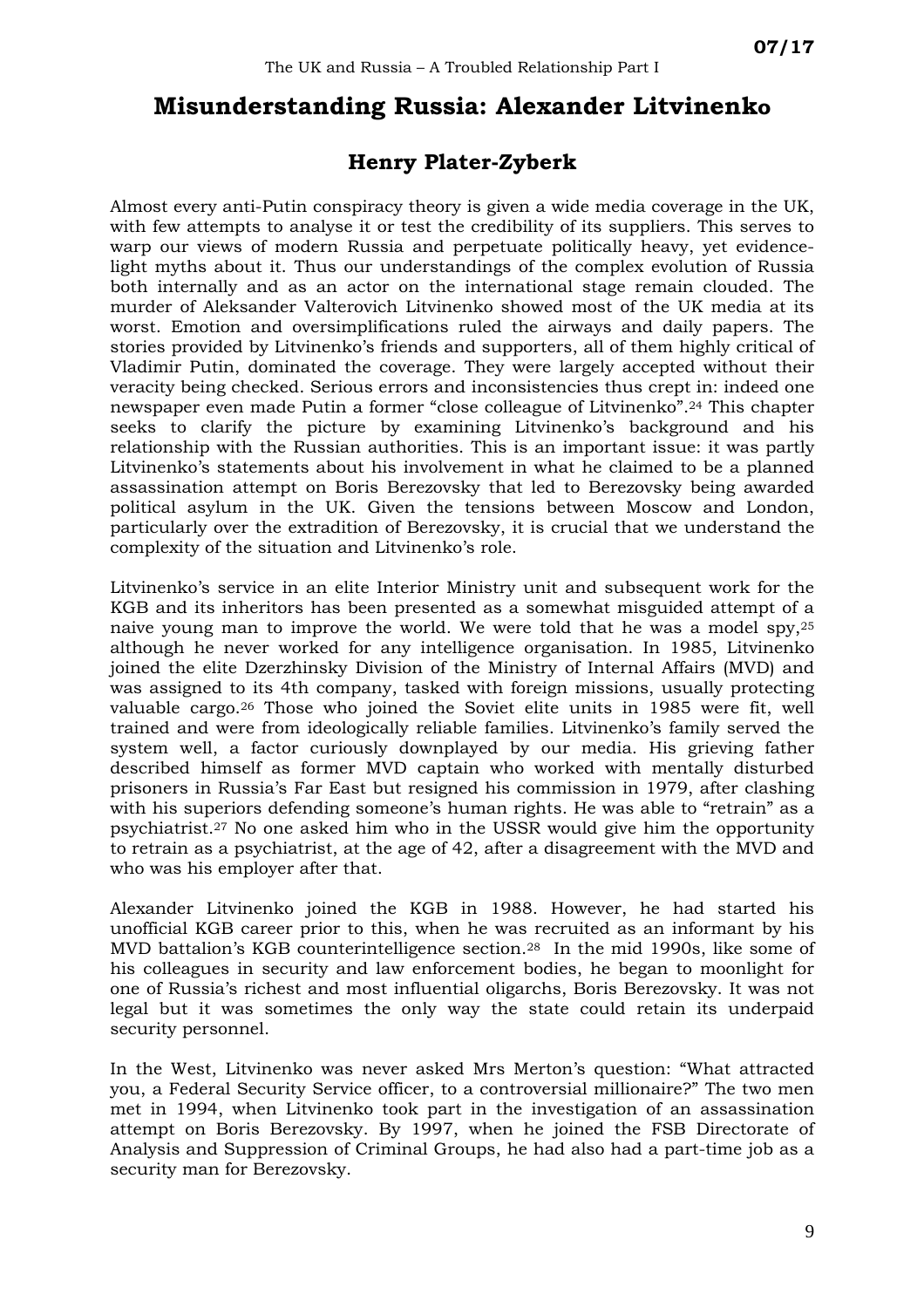# Misunderstanding Russia: Alexander Litvinenko

## Henry Plater-Zyberk

Almost every anti-Putin conspiracy theory is given a wide media coverage in the UK, with few attempts to analyse it or test the credibility of its suppliers. This serves to warp our views of modern Russia and perpetuate politically heavy, yet evidence-light myths about it. Thus our understandings of the complex evolution of Russia both internally and as an actor on the international stage remain clouded. The murder of Aleksander Valterovich Litvinenko showed most of the UK media at its worst. Emotion and oversimplifications ruled the airways and daily papers. The stories provided by Litvinenko's friends and supporters, all of them highly critical of Vladimir Putin, dominated the coverage. They were largely accepted without their veracity being checked. Serious errors and inconsistencies thus crept in: indeed one newspaper even made Putin a former "close colleague of Litvinenko".[24] This chapter seeks to clarify the picture by examining Litvinenko's background and his relationship with the Russian authorities. This is an important issue: it was partly Litvinenko's statements about his involvement in what he claimed to be a planned assassination attempt on Boris Berezovsky that led to Berezovsky being awarded political asylum in the UK. Given the tensions between Moscow and London, particularly over the extradition of Berezovsky, it is crucial that we understand the complexity of the situation and Litvinenko's role.

Litvinenko's service in an elite Interior Ministry unit and subsequent work for the KGB and its inheritors has been presented as a somewhat misguided attempt of a naive young man to improve the world. We were told that he was a model spy,[25] although he never worked for any intelligence organisation. In 1985, Litvinenko joined the elite Dzerzhinsky Division of the Ministry of Internal Affairs (MVD) and was assigned to its 4th company, tasked with foreign missions, usually protecting valuable cargo.[26] Those who joined the Soviet elite units in 1985 were fit, well trained and were from ideologically reliable families. Litvinenko's family served the system well, a factor curiously downplayed by our media. His grieving father described himself as former MVD captain who worked with mentally disturbed prisoners in Russia's Far East but resigned his commission in 1979, after clashing with his superiors defending someone's human rights. He was able to "retrain" as a psychiatrist.[27] No one asked him who in the USSR would give him the opportunity to retrain as a psychiatrist, at the age of 42, after a disagreement with the MVD and who was his employer after that.

Alexander Litvinenko joined the KGB in 1988. However, he had started his unofficial KGB career prior to this, when he was recruited as an informant by his MVD battalion's KGB counterintelligence section.[28] In the mid 1990s, like some of his colleagues in security and law enforcement bodies, he began to moonlight for one of Russia's richest and most influential oligarchs, Boris Berezovsky. It was not legal but it was sometimes the only way the state could retain its underpaid security personnel.

In the West, Litvinenko was never asked Mrs Merton's question: "What attracted you, a Federal Security Service officer, to a controversial millionaire?" The two men met in 1994, when Litvinenko took part in the investigation of an assassination attempt on Boris Berezovsky. By 1997, when he joined the FSB Directorate of Analysis and Suppression of Criminal Groups, he had also had a part-time job as a security man for Berezovsky.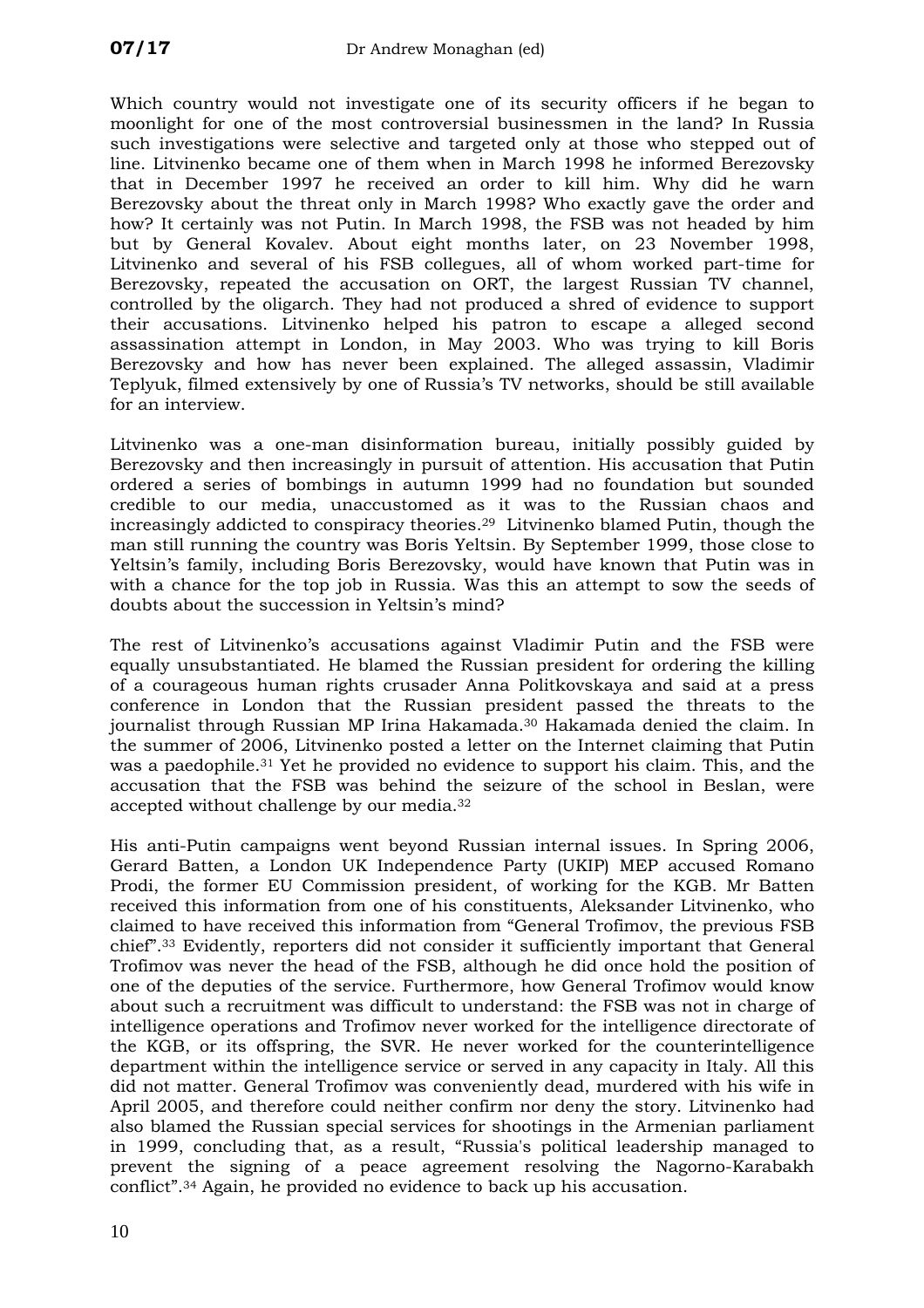Which country would not investigate one of its security officers if he began to moonlight for one of the most controversial businessmen in the land? In Russia such investigations were selective and targeted only at those who stepped out of line. Litvinenko became one of them when in March 1998 he informed Berezovsky that in December 1997 he received an order to kill him. Why did he warn Berezovsky about the threat only in March 1998? Who exactly gave the order and how? It certainly was not Putin. In March 1998, the FSB was not headed by him but by General Kovalev. About eight months later, on 23 November 1998, Litvinenko and several of his FSB collegues, all of whom worked part-time for Berezovsky, repeated the accusation on ORT, the largest Russian TV channel, controlled by the oligarch. They had not produced a shred of evidence to support their accusations. Litvinenko helped his patron to escape a alleged second assassination attempt in London, in May 2003. Who was trying to kill Boris Berezovsky and how has never been explained. The alleged assassin, Vladimir Teplyuk, filmed extensively by one of Russia's TV networks, should be still available for an interview.

Litvinenko was a one-man disinformation bureau, initially possibly guided by Berezovsky and then increasingly in pursuit of attention. His accusation that Putin ordered a series of bombings in autumn 1999 had no foundation but sounded credible to our media, unaccustomed as it was to the Russian chaos and increasingly addicted to conspiracy theories.[29] Litvinenko blamed Putin, though the man still running the country was Boris Yeltsin. By September 1999, those close to Yeltsin's family, including Boris Berezovsky, would have known that Putin was in with a chance for the top job in Russia. Was this an attempt to sow the seeds of doubts about the succession in Yeltsin's mind?

The rest of Litvinenko's accusations against Vladimir Putin and the FSB were equally unsubstantiated. He blamed the Russian president for ordering the killing of a courageous human rights crusader Anna Politkovskaya and said at a press conference in London that the Russian president passed the threats to the journalist through Russian MP Irina Hakamada.[30] Hakamada denied the claim. In the summer of 2006, Litvinenko posted a letter on the Internet claiming that Putin was a paedophile.[31] Yet he provided no evidence to support his claim. This, and the accusation that the FSB was behind the seizure of the school in Beslan, were accepted without challenge by our media.[32]

His anti-Putin campaigns went beyond Russian internal issues. In Spring 2006, Gerard Batten, a London UK Independence Party (UKIP) MEP accused Romano Prodi, the former EU Commission president, of working for the KGB. Mr Batten received this information from one of his constituents, Aleksander Litvinenko, who claimed to have received this information from "General Trofimov, the previous FSB chief".[33] Evidently, reporters did not consider it sufficiently important that General Trofimov was never the head of the FSB, although he did once hold the position of one of the deputies of the service. Furthermore, how General Trofimov would know about such a recruitment was difficult to understand: the FSB was not in charge of intelligence operations and Trofimov never worked for the intelligence directorate of the KGB, or its offspring, the SVR. He never worked for the counterintelligence department within the intelligence service or served in any capacity in Italy. All this did not matter. General Trofimov was conveniently dead, murdered with his wife in April 2005, and therefore could neither confirm nor deny the story. Litvinenko had also blamed the Russian special services for shootings in the Armenian parliament in 1999, concluding that, as a result, "Russia's political leadership managed to prevent the signing of a peace agreement resolving the Nagorno-Karabakh conflict".[34] Again, he provided no evidence to back up his accusation.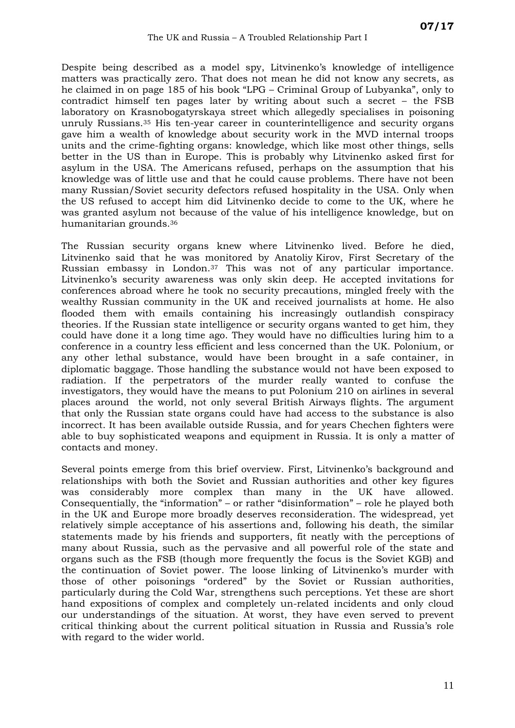Despite being described as a model spy, Litvinenko's knowledge of intelligence matters was practically zero. That does not mean he did not know any secrets, as he claimed in on page 185 of his book "LPG – Criminal Group of Lubyanka", only to contradict himself ten pages later by writing about such a secret – the FSB laboratory on Krasnobogatyrskaya street which allegedly specialises in poisoning unruly Russians.[35] His ten-year career in counterintelligence and security organs gave him a wealth of knowledge about security work in the MVD internal troops units and the crime-fighting organs: knowledge, which like most other things, sells better in the US than in Europe. This is probably why Litvinenko asked first for asylum in the USA. The Americans refused, perhaps on the assumption that his knowledge was of little use and that he could cause problems. There have not been many Russian/Soviet security defectors refused hospitality in the USA. Only when the US refused to accept him did Litvinenko decide to come to the UK, where he was granted asylum not because of the value of his intelligence knowledge, but on humanitarian grounds.[36]

The Russian security organs knew where Litvinenko lived. Before he died, Litvinenko said that he was monitored by Anatoliy Kirov, First Secretary of the Russian embassy in London.[37] This was not of any particular importance. Litvinenko's security awareness was only skin deep. He accepted invitations for conferences abroad where he took no security precautions, mingled freely with the wealthy Russian community in the UK and received journalists at home. He also flooded them with emails containing his increasingly outlandish conspiracy theories. If the Russian state intelligence or security organs wanted to get him, they could have done it a long time ago. They would have no difficulties luring him to a conference in a country less efficient and less concerned than the UK. Polonium, or any other lethal substance, would have been brought in a safe container, in diplomatic baggage. Those handling the substance would not have been exposed to radiation. If the perpetrators of the murder really wanted to confuse the investigators, they would have the means to put Polonium 210 on airlines in several places around the world, not only several British Airways flights. The argument that only the Russian state organs could have had access to the substance is also incorrect. It has been available outside Russia, and for years Chechen fighters were able to buy sophisticated weapons and equipment in Russia. It is only a matter of contacts and money.

Several points emerge from this brief overview. First, Litvinenko's background and relationships with both the Soviet and Russian authorities and other key figures was considerably more complex than many in the UK have allowed. Consequentially, the "information" – or rather "disinformation" – role he played both in the UK and Europe more broadly deserves reconsideration. The widespread, yet relatively simple acceptance of his assertions and, following his death, the similar statements made by his friends and supporters, fit neatly with the perceptions of many about Russia, such as the pervasive and all powerful role of the state and organs such as the FSB (though more frequently the focus is the Soviet KGB) and the continuation of Soviet power. The loose linking of Litvinenko's murder with those of other poisonings "ordered" by the Soviet or Russian authorities, particularly during the Cold War, strengthens such perceptions. Yet these are short hand expositions of complex and completely un-related incidents and only cloud our understandings of the situation. At worst, they have even served to prevent critical thinking about the current political situation in Russia and Russia's role with regard to the wider world.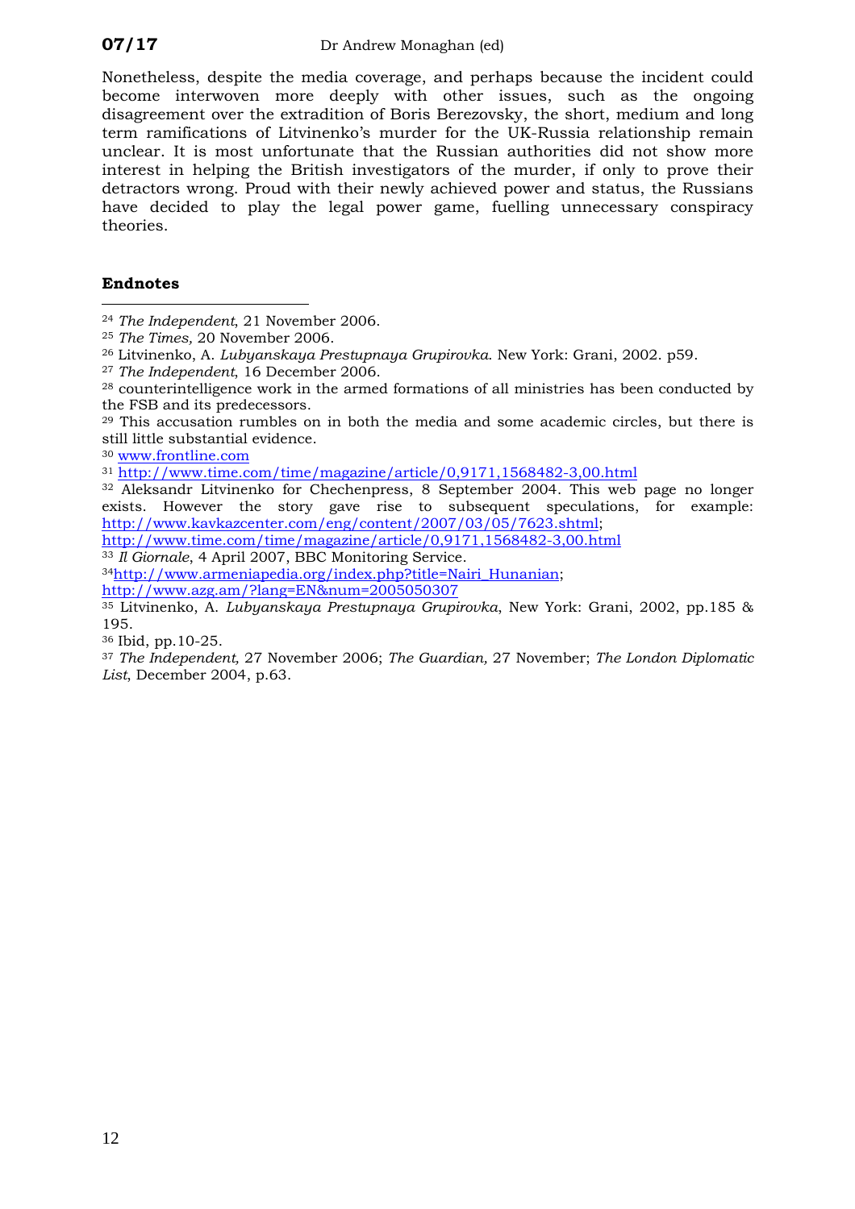Nonetheless, despite the media coverage, and perhaps because the incident could become interwoven more deeply with other issues, such as the ongoing disagreement over the extradition of Boris Berezovsky, the short, medium and long term ramifications of Litvinenko's murder for the UK-Russia relationship remain unclear. It is most unfortunate that the Russian authorities did not show more interest in helping the British investigators of the murder, if only to prove their detractors wrong. Proud with their newly achieved power and status, the Russians have decided to play the legal power game, fuelling unnecessary conspiracy theories.

### Endnotes

[24] *The Independent*, 21 November 2006.

[25] *The Times,* 20 November 2006.

[26] Litvinenko, A. *Lubyanskaya Prestupnaya Grupirovka*. New York: Grani, 2002. p59.

[27] *The Independent*, 16 December 2006.

[28] counterintelligence work in the armed formations of all ministries has been conducted by the FSB and its predecessors.

[29] This accusation rumbles on in both the media and some academic circles, but there is still little substantial evidence.

[30] www.frontline.com

[31] http://www.time.com/time/magazine/article/0,9171,1568482-3,00.html

[32] Aleksandr Litvinenko for Chechenpress, 8 September 2004. This web page no longer exists. However the story gave rise to subsequent speculations, for example: http://www.kavkazcenter.com/eng/content/2007/03/05/7623.shtml; http://www.time.com/time/magazine/article/0,9171,1568482-3,00.html

[33] *Il Giornale*, 4 April 2007, BBC Monitoring Service.

[34] http://www.armeniapedia.org/index.php?title=Nairi_Hunanian; http://www.azg.am/?lang=EN&num=2005050307

[35] Litvinenko, A. *Lubyanskaya Prestupnaya Grupirovka*, New York: Grani, 2002, pp.185 & 195.

[36] Ibid, pp.10-25.

[37] *The Independent,* 27 November 2006; *The Guardian,* 27 November; *The London Diplomatic List*, December 2004, p.63.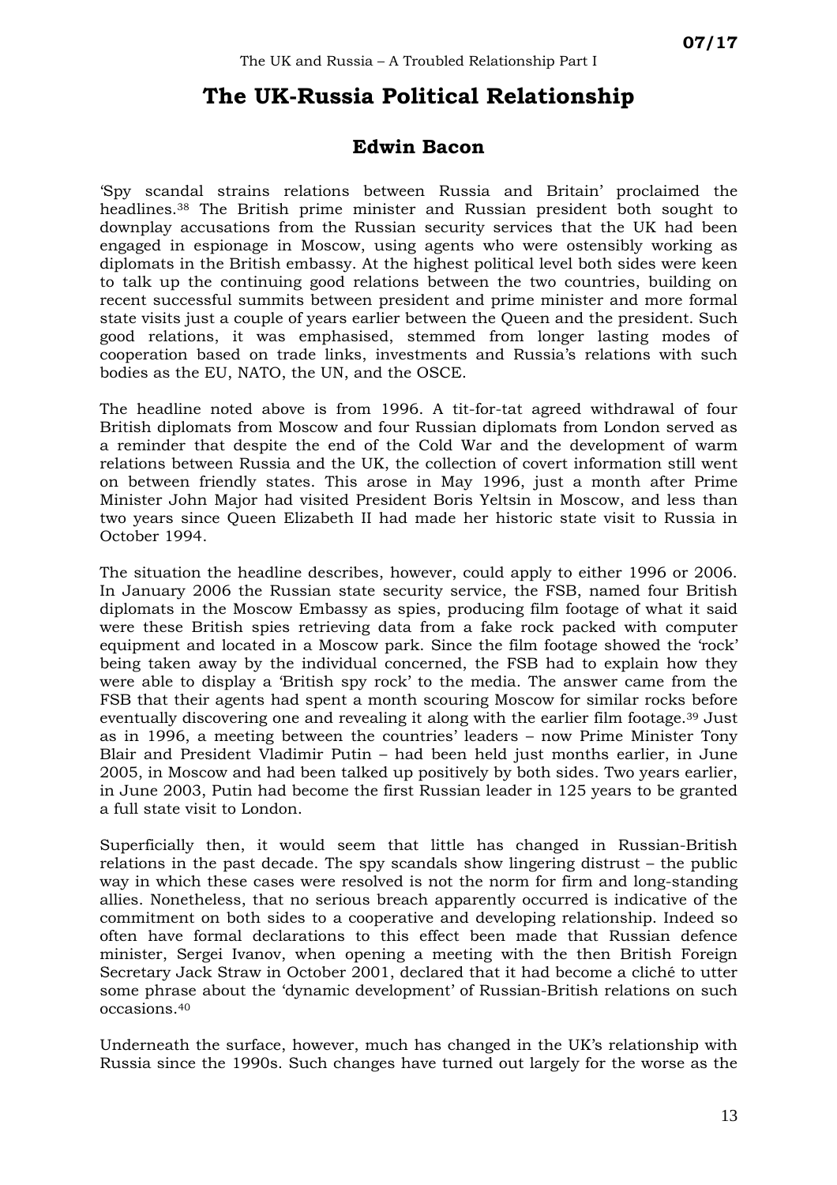# The UK-Russia Political Relationship

## Edwin Bacon

'Spy scandal strains relations between Russia and Britain' proclaimed the headlines.[38] The British prime minister and Russian president both sought to downplay accusations from the Russian security services that the UK had been engaged in espionage in Moscow, using agents who were ostensibly working as diplomats in the British embassy. At the highest political level both sides were keen to talk up the continuing good relations between the two countries, building on recent successful summits between president and prime minister and more formal state visits just a couple of years earlier between the Queen and the president. Such good relations, it was emphasised, stemmed from longer lasting modes of cooperation based on trade links, investments and Russia's relations with such bodies as the EU, NATO, the UN, and the OSCE.

The headline noted above is from 1996. A tit-for-tat agreed withdrawal of four British diplomats from Moscow and four Russian diplomats from London served as a reminder that despite the end of the Cold War and the development of warm relations between Russia and the UK, the collection of covert information still went on between friendly states. This arose in May 1996, just a month after Prime Minister John Major had visited President Boris Yeltsin in Moscow, and less than two years since Queen Elizabeth II had made her historic state visit to Russia in October 1994.

The situation the headline describes, however, could apply to either 1996 or 2006. In January 2006 the Russian state security service, the FSB, named four British diplomats in the Moscow Embassy as spies, producing film footage of what it said were these British spies retrieving data from a fake rock packed with computer equipment and located in a Moscow park. Since the film footage showed the 'rock' being taken away by the individual concerned, the FSB had to explain how they were able to display a 'British spy rock' to the media. The answer came from the FSB that their agents had spent a month scouring Moscow for similar rocks before eventually discovering one and revealing it along with the earlier film footage.[39] Just as in 1996, a meeting between the countries' leaders – now Prime Minister Tony Blair and President Vladimir Putin – had been held just months earlier, in June 2005, in Moscow and had been talked up positively by both sides. Two years earlier, in June 2003, Putin had become the first Russian leader in 125 years to be granted a full state visit to London.

Superficially then, it would seem that little has changed in Russian-British relations in the past decade. The spy scandals show lingering distrust – the public way in which these cases were resolved is not the norm for firm and long-standing allies. Nonetheless, that no serious breach apparently occurred is indicative of the commitment on both sides to a cooperative and developing relationship. Indeed so often have formal declarations to this effect been made that Russian defence minister, Sergei Ivanov, when opening a meeting with the then British Foreign Secretary Jack Straw in October 2001, declared that it had become a cliché to utter some phrase about the 'dynamic development' of Russian-British relations on such occasions.[40]

Underneath the surface, however, much has changed in the UK's relationship with Russia since the 1990s. Such changes have turned out largely for the worse as the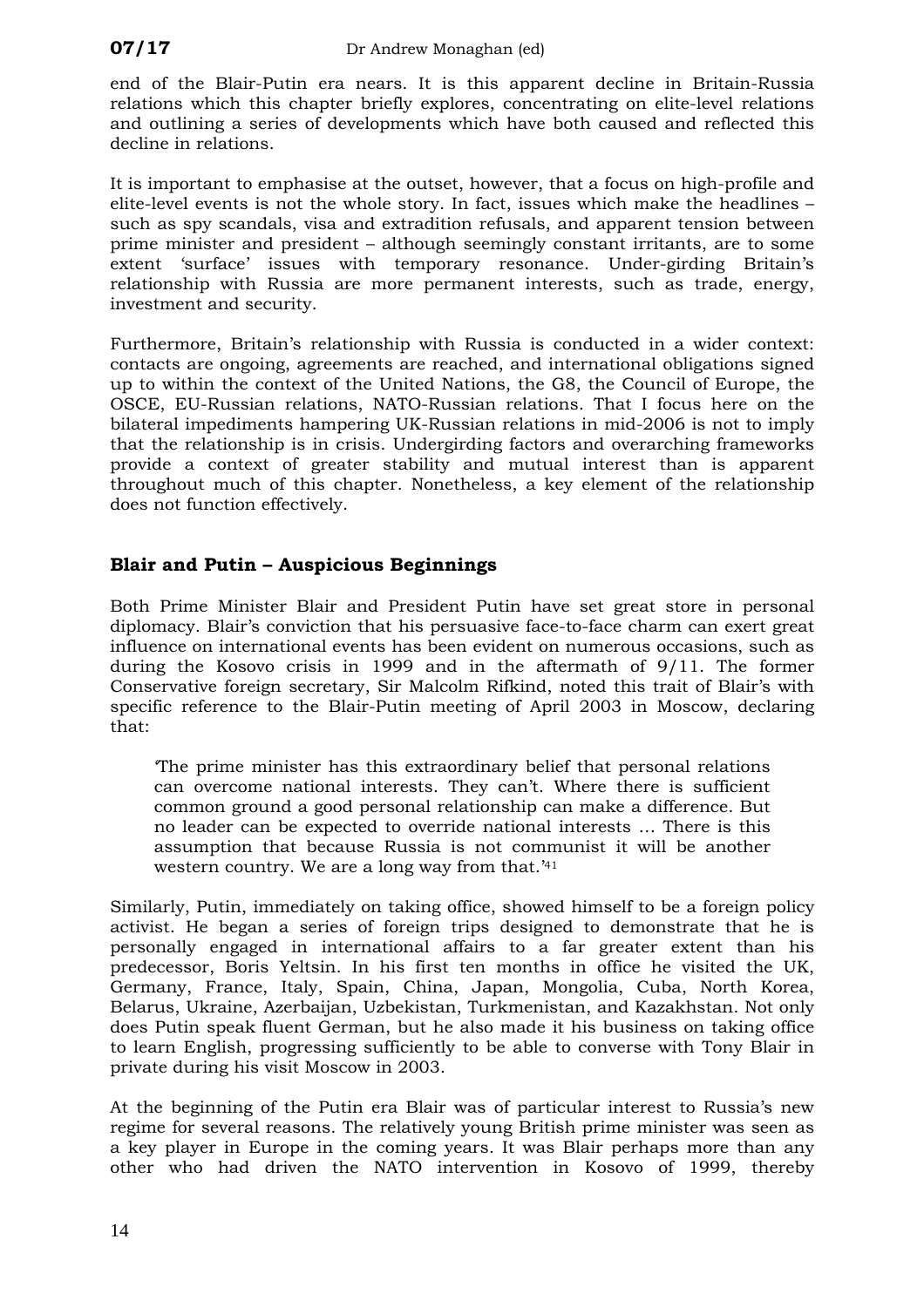end of the Blair-Putin era nears. It is this apparent decline in Britain-Russia relations which this chapter briefly explores, concentrating on elite-level relations and outlining a series of developments which have both caused and reflected this decline in relations.

It is important to emphasise at the outset, however, that a focus on high-profile and elite-level events is not the whole story. In fact, issues which make the headlines – such as spy scandals, visa and extradition refusals, and apparent tension between prime minister and president – although seemingly constant irritants, are to some extent 'surface' issues with temporary resonance. Under-girding Britain's relationship with Russia are more permanent interests, such as trade, energy, investment and security.

Furthermore, Britain's relationship with Russia is conducted in a wider context: contacts are ongoing, agreements are reached, and international obligations signed up to within the context of the United Nations, the G8, the Council of Europe, the OSCE, EU-Russian relations, NATO-Russian relations. That I focus here on the bilateral impediments hampering UK-Russian relations in mid-2006 is not to imply that the relationship is in crisis. Undergirding factors and overarching frameworks provide a context of greater stability and mutual interest than is apparent throughout much of this chapter. Nonetheless, a key element of the relationship does not function effectively.

## Blair and Putin – Auspicious Beginnings

Both Prime Minister Blair and President Putin have set great store in personal diplomacy. Blair's conviction that his persuasive face-to-face charm can exert great influence on international events has been evident on numerous occasions, such as during the Kosovo crisis in 1999 and in the aftermath of 9/11. The former Conservative foreign secretary, Sir Malcolm Rifkind, noted this trait of Blair's with specific reference to the Blair-Putin meeting of April 2003 in Moscow, declaring that:

> 'The prime minister has this extraordinary belief that personal relations can overcome national interests. They can't. Where there is sufficient common ground a good personal relationship can make a difference. But no leader can be expected to override national interests … There is this assumption that because Russia is not communist it will be another western country. We are a long way from that.'[41]

Similarly, Putin, immediately on taking office, showed himself to be a foreign policy activist. He began a series of foreign trips designed to demonstrate that he is personally engaged in international affairs to a far greater extent than his predecessor, Boris Yeltsin. In his first ten months in office he visited the UK, Germany, France, Italy, Spain, China, Japan, Mongolia, Cuba, North Korea, Belarus, Ukraine, Azerbaijan, Uzbekistan, Turkmenistan, and Kazakhstan. Not only does Putin speak fluent German, but he also made it his business on taking office to learn English, progressing sufficiently to be able to converse with Tony Blair in private during his visit Moscow in 2003.

At the beginning of the Putin era Blair was of particular interest to Russia's new regime for several reasons. The relatively young British prime minister was seen as a key player in Europe in the coming years. It was Blair perhaps more than any other who had driven the NATO intervention in Kosovo of 1999, thereby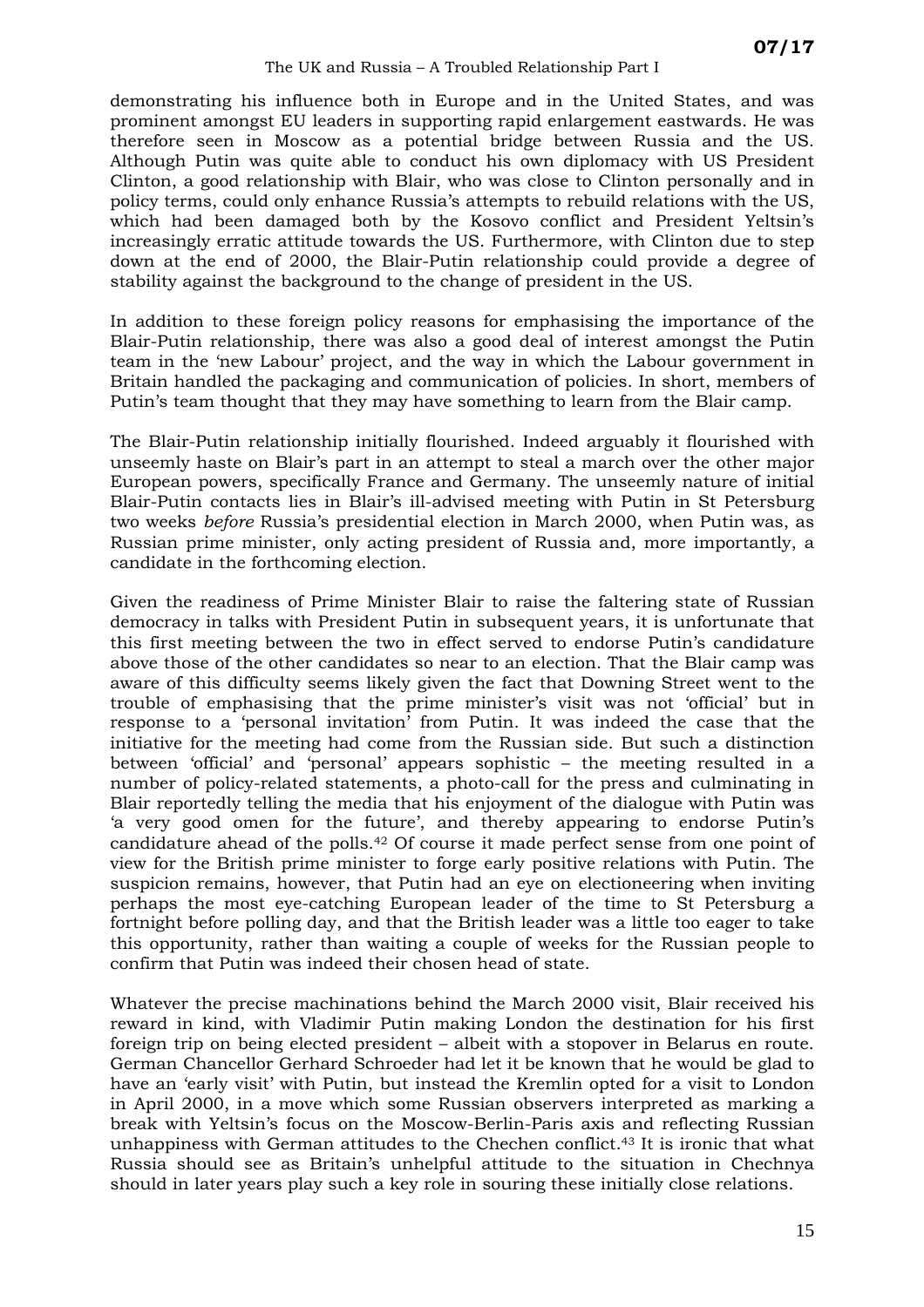demonstrating his influence both in Europe and in the United States, and was prominent amongst EU leaders in supporting rapid enlargement eastwards. He was therefore seen in Moscow as a potential bridge between Russia and the US. Although Putin was quite able to conduct his own diplomacy with US President Clinton, a good relationship with Blair, who was close to Clinton personally and in policy terms, could only enhance Russia's attempts to rebuild relations with the US, which had been damaged both by the Kosovo conflict and President Yeltsin's increasingly erratic attitude towards the US. Furthermore, with Clinton due to step down at the end of 2000, the Blair-Putin relationship could provide a degree of stability against the background to the change of president in the US.

In addition to these foreign policy reasons for emphasising the importance of the Blair-Putin relationship, there was also a good deal of interest amongst the Putin team in the 'new Labour' project, and the way in which the Labour government in Britain handled the packaging and communication of policies. In short, members of Putin's team thought that they may have something to learn from the Blair camp.

The Blair-Putin relationship initially flourished. Indeed arguably it flourished with unseemly haste on Blair's part in an attempt to steal a march over the other major European powers, specifically France and Germany. The unseemly nature of initial Blair-Putin contacts lies in Blair's ill-advised meeting with Putin in St Petersburg two weeks *before* Russia's presidential election in March 2000, when Putin was, as Russian prime minister, only acting president of Russia and, more importantly, a candidate in the forthcoming election.

Given the readiness of Prime Minister Blair to raise the faltering state of Russian democracy in talks with President Putin in subsequent years, it is unfortunate that this first meeting between the two in effect served to endorse Putin's candidature above those of the other candidates so near to an election. That the Blair camp was aware of this difficulty seems likely given the fact that Downing Street went to the trouble of emphasising that the prime minister's visit was not 'official' but in response to a 'personal invitation' from Putin. It was indeed the case that the initiative for the meeting had come from the Russian side. But such a distinction between 'official' and 'personal' appears sophistic – the meeting resulted in a number of policy-related statements, a photo-call for the press and culminating in Blair reportedly telling the media that his enjoyment of the dialogue with Putin was 'a very good omen for the future', and thereby appearing to endorse Putin's candidature ahead of the polls.[42] Of course it made perfect sense from one point of view for the British prime minister to forge early positive relations with Putin. The suspicion remains, however, that Putin had an eye on electioneering when inviting perhaps the most eye-catching European leader of the time to St Petersburg a fortnight before polling day, and that the British leader was a little too eager to take this opportunity, rather than waiting a couple of weeks for the Russian people to confirm that Putin was indeed their chosen head of state.

Whatever the precise machinations behind the March 2000 visit, Blair received his reward in kind, with Vladimir Putin making London the destination for his first foreign trip on being elected president – albeit with a stopover in Belarus en route. German Chancellor Gerhard Schroeder had let it be known that he would be glad to have an 'early visit' with Putin, but instead the Kremlin opted for a visit to London in April 2000, in a move which some Russian observers interpreted as marking a break with Yeltsin's focus on the Moscow-Berlin-Paris axis and reflecting Russian unhappiness with German attitudes to the Chechen conflict.[43] It is ironic that what Russia should see as Britain's unhelpful attitude to the situation in Chechnya should in later years play such a key role in souring these initially close relations.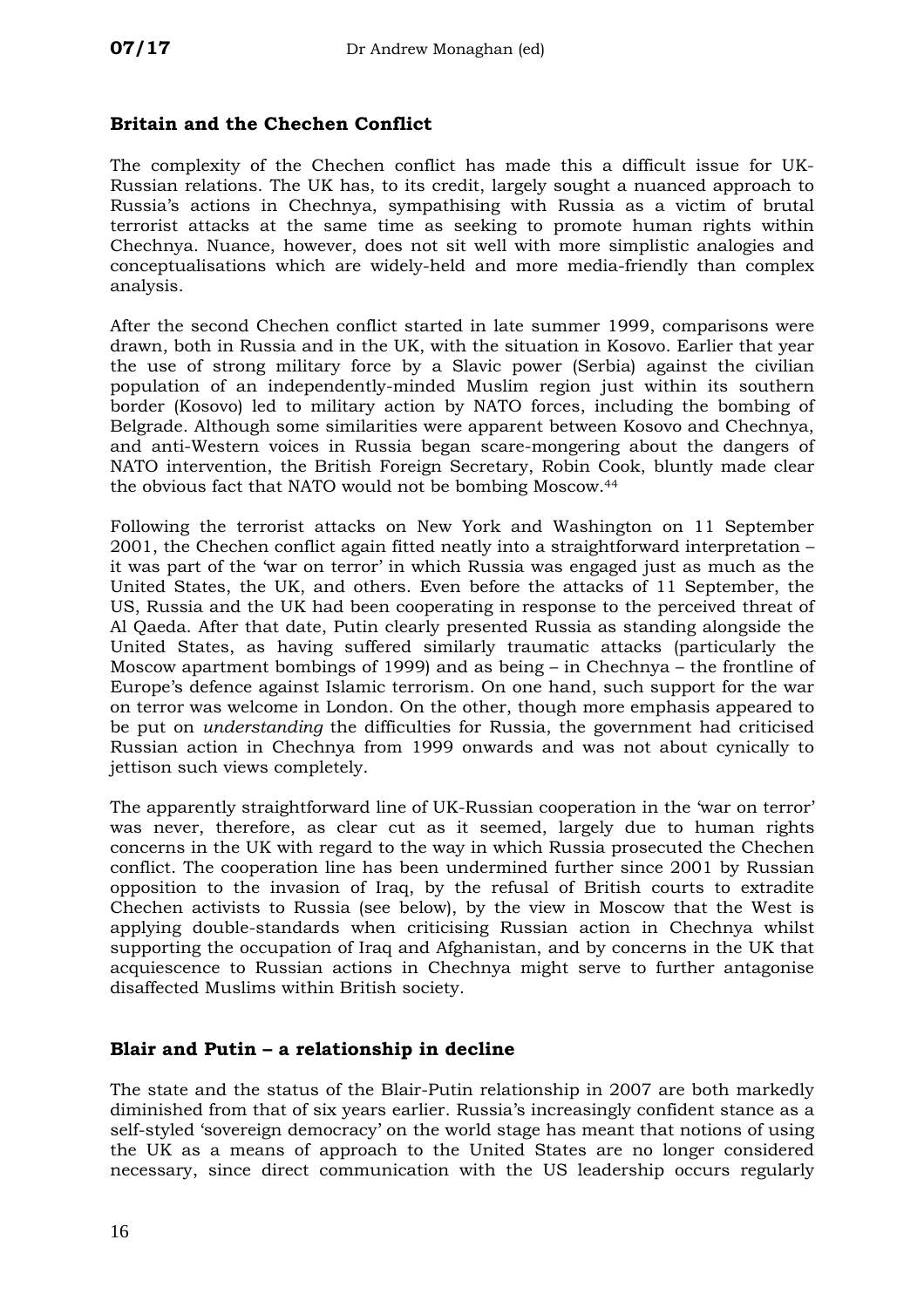## Britain and the Chechen Conflict

The complexity of the Chechen conflict has made this a difficult issue for UK-Russian relations. The UK has, to its credit, largely sought a nuanced approach to Russia's actions in Chechnya, sympathising with Russia as a victim of brutal terrorist attacks at the same time as seeking to promote human rights within Chechnya. Nuance, however, does not sit well with more simplistic analogies and conceptualisations which are widely-held and more media-friendly than complex analysis.

After the second Chechen conflict started in late summer 1999, comparisons were drawn, both in Russia and in the UK, with the situation in Kosovo. Earlier that year the use of strong military force by a Slavic power (Serbia) against the civilian population of an independently-minded Muslim region just within its southern border (Kosovo) led to military action by NATO forces, including the bombing of Belgrade. Although some similarities were apparent between Kosovo and Chechnya, and anti-Western voices in Russia began scare-mongering about the dangers of NATO intervention, the British Foreign Secretary, Robin Cook, bluntly made clear the obvious fact that NATO would not be bombing Moscow.[44]

Following the terrorist attacks on New York and Washington on 11 September 2001, the Chechen conflict again fitted neatly into a straightforward interpretation – it was part of the 'war on terror' in which Russia was engaged just as much as the United States, the UK, and others. Even before the attacks of 11 September, the US, Russia and the UK had been cooperating in response to the perceived threat of Al Qaeda. After that date, Putin clearly presented Russia as standing alongside the United States, as having suffered similarly traumatic attacks (particularly the Moscow apartment bombings of 1999) and as being – in Chechnya – the frontline of Europe's defence against Islamic terrorism. On one hand, such support for the war on terror was welcome in London. On the other, though more emphasis appeared to be put on *understanding* the difficulties for Russia, the government had criticised Russian action in Chechnya from 1999 onwards and was not about cynically to jettison such views completely.

The apparently straightforward line of UK-Russian cooperation in the 'war on terror' was never, therefore, as clear cut as it seemed, largely due to human rights concerns in the UK with regard to the way in which Russia prosecuted the Chechen conflict. The cooperation line has been undermined further since 2001 by Russian opposition to the invasion of Iraq, by the refusal of British courts to extradite Chechen activists to Russia (see below), by the view in Moscow that the West is applying double-standards when criticising Russian action in Chechnya whilst supporting the occupation of Iraq and Afghanistan, and by concerns in the UK that acquiescence to Russian actions in Chechnya might serve to further antagonise disaffected Muslims within British society.

## Blair and Putin – a relationship in decline

The state and the status of the Blair-Putin relationship in 2007 are both markedly diminished from that of six years earlier. Russia's increasingly confident stance as a self-styled 'sovereign democracy' on the world stage has meant that notions of using the UK as a means of approach to the United States are no longer considered necessary, since direct communication with the US leadership occurs regularly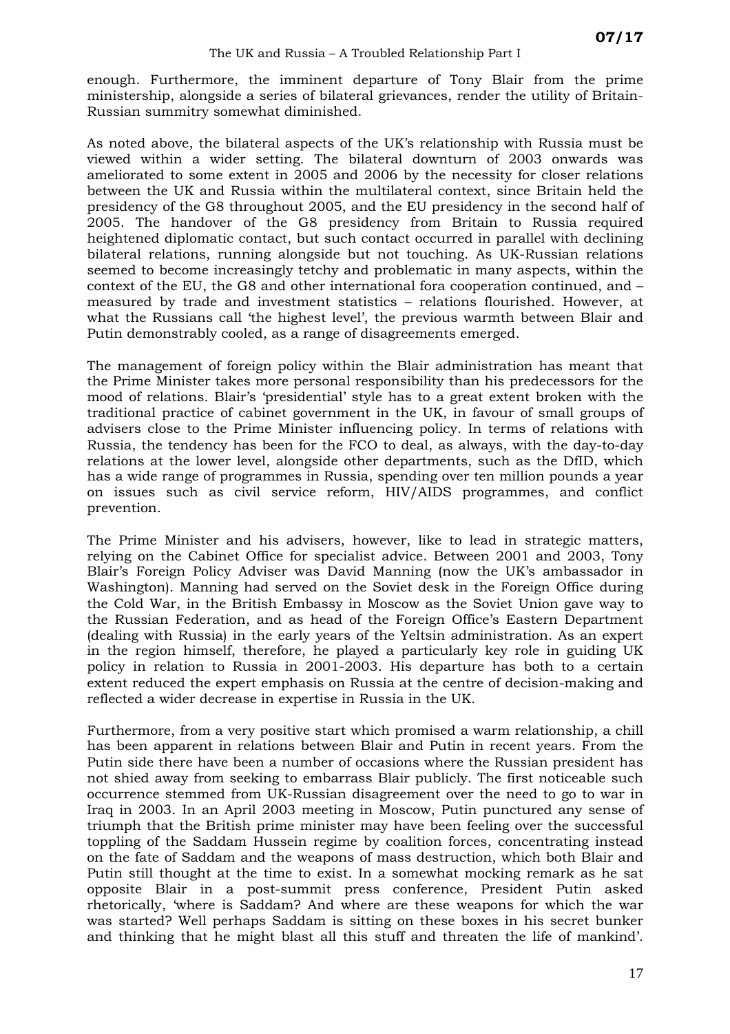enough. Furthermore, the imminent departure of Tony Blair from the prime ministership, alongside a series of bilateral grievances, render the utility of Britain-Russian summitry somewhat diminished.

As noted above, the bilateral aspects of the UK's relationship with Russia must be viewed within a wider setting. The bilateral downturn of 2003 onwards was ameliorated to some extent in 2005 and 2006 by the necessity for closer relations between the UK and Russia within the multilateral context, since Britain held the presidency of the G8 throughout 2005, and the EU presidency in the second half of 2005. The handover of the G8 presidency from Britain to Russia required heightened diplomatic contact, but such contact occurred in parallel with declining bilateral relations, running alongside but not touching. As UK-Russian relations seemed to become increasingly tetchy and problematic in many aspects, within the context of the EU, the G8 and other international fora cooperation continued, and – measured by trade and investment statistics – relations flourished. However, at what the Russians call 'the highest level', the previous warmth between Blair and Putin demonstrably cooled, as a range of disagreements emerged.

The management of foreign policy within the Blair administration has meant that the Prime Minister takes more personal responsibility than his predecessors for the mood of relations. Blair's 'presidential' style has to a great extent broken with the traditional practice of cabinet government in the UK, in favour of small groups of advisers close to the Prime Minister influencing policy. In terms of relations with Russia, the tendency has been for the FCO to deal, as always, with the day-to-day relations at the lower level, alongside other departments, such as the DfID, which has a wide range of programmes in Russia, spending over ten million pounds a year on issues such as civil service reform, HIV/AIDS programmes, and conflict prevention.

The Prime Minister and his advisers, however, like to lead in strategic matters, relying on the Cabinet Office for specialist advice. Between 2001 and 2003, Tony Blair's Foreign Policy Adviser was David Manning (now the UK's ambassador in Washington). Manning had served on the Soviet desk in the Foreign Office during the Cold War, in the British Embassy in Moscow as the Soviet Union gave way to the Russian Federation, and as head of the Foreign Office's Eastern Department (dealing with Russia) in the early years of the Yeltsin administration. As an expert in the region himself, therefore, he played a particularly key role in guiding UK policy in relation to Russia in 2001-2003. His departure has both to a certain extent reduced the expert emphasis on Russia at the centre of decision-making and reflected a wider decrease in expertise in Russia in the UK.

Furthermore, from a very positive start which promised a warm relationship, a chill has been apparent in relations between Blair and Putin in recent years. From the Putin side there have been a number of occasions where the Russian president has not shied away from seeking to embarrass Blair publicly. The first noticeable such occurrence stemmed from UK-Russian disagreement over the need to go to war in Iraq in 2003. In an April 2003 meeting in Moscow, Putin punctured any sense of triumph that the British prime minister may have been feeling over the successful toppling of the Saddam Hussein regime by coalition forces, concentrating instead on the fate of Saddam and the weapons of mass destruction, which both Blair and Putin still thought at the time to exist. In a somewhat mocking remark as he sat opposite Blair in a post-summit press conference, President Putin asked rhetorically, 'where is Saddam? And where are these weapons for which the war was started? Well perhaps Saddam is sitting on these boxes in his secret bunker and thinking that he might blast all this stuff and threaten the life of mankind'.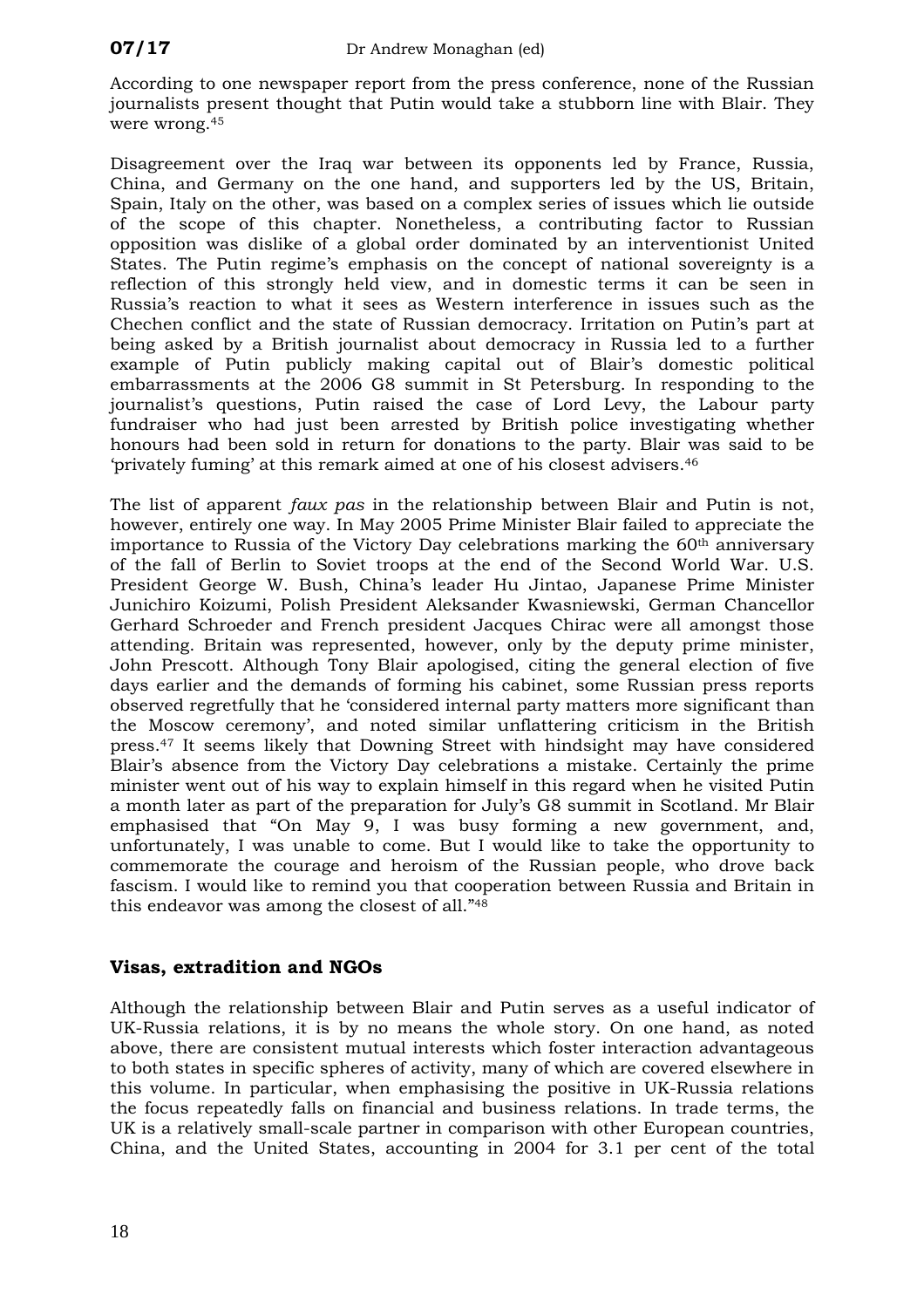According to one newspaper report from the press conference, none of the Russian journalists present thought that Putin would take a stubborn line with Blair. They were wrong.[45]

Disagreement over the Iraq war between its opponents led by France, Russia, China, and Germany on the one hand, and supporters led by the US, Britain, Spain, Italy on the other, was based on a complex series of issues which lie outside of the scope of this chapter. Nonetheless, a contributing factor to Russian opposition was dislike of a global order dominated by an interventionist United States. The Putin regime's emphasis on the concept of national sovereignty is a reflection of this strongly held view, and in domestic terms it can be seen in Russia's reaction to what it sees as Western interference in issues such as the Chechen conflict and the state of Russian democracy. Irritation on Putin's part at being asked by a British journalist about democracy in Russia led to a further example of Putin publicly making capital out of Blair's domestic political embarrassments at the 2006 G8 summit in St Petersburg. In responding to the journalist's questions, Putin raised the case of Lord Levy, the Labour party fundraiser who had just been arrested by British police investigating whether honours had been sold in return for donations to the party. Blair was said to be 'privately fuming' at this remark aimed at one of his closest advisers.[46]

The list of apparent *faux pas* in the relationship between Blair and Putin is not, however, entirely one way. In May 2005 Prime Minister Blair failed to appreciate the importance to Russia of the Victory Day celebrations marking the 60th anniversary of the fall of Berlin to Soviet troops at the end of the Second World War. U.S. President George W. Bush, China's leader Hu Jintao, Japanese Prime Minister Junichiro Koizumi, Polish President Aleksander Kwasniewski, German Chancellor Gerhard Schroeder and French president Jacques Chirac were all amongst those attending. Britain was represented, however, only by the deputy prime minister, John Prescott. Although Tony Blair apologised, citing the general election of five days earlier and the demands of forming his cabinet, some Russian press reports observed regretfully that he 'considered internal party matters more significant than the Moscow ceremony', and noted similar unflattering criticism in the British press.[47] It seems likely that Downing Street with hindsight may have considered Blair's absence from the Victory Day celebrations a mistake. Certainly the prime minister went out of his way to explain himself in this regard when he visited Putin a month later as part of the preparation for July's G8 summit in Scotland. Mr Blair emphasised that "On May 9, I was busy forming a new government, and, unfortunately, I was unable to come. But I would like to take the opportunity to commemorate the courage and heroism of the Russian people, who drove back fascism. I would like to remind you that cooperation between Russia and Britain in this endeavor was among the closest of all."[48]

## Visas, extradition and NGOs

Although the relationship between Blair and Putin serves as a useful indicator of UK-Russia relations, it is by no means the whole story. On one hand, as noted above, there are consistent mutual interests which foster interaction advantageous to both states in specific spheres of activity, many of which are covered elsewhere in this volume. In particular, when emphasising the positive in UK-Russia relations the focus repeatedly falls on financial and business relations. In trade terms, the UK is a relatively small-scale partner in comparison with other European countries, China, and the United States, accounting in 2004 for 3.1 per cent of the total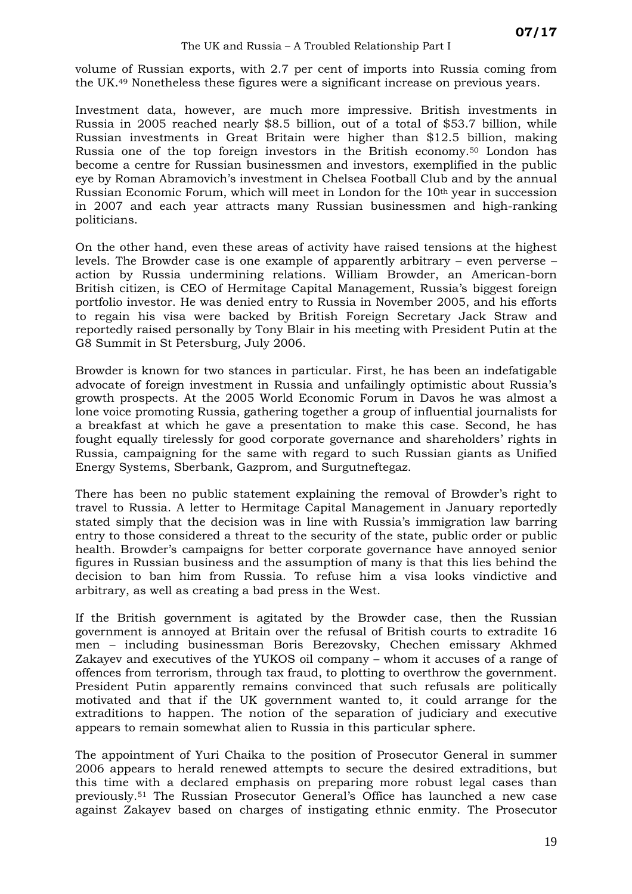volume of Russian exports, with 2.7 per cent of imports into Russia coming from the UK.[49] Nonetheless these figures were a significant increase on previous years.

Investment data, however, are much more impressive. British investments in Russia in 2005 reached nearly $8.5 billion, out of a total of $53.7 billion, while Russian investments in Great Britain were higher than $12.5 billion, making Russia one of the top foreign investors in the British economy.[50] London has become a centre for Russian businessmen and investors, exemplified in the public eye by Roman Abramovich's investment in Chelsea Football Club and by the annual Russian Economic Forum, which will meet in London for the 10th year in succession in 2007 and each year attracts many Russian businessmen and high-ranking politicians.

On the other hand, even these areas of activity have raised tensions at the highest levels. The Browder case is one example of apparently arbitrary – even perverse – action by Russia undermining relations. William Browder, an American-born British citizen, is CEO of Hermitage Capital Management, Russia's biggest foreign portfolio investor. He was denied entry to Russia in November 2005, and his efforts to regain his visa were backed by British Foreign Secretary Jack Straw and reportedly raised personally by Tony Blair in his meeting with President Putin at the G8 Summit in St Petersburg, July 2006.

Browder is known for two stances in particular. First, he has been an indefatigable advocate of foreign investment in Russia and unfailingly optimistic about Russia's growth prospects. At the 2005 World Economic Forum in Davos he was almost a lone voice promoting Russia, gathering together a group of influential journalists for a breakfast at which he gave a presentation to make this case. Second, he has fought equally tirelessly for good corporate governance and shareholders' rights in Russia, campaigning for the same with regard to such Russian giants as Unified Energy Systems, Sberbank, Gazprom, and Surgutneftegaz.

There has been no public statement explaining the removal of Browder's right to travel to Russia. A letter to Hermitage Capital Management in January reportedly stated simply that the decision was in line with Russia's immigration law barring entry to those considered a threat to the security of the state, public order or public health. Browder's campaigns for better corporate governance have annoyed senior figures in Russian business and the assumption of many is that this lies behind the decision to ban him from Russia. To refuse him a visa looks vindictive and arbitrary, as well as creating a bad press in the West.

If the British government is agitated by the Browder case, then the Russian government is annoyed at Britain over the refusal of British courts to extradite 16 men – including businessman Boris Berezovsky, Chechen emissary Akhmed Zakayev and executives of the YUKOS oil company – whom it accuses of a range of offences from terrorism, through tax fraud, to plotting to overthrow the government. President Putin apparently remains convinced that such refusals are politically motivated and that if the UK government wanted to, it could arrange for the extraditions to happen. The notion of the separation of judiciary and executive appears to remain somewhat alien to Russia in this particular sphere.

The appointment of Yuri Chaika to the position of Prosecutor General in summer 2006 appears to herald renewed attempts to secure the desired extraditions, but this time with a declared emphasis on preparing more robust legal cases than previously.[51] The Russian Prosecutor General's Office has launched a new case against Zakayev based on charges of instigating ethnic enmity. The Prosecutor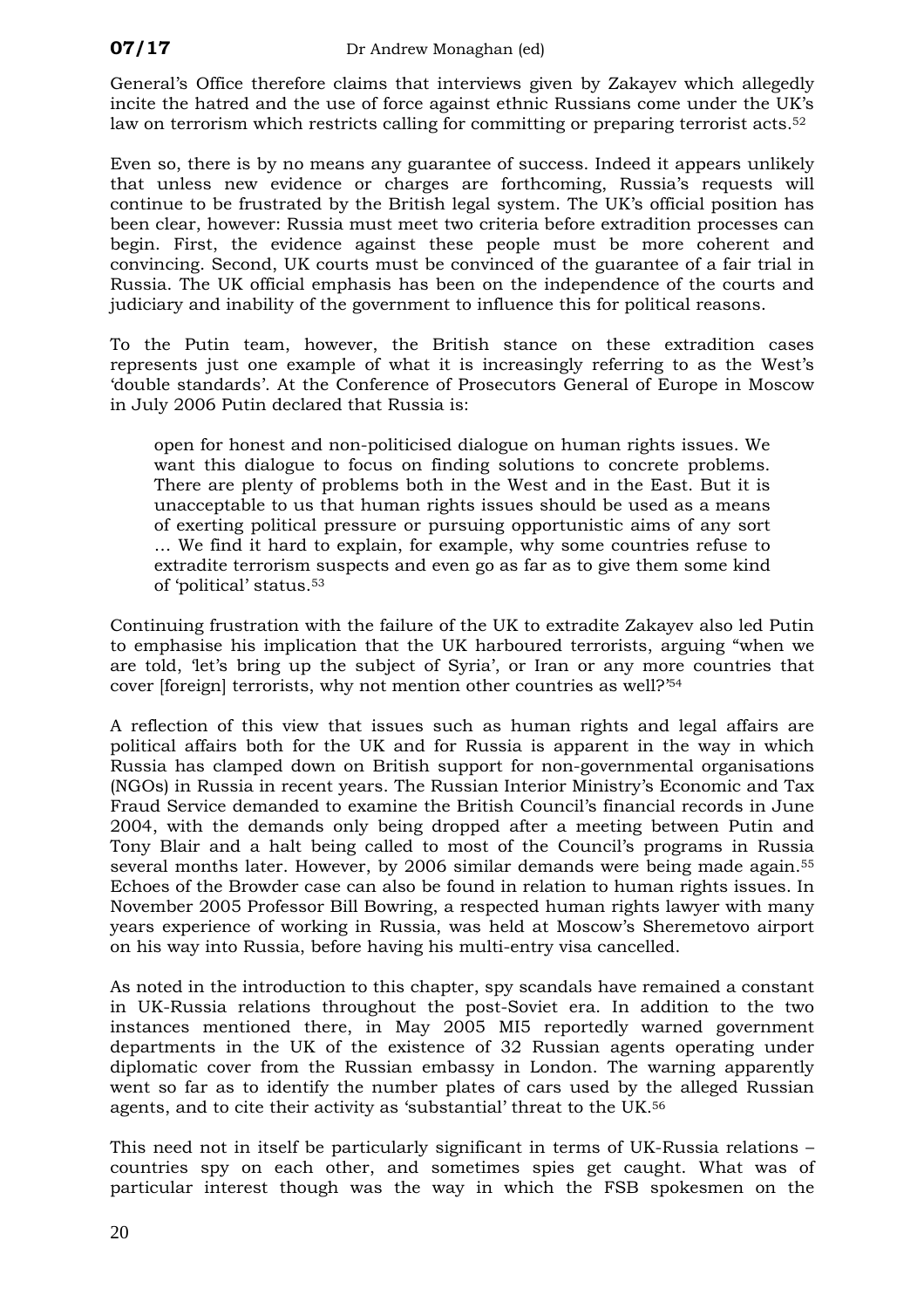General's Office therefore claims that interviews given by Zakayev which allegedly incite the hatred and the use of force against ethnic Russians come under the UK's law on terrorism which restricts calling for committing or preparing terrorist acts.[52]

Even so, there is by no means any guarantee of success. Indeed it appears unlikely that unless new evidence or charges are forthcoming, Russia's requests will continue to be frustrated by the British legal system. The UK's official position has been clear, however: Russia must meet two criteria before extradition processes can begin. First, the evidence against these people must be more coherent and convincing. Second, UK courts must be convinced of the guarantee of a fair trial in Russia. The UK official emphasis has been on the independence of the courts and judiciary and inability of the government to influence this for political reasons.

To the Putin team, however, the British stance on these extradition cases represents just one example of what it is increasingly referring to as the West's 'double standards'. At the Conference of Prosecutors General of Europe in Moscow in July 2006 Putin declared that Russia is:

> open for honest and non-politicised dialogue on human rights issues. We want this dialogue to focus on finding solutions to concrete problems. There are plenty of problems both in the West and in the East. But it is unacceptable to us that human rights issues should be used as a means of exerting political pressure or pursuing opportunistic aims of any sort … We find it hard to explain, for example, why some countries refuse to extradite terrorism suspects and even go as far as to give them some kind of 'political' status.[53]

Continuing frustration with the failure of the UK to extradite Zakayev also led Putin to emphasise his implication that the UK harboured terrorists, arguing "when we are told, 'let's bring up the subject of Syria', or Iran or any more countries that cover [foreign] terrorists, why not mention other countries as well?'[54]

A reflection of this view that issues such as human rights and legal affairs are political affairs both for the UK and for Russia is apparent in the way in which Russia has clamped down on British support for non-governmental organisations (NGOs) in Russia in recent years. The Russian Interior Ministry's Economic and Tax Fraud Service demanded to examine the British Council's financial records in June 2004, with the demands only being dropped after a meeting between Putin and Tony Blair and a halt being called to most of the Council's programs in Russia several months later. However, by 2006 similar demands were being made again.[55] Echoes of the Browder case can also be found in relation to human rights issues. In November 2005 Professor Bill Bowring, a respected human rights lawyer with many years experience of working in Russia, was held at Moscow's Sheremetovo airport on his way into Russia, before having his multi-entry visa cancelled.

As noted in the introduction to this chapter, spy scandals have remained a constant in UK-Russia relations throughout the post-Soviet era. In addition to the two instances mentioned there, in May 2005 MI5 reportedly warned government departments in the UK of the existence of 32 Russian agents operating under diplomatic cover from the Russian embassy in London. The warning apparently went so far as to identify the number plates of cars used by the alleged Russian agents, and to cite their activity as 'substantial' threat to the UK.[56]

This need not in itself be particularly significant in terms of UK-Russia relations – countries spy on each other, and sometimes spies get caught. What was of particular interest though was the way in which the FSB spokesmen on the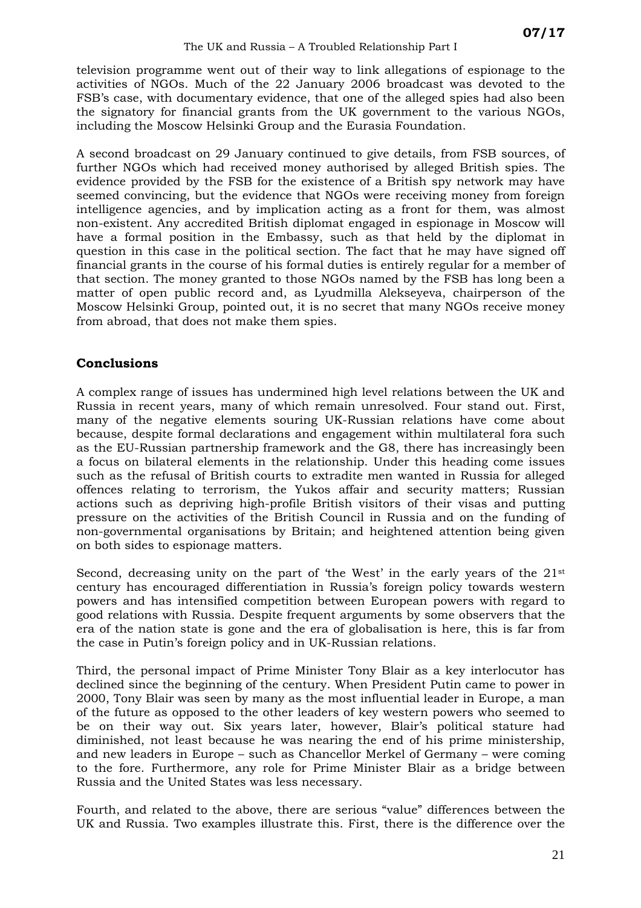television programme went out of their way to link allegations of espionage to the activities of NGOs. Much of the 22 January 2006 broadcast was devoted to the FSB's case, with documentary evidence, that one of the alleged spies had also been the signatory for financial grants from the UK government to the various NGOs, including the Moscow Helsinki Group and the Eurasia Foundation.

A second broadcast on 29 January continued to give details, from FSB sources, of further NGOs which had received money authorised by alleged British spies. The evidence provided by the FSB for the existence of a British spy network may have seemed convincing, but the evidence that NGOs were receiving money from foreign intelligence agencies, and by implication acting as a front for them, was almost non-existent. Any accredited British diplomat engaged in espionage in Moscow will have a formal position in the Embassy, such as that held by the diplomat in question in this case in the political section. The fact that he may have signed off financial grants in the course of his formal duties is entirely regular for a member of that section. The money granted to those NGOs named by the FSB has long been a matter of open public record and, as Lyudmilla Alekseyeva, chairperson of the Moscow Helsinki Group, pointed out, it is no secret that many NGOs receive money from abroad, that does not make them spies.

## Conclusions

A complex range of issues has undermined high level relations between the UK and Russia in recent years, many of which remain unresolved. Four stand out. First, many of the negative elements souring UK-Russian relations have come about because, despite formal declarations and engagement within multilateral fora such as the EU-Russian partnership framework and the G8, there has increasingly been a focus on bilateral elements in the relationship. Under this heading come issues such as the refusal of British courts to extradite men wanted in Russia for alleged offences relating to terrorism, the Yukos affair and security matters; Russian actions such as depriving high-profile British visitors of their visas and putting pressure on the activities of the British Council in Russia and on the funding of non-governmental organisations by Britain; and heightened attention being given on both sides to espionage matters.

Second, decreasing unity on the part of 'the West' in the early years of the 21st century has encouraged differentiation in Russia's foreign policy towards western powers and has intensified competition between European powers with regard to good relations with Russia. Despite frequent arguments by some observers that the era of the nation state is gone and the era of globalisation is here, this is far from the case in Putin's foreign policy and in UK-Russian relations.

Third, the personal impact of Prime Minister Tony Blair as a key interlocutor has declined since the beginning of the century. When President Putin came to power in 2000, Tony Blair was seen by many as the most influential leader in Europe, a man of the future as opposed to the other leaders of key western powers who seemed to be on their way out. Six years later, however, Blair's political stature had diminished, not least because he was nearing the end of his prime ministership, and new leaders in Europe – such as Chancellor Merkel of Germany – were coming to the fore. Furthermore, any role for Prime Minister Blair as a bridge between Russia and the United States was less necessary.

Fourth, and related to the above, there are serious "value" differences between the UK and Russia. Two examples illustrate this. First, there is the difference over the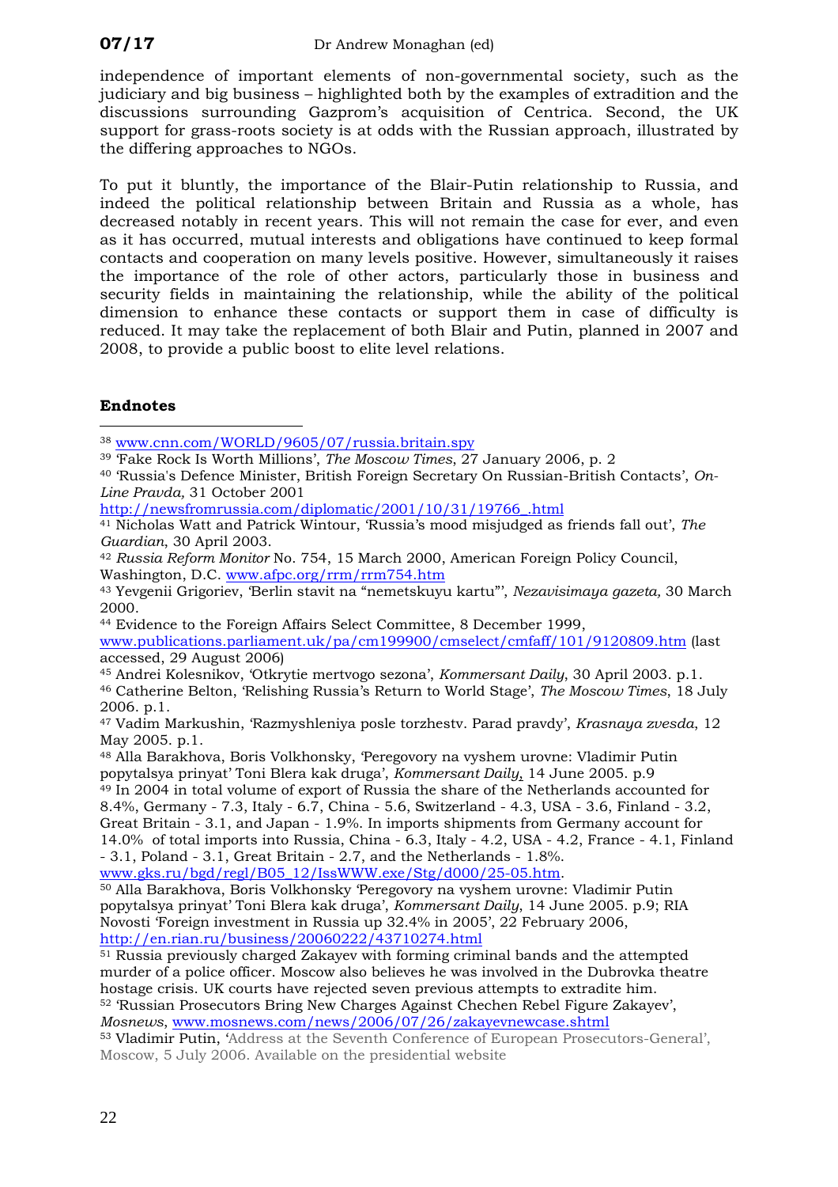independence of important elements of non-governmental society, such as the judiciary and big business – highlighted both by the examples of extradition and the discussions surrounding Gazprom's acquisition of Centrica. Second, the UK support for grass-roots society is at odds with the Russian approach, illustrated by the differing approaches to NGOs.

To put it bluntly, the importance of the Blair-Putin relationship to Russia, and indeed the political relationship between Britain and Russia as a whole, has decreased notably in recent years. This will not remain the case for ever, and even as it has occurred, mutual interests and obligations have continued to keep formal contacts and cooperation on many levels positive. However, simultaneously it raises the importance of the role of other actors, particularly those in business and security fields in maintaining the relationship, while the ability of the political dimension to enhance these contacts or support them in case of difficulty is reduced. It may take the replacement of both Blair and Putin, planned in 2007 and 2008, to provide a public boost to elite level relations.

## Endnotes

[38] www.cnn.com/WORLD/9605/07/russia.britain.spy

[39] 'Fake Rock Is Worth Millions', *The Moscow Times*, 27 January 2006, p. 2

[40] 'Russia's Defence Minister, British Foreign Secretary On Russian-British Contacts', *On-Line Pravda,* 31 October 2001 http://newsfromrussia.com/diplomatic/2001/10/31/19766_.html

[41] Nicholas Watt and Patrick Wintour, 'Russia's mood misjudged as friends fall out', *The Guardian*, 30 April 2003.

[42] *Russia Reform Monitor* No. 754, 15 March 2000, American Foreign Policy Council, Washington, D.C. www.afpc.org/rrm/rrm754.htm

[43] Yevgenii Grigoriev, 'Berlin stavit na "nemetskuyu kartu"', *Nezavisimaya gazeta,* 30 March 2000.

[44] Evidence to the Foreign Affairs Select Committee, 8 December 1999, www.publications.parliament.uk/pa/cm199900/cmselect/cmfaff/101/9120809.htm (last accessed, 29 August 2006)

[45] Andrei Kolesnikov, 'Otkrytie mertvogo sezona', *Kommersant Daily*, 30 April 2003. p.1.

[46] Catherine Belton, 'Relishing Russia's Return to World Stage', *The Moscow Times*, 18 July 2006. p.1.

[47] Vadim Markushin, 'Razmyshleniya posle torzhestv. Parad pravdy', *Krasnaya zvesda,* 12 May 2005. p.1.

[48] Alla Barakhova, Boris Volkhonsky, 'Peregovory na vyshem urovne: Vladimir Putin popytalsya prinyat' Toni Blera kak druga', *Kommersant Daily*, 14 June 2005. p.9

[49] In 2004 in total volume of export of Russia the share of the Netherlands accounted for 8.4%, Germany - 7.3, Italy - 6.7, China - 5.6, Switzerland - 4.3, USA - 3.6, Finland - 3.2, Great Britain - 3.1, and Japan - 1.9%. In imports shipments from Germany account for 14.0% of total imports into Russia, China - 6.3, Italy - 4.2, USA - 4.2, France - 4.1, Finland - 3.1, Poland - 3.1, Great Britain - 2.7, and the Netherlands - 1.8%. www.gks.ru/bgd/regl/B05_12/IssWWW.exe/Stg/d000/25-05.htm.

[50] Alla Barakhova, Boris Volkhonsky 'Peregovory na vyshem urovne: Vladimir Putin popytalsya prinyat' Toni Blera kak druga', *Kommersant Daily*, 14 June 2005. p.9; RIA Novosti 'Foreign investment in Russia up 32.4% in 2005', 22 February 2006, http://en.rian.ru/business/20060222/43710274.html

[51] Russia previously charged Zakayev with forming criminal bands and the attempted murder of a police officer. Moscow also believes he was involved in the Dubrovka theatre hostage crisis. UK courts have rejected seven previous attempts to extradite him.

[52] 'Russian Prosecutors Bring New Charges Against Chechen Rebel Figure Zakayev', *Mosnews*, www.mosnews.com/news/2006/07/26/zakayevnewcase.shtml

[53] Vladimir Putin, 'Address at the Seventh Conference of European Prosecutors-General', Moscow, 5 July 2006. Available on the presidential website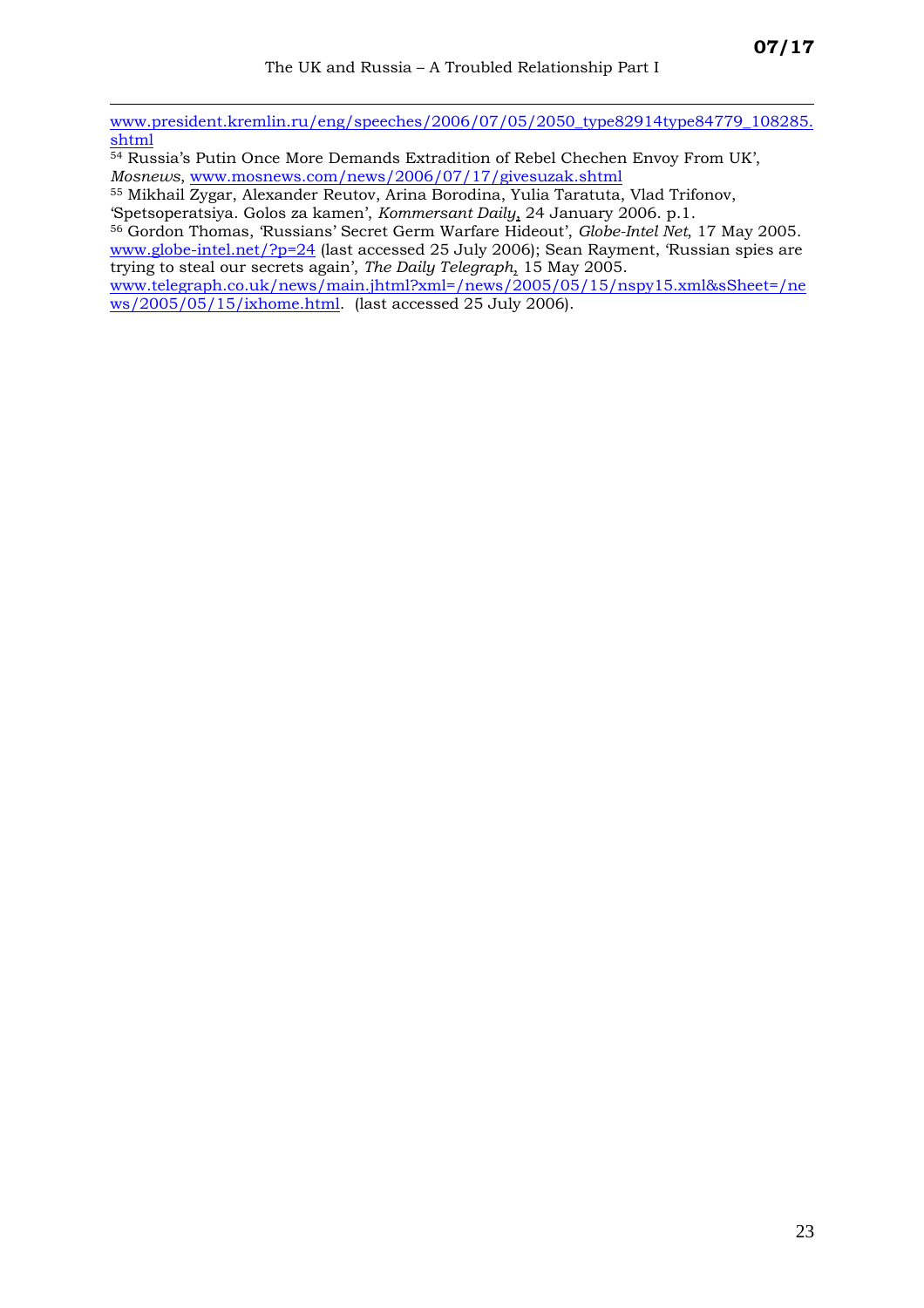www.president.kremlin.ru/eng/speeches/2006/07/05/2050_type82914type84779_108285.shtml

[54] Russia's Putin Once More Demands Extradition of Rebel Chechen Envoy From UK', *Mosnews*, www.mosnews.com/news/2006/07/17/givesuzak.shtml

[55] Mikhail Zygar, Alexander Reutov, Arina Borodina, Yulia Taratuta, Vlad Trifonov, 'Spetsoperatsiya. Golos za kamen', *Kommersant Daily*, 24 January 2006. p.1.

[56] Gordon Thomas, 'Russians' Secret Germ Warfare Hideout', *Globe-Intel Net*, 17 May 2005. www.globe-intel.net/?p=24 (last accessed 25 July 2006); Sean Rayment, 'Russian spies are trying to steal our secrets again', *The Daily Telegraph*, 15 May 2005. www.telegraph.co.uk/news/main.jhtml?xml=/news/2005/05/15/nspy15.xml&sSheet=/news/2005/05/15/ixhome.html. (last accessed 25 July 2006).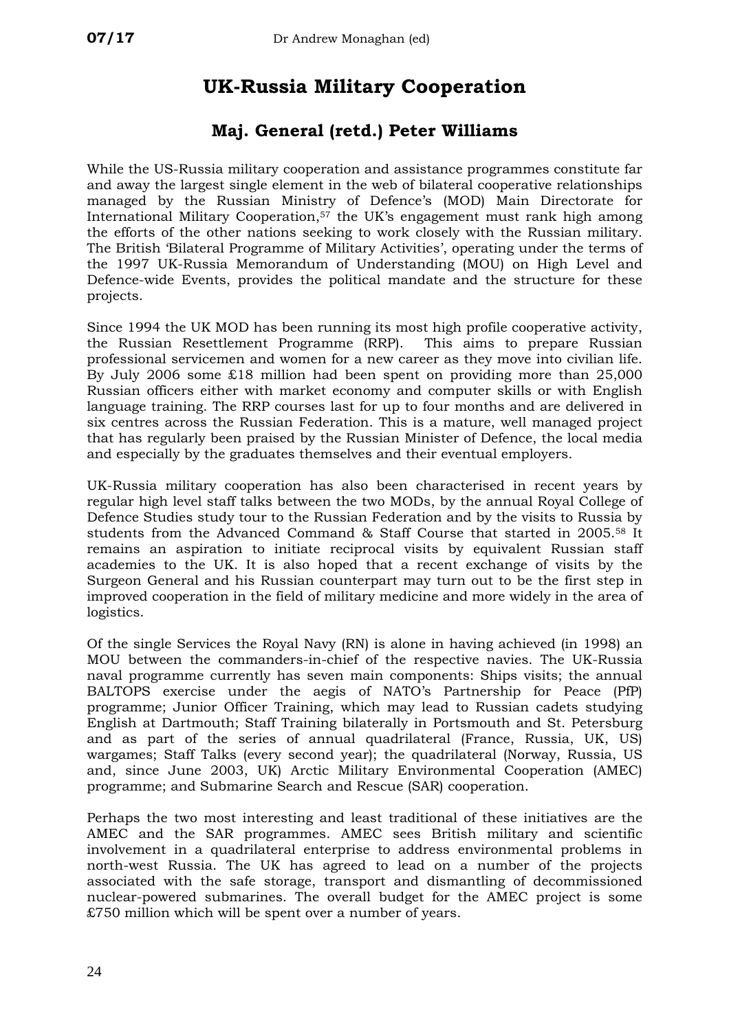# UK-Russia Military Cooperation

## Maj. General (retd.) Peter Williams

While the US-Russia military cooperation and assistance programmes constitute far and away the largest single element in the web of bilateral cooperative relationships managed by the Russian Ministry of Defence's (MOD) Main Directorate for International Military Cooperation,[57] the UK's engagement must rank high among the efforts of the other nations seeking to work closely with the Russian military. The British 'Bilateral Programme of Military Activities', operating under the terms of the 1997 UK-Russia Memorandum of Understanding (MOU) on High Level and Defence-wide Events, provides the political mandate and the structure for these projects.

Since 1994 the UK MOD has been running its most high profile cooperative activity, the Russian Resettlement Programme (RRP). This aims to prepare Russian professional servicemen and women for a new career as they move into civilian life. By July 2006 some £18 million had been spent on providing more than 25,000 Russian officers either with market economy and computer skills or with English language training. The RRP courses last for up to four months and are delivered in six centres across the Russian Federation. This is a mature, well managed project that has regularly been praised by the Russian Minister of Defence, the local media and especially by the graduates themselves and their eventual employers.

UK-Russia military cooperation has also been characterised in recent years by regular high level staff talks between the two MODs, by the annual Royal College of Defence Studies study tour to the Russian Federation and by the visits to Russia by students from the Advanced Command & Staff Course that started in 2005.[58] It remains an aspiration to initiate reciprocal visits by equivalent Russian staff academies to the UK. It is also hoped that a recent exchange of visits by the Surgeon General and his Russian counterpart may turn out to be the first step in improved cooperation in the field of military medicine and more widely in the area of logistics.

Of the single Services the Royal Navy (RN) is alone in having achieved (in 1998) an MOU between the commanders-in-chief of the respective navies. The UK-Russia naval programme currently has seven main components: Ships visits; the annual BALTOPS exercise under the aegis of NATO's Partnership for Peace (PfP) programme; Junior Officer Training, which may lead to Russian cadets studying English at Dartmouth; Staff Training bilaterally in Portsmouth and St. Petersburg and as part of the series of annual quadrilateral (France, Russia, UK, US) wargames; Staff Talks (every second year); the quadrilateral (Norway, Russia, US and, since June 2003, UK) Arctic Military Environmental Cooperation (AMEC) programme; and Submarine Search and Rescue (SAR) cooperation.

Perhaps the two most interesting and least traditional of these initiatives are the AMEC and the SAR programmes. AMEC sees British military and scientific involvement in a quadrilateral enterprise to address environmental problems in north-west Russia. The UK has agreed to lead on a number of the projects associated with the safe storage, transport and dismantling of decommissioned nuclear-powered submarines. The overall budget for the AMEC project is some £750 million which will be spent over a number of years.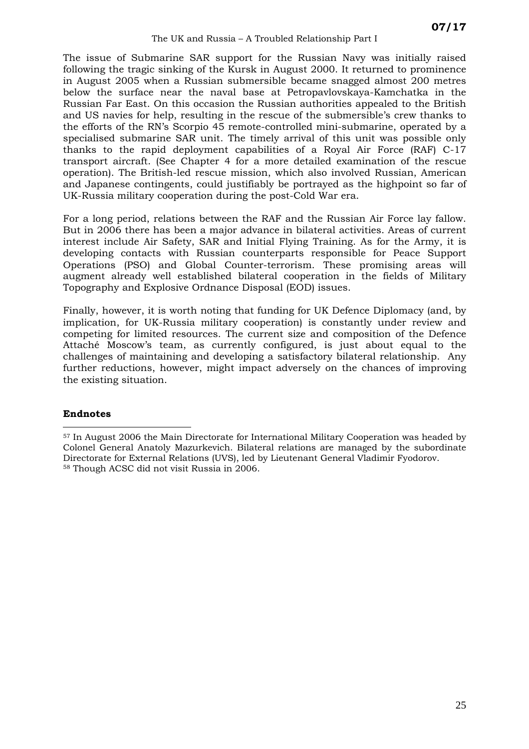The issue of Submarine SAR support for the Russian Navy was initially raised following the tragic sinking of the Kursk in August 2000. It returned to prominence in August 2005 when a Russian submersible became snagged almost 200 metres below the surface near the naval base at Petropavlovskaya-Kamchatka in the Russian Far East. On this occasion the Russian authorities appealed to the British and US navies for help, resulting in the rescue of the submersible's crew thanks to the efforts of the RN's Scorpio 45 remote-controlled mini-submarine, operated by a specialised submarine SAR unit. The timely arrival of this unit was possible only thanks to the rapid deployment capabilities of a Royal Air Force (RAF) C-17 transport aircraft. (See Chapter 4 for a more detailed examination of the rescue operation). The British-led rescue mission, which also involved Russian, American and Japanese contingents, could justifiably be portrayed as the highpoint so far of UK-Russia military cooperation during the post-Cold War era.

For a long period, relations between the RAF and the Russian Air Force lay fallow. But in 2006 there has been a major advance in bilateral activities. Areas of current interest include Air Safety, SAR and Initial Flying Training. As for the Army, it is developing contacts with Russian counterparts responsible for Peace Support Operations (PSO) and Global Counter-terrorism. These promising areas will augment already well established bilateral cooperation in the fields of Military Topography and Explosive Ordnance Disposal (EOD) issues.

Finally, however, it is worth noting that funding for UK Defence Diplomacy (and, by implication, for UK-Russia military cooperation) is constantly under review and competing for limited resources. The current size and composition of the Defence Attaché Moscow's team, as currently configured, is just about equal to the challenges of maintaining and developing a satisfactory bilateral relationship. Any further reductions, however, might impact adversely on the chances of improving the existing situation.

**Endnotes**

[57] In August 2006 the Main Directorate for International Military Cooperation was headed by Colonel General Anatoly Mazurkevich. Bilateral relations are managed by the subordinate Directorate for External Relations (UVS), led by Lieutenant General Vladimir Fyodorov.
[58] Though ACSC did not visit Russia in 2006.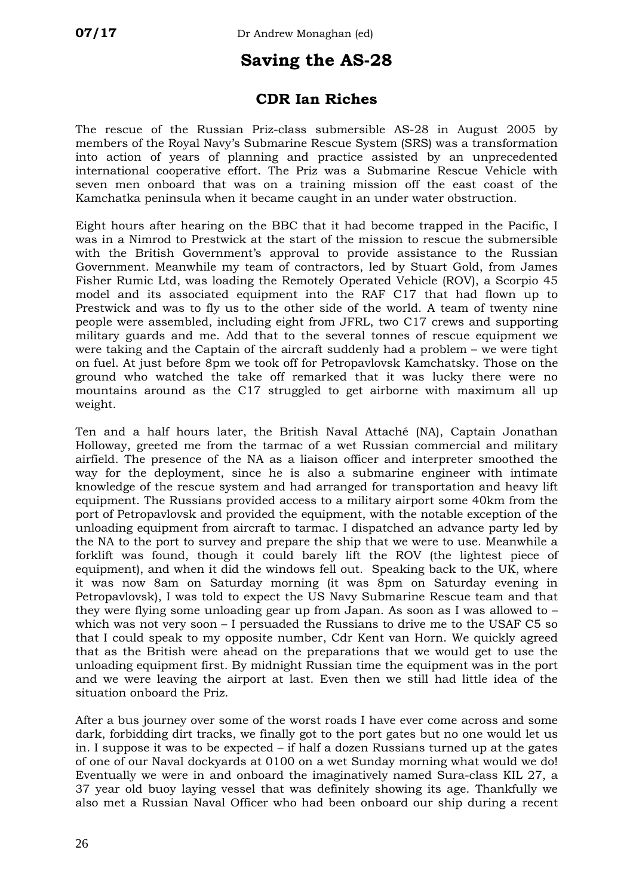# Saving the AS-28

## CDR Ian Riches

The rescue of the Russian Priz-class submersible AS-28 in August 2005 by members of the Royal Navy's Submarine Rescue System (SRS) was a transformation into action of years of planning and practice assisted by an unprecedented international cooperative effort. The Priz was a Submarine Rescue Vehicle with seven men onboard that was on a training mission off the east coast of the Kamchatka peninsula when it became caught in an under water obstruction.

Eight hours after hearing on the BBC that it had become trapped in the Pacific, I was in a Nimrod to Prestwick at the start of the mission to rescue the submersible with the British Government's approval to provide assistance to the Russian Government. Meanwhile my team of contractors, led by Stuart Gold, from James Fisher Rumic Ltd, was loading the Remotely Operated Vehicle (ROV), a Scorpio 45 model and its associated equipment into the RAF C17 that had flown up to Prestwick and was to fly us to the other side of the world. A team of twenty nine people were assembled, including eight from JFRL, two C17 crews and supporting military guards and me. Add that to the several tonnes of rescue equipment we were taking and the Captain of the aircraft suddenly had a problem – we were tight on fuel. At just before 8pm we took off for Petropavlovsk Kamchatsky. Those on the ground who watched the take off remarked that it was lucky there were no mountains around as the C17 struggled to get airborne with maximum all up weight.

Ten and a half hours later, the British Naval Attaché (NA), Captain Jonathan Holloway, greeted me from the tarmac of a wet Russian commercial and military airfield. The presence of the NA as a liaison officer and interpreter smoothed the way for the deployment, since he is also a submarine engineer with intimate knowledge of the rescue system and had arranged for transportation and heavy lift equipment. The Russians provided access to a military airport some 40km from the port of Petropavlovsk and provided the equipment, with the notable exception of the unloading equipment from aircraft to tarmac. I dispatched an advance party led by the NA to the port to survey and prepare the ship that we were to use. Meanwhile a forklift was found, though it could barely lift the ROV (the lightest piece of equipment), and when it did the windows fell out. Speaking back to the UK, where it was now 8am on Saturday morning (it was 8pm on Saturday evening in Petropavlovsk), I was told to expect the US Navy Submarine Rescue team and that they were flying some unloading gear up from Japan. As soon as I was allowed to – which was not very soon – I persuaded the Russians to drive me to the USAF C5 so that I could speak to my opposite number, Cdr Kent van Horn. We quickly agreed that as the British were ahead on the preparations that we would get to use the unloading equipment first. By midnight Russian time the equipment was in the port and we were leaving the airport at last. Even then we still had little idea of the situation onboard the Priz.

After a bus journey over some of the worst roads I have ever come across and some dark, forbidding dirt tracks, we finally got to the port gates but no one would let us in. I suppose it was to be expected – if half a dozen Russians turned up at the gates of one of our Naval dockyards at 0100 on a wet Sunday morning what would we do! Eventually we were in and onboard the imaginatively named Sura-class KIL 27, a 37 year old buoy laying vessel that was definitely showing its age. Thankfully we also met a Russian Naval Officer who had been onboard our ship during a recent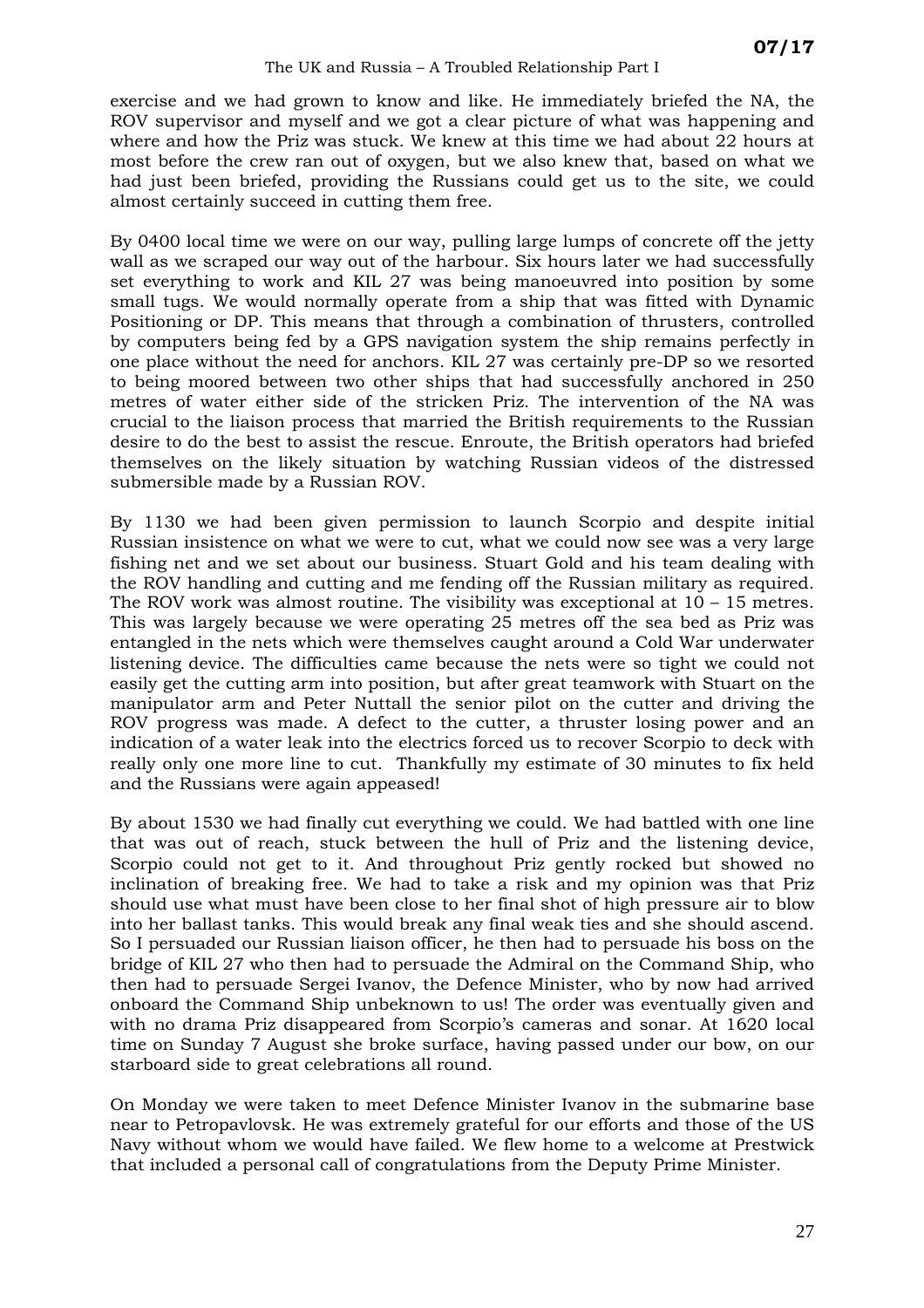exercise and we had grown to know and like. He immediately briefed the NA, the ROV supervisor and myself and we got a clear picture of what was happening and where and how the Priz was stuck. We knew at this time we had about 22 hours at most before the crew ran out of oxygen, but we also knew that, based on what we had just been briefed, providing the Russians could get us to the site, we could almost certainly succeed in cutting them free.

By 0400 local time we were on our way, pulling large lumps of concrete off the jetty wall as we scraped our way out of the harbour. Six hours later we had successfully set everything to work and KIL 27 was being manoeuvred into position by some small tugs. We would normally operate from a ship that was fitted with Dynamic Positioning or DP. This means that through a combination of thrusters, controlled by computers being fed by a GPS navigation system the ship remains perfectly in one place without the need for anchors. KIL 27 was certainly pre-DP so we resorted to being moored between two other ships that had successfully anchored in 250 metres of water either side of the stricken Priz. The intervention of the NA was crucial to the liaison process that married the British requirements to the Russian desire to do the best to assist the rescue. Enroute, the British operators had briefed themselves on the likely situation by watching Russian videos of the distressed submersible made by a Russian ROV.

By 1130 we had been given permission to launch Scorpio and despite initial Russian insistence on what we were to cut, what we could now see was a very large fishing net and we set about our business. Stuart Gold and his team dealing with the ROV handling and cutting and me fending off the Russian military as required. The ROV work was almost routine. The visibility was exceptional at 10 – 15 metres. This was largely because we were operating 25 metres off the sea bed as Priz was entangled in the nets which were themselves caught around a Cold War underwater listening device. The difficulties came because the nets were so tight we could not easily get the cutting arm into position, but after great teamwork with Stuart on the manipulator arm and Peter Nuttall the senior pilot on the cutter and driving the ROV progress was made. A defect to the cutter, a thruster losing power and an indication of a water leak into the electrics forced us to recover Scorpio to deck with really only one more line to cut. Thankfully my estimate of 30 minutes to fix held and the Russians were again appeased!

By about 1530 we had finally cut everything we could. We had battled with one line that was out of reach, stuck between the hull of Priz and the listening device, Scorpio could not get to it. And throughout Priz gently rocked but showed no inclination of breaking free. We had to take a risk and my opinion was that Priz should use what must have been close to her final shot of high pressure air to blow into her ballast tanks. This would break any final weak ties and she should ascend. So I persuaded our Russian liaison officer, he then had to persuade his boss on the bridge of KIL 27 who then had to persuade the Admiral on the Command Ship, who then had to persuade Sergei Ivanov, the Defence Minister, who by now had arrived onboard the Command Ship unbeknown to us! The order was eventually given and with no drama Priz disappeared from Scorpio's cameras and sonar. At 1620 local time on Sunday 7 August she broke surface, having passed under our bow, on our starboard side to great celebrations all round.

On Monday we were taken to meet Defence Minister Ivanov in the submarine base near to Petropavlovsk. He was extremely grateful for our efforts and those of the US Navy without whom we would have failed. We flew home to a welcome at Prestwick that included a personal call of congratulations from the Deputy Prime Minister.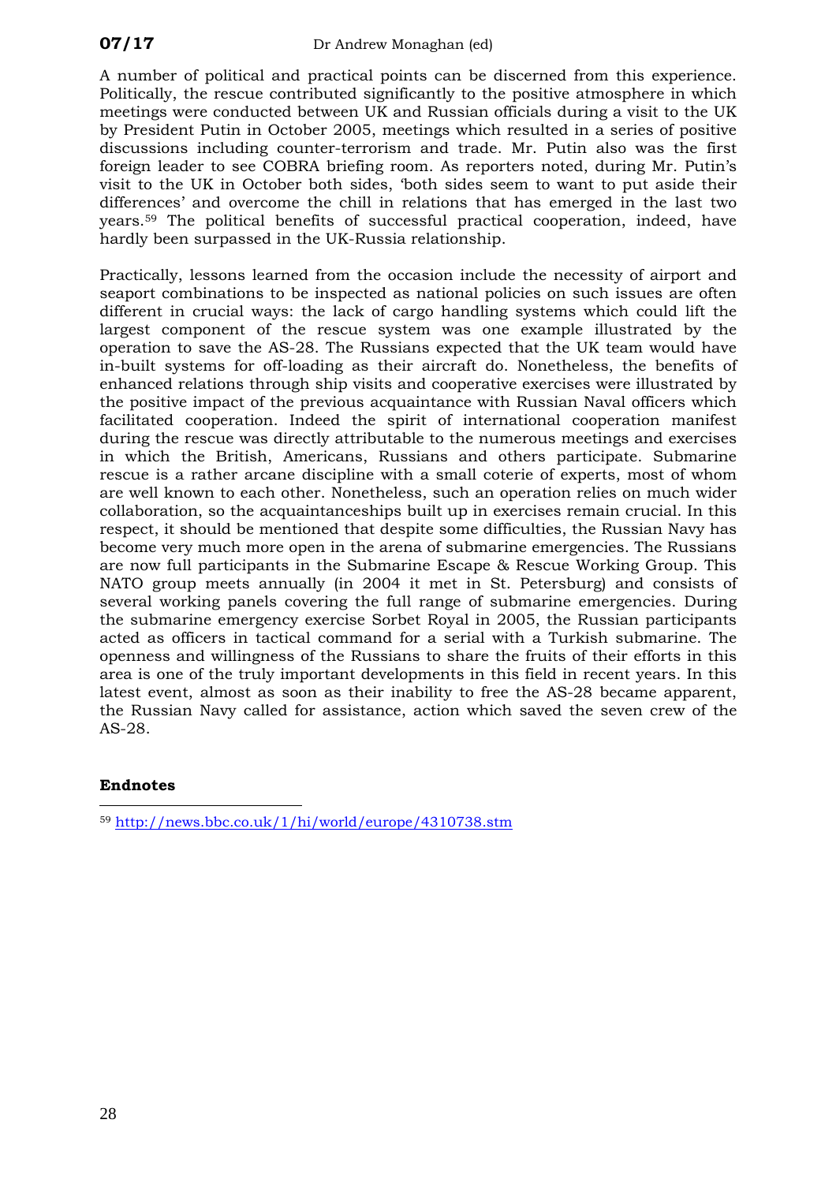A number of political and practical points can be discerned from this experience. Politically, the rescue contributed significantly to the positive atmosphere in which meetings were conducted between UK and Russian officials during a visit to the UK by President Putin in October 2005, meetings which resulted in a series of positive discussions including counter-terrorism and trade. Mr. Putin also was the first foreign leader to see COBRA briefing room. As reporters noted, during Mr. Putin's visit to the UK in October both sides, 'both sides seem to want to put aside their differences' and overcome the chill in relations that has emerged in the last two years.[59] The political benefits of successful practical cooperation, indeed, have hardly been surpassed in the UK-Russia relationship.

Practically, lessons learned from the occasion include the necessity of airport and seaport combinations to be inspected as national policies on such issues are often different in crucial ways: the lack of cargo handling systems which could lift the largest component of the rescue system was one example illustrated by the operation to save the AS-28. The Russians expected that the UK team would have in-built systems for off-loading as their aircraft do. Nonetheless, the benefits of enhanced relations through ship visits and cooperative exercises were illustrated by the positive impact of the previous acquaintance with Russian Naval officers which facilitated cooperation. Indeed the spirit of international cooperation manifest during the rescue was directly attributable to the numerous meetings and exercises in which the British, Americans, Russians and others participate. Submarine rescue is a rather arcane discipline with a small coterie of experts, most of whom are well known to each other. Nonetheless, such an operation relies on much wider collaboration, so the acquaintanceships built up in exercises remain crucial. In this respect, it should be mentioned that despite some difficulties, the Russian Navy has become very much more open in the arena of submarine emergencies. The Russians are now full participants in the Submarine Escape & Rescue Working Group. This NATO group meets annually (in 2004 it met in St. Petersburg) and consists of several working panels covering the full range of submarine emergencies. During the submarine emergency exercise Sorbet Royal in 2005, the Russian participants acted as officers in tactical command for a serial with a Turkish submarine. The openness and willingness of the Russians to share the fruits of their efforts in this area is one of the truly important developments in this field in recent years. In this latest event, almost as soon as their inability to free the AS-28 became apparent, the Russian Navy called for assistance, action which saved the seven crew of the AS-28.

**Endnotes**

[59] http://news.bbc.co.uk/1/hi/world/europe/4310738.stm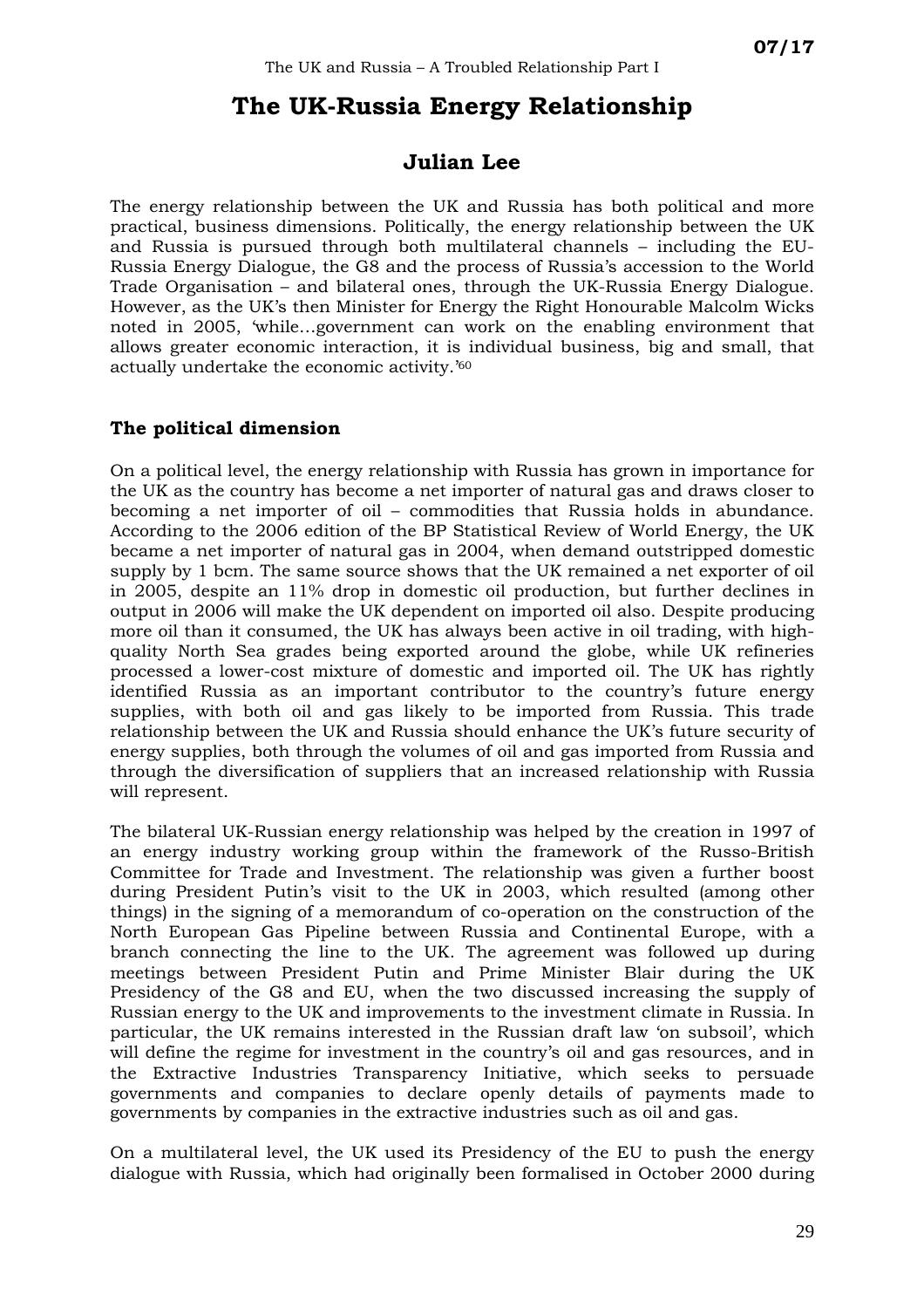# The UK-Russia Energy Relationship

## Julian Lee

The energy relationship between the UK and Russia has both political and more practical, business dimensions. Politically, the energy relationship between the UK and Russia is pursued through both multilateral channels – including the EU-Russia Energy Dialogue, the G8 and the process of Russia's accession to the World Trade Organisation – and bilateral ones, through the UK-Russia Energy Dialogue. However, as the UK's then Minister for Energy the Right Honourable Malcolm Wicks noted in 2005, 'while…government can work on the enabling environment that allows greater economic interaction, it is individual business, big and small, that actually undertake the economic activity.'[60]

### The political dimension

On a political level, the energy relationship with Russia has grown in importance for the UK as the country has become a net importer of natural gas and draws closer to becoming a net importer of oil – commodities that Russia holds in abundance. According to the 2006 edition of the BP Statistical Review of World Energy, the UK became a net importer of natural gas in 2004, when demand outstripped domestic supply by 1 bcm. The same source shows that the UK remained a net exporter of oil in 2005, despite an 11% drop in domestic oil production, but further declines in output in 2006 will make the UK dependent on imported oil also. Despite producing more oil than it consumed, the UK has always been active in oil trading, with high-quality North Sea grades being exported around the globe, while UK refineries processed a lower-cost mixture of domestic and imported oil. The UK has rightly identified Russia as an important contributor to the country's future energy supplies, with both oil and gas likely to be imported from Russia. This trade relationship between the UK and Russia should enhance the UK's future security of energy supplies, both through the volumes of oil and gas imported from Russia and through the diversification of suppliers that an increased relationship with Russia will represent.

The bilateral UK-Russian energy relationship was helped by the creation in 1997 of an energy industry working group within the framework of the Russo-British Committee for Trade and Investment. The relationship was given a further boost during President Putin's visit to the UK in 2003, which resulted (among other things) in the signing of a memorandum of co-operation on the construction of the North European Gas Pipeline between Russia and Continental Europe, with a branch connecting the line to the UK. The agreement was followed up during meetings between President Putin and Prime Minister Blair during the UK Presidency of the G8 and EU, when the two discussed increasing the supply of Russian energy to the UK and improvements to the investment climate in Russia. In particular, the UK remains interested in the Russian draft law 'on subsoil', which will define the regime for investment in the country's oil and gas resources, and in the Extractive Industries Transparency Initiative, which seeks to persuade governments and companies to declare openly details of payments made to governments by companies in the extractive industries such as oil and gas.

On a multilateral level, the UK used its Presidency of the EU to push the energy dialogue with Russia, which had originally been formalised in October 2000 during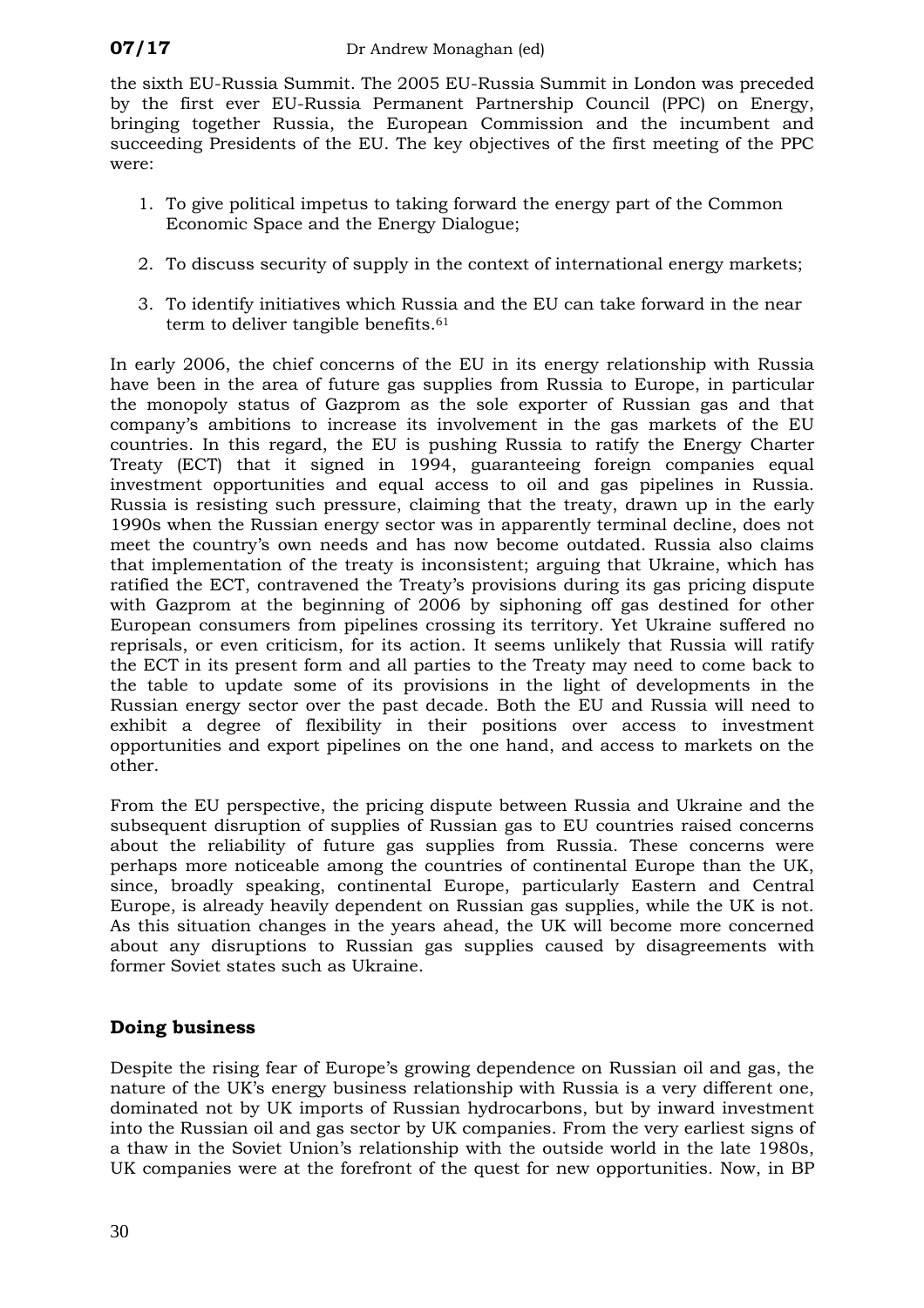the sixth EU-Russia Summit. The 2005 EU-Russia Summit in London was preceded by the first ever EU-Russia Permanent Partnership Council (PPC) on Energy, bringing together Russia, the European Commission and the incumbent and succeeding Presidents of the EU. The key objectives of the first meeting of the PPC were:

1. To give political impetus to taking forward the energy part of the Common Economic Space and the Energy Dialogue;
2. To discuss security of supply in the context of international energy markets;
3. To identify initiatives which Russia and the EU can take forward in the near term to deliver tangible benefits.[61]

In early 2006, the chief concerns of the EU in its energy relationship with Russia have been in the area of future gas supplies from Russia to Europe, in particular the monopoly status of Gazprom as the sole exporter of Russian gas and that company's ambitions to increase its involvement in the gas markets of the EU countries. In this regard, the EU is pushing Russia to ratify the Energy Charter Treaty (ECT) that it signed in 1994, guaranteeing foreign companies equal investment opportunities and equal access to oil and gas pipelines in Russia. Russia is resisting such pressure, claiming that the treaty, drawn up in the early 1990s when the Russian energy sector was in apparently terminal decline, does not meet the country's own needs and has now become outdated. Russia also claims that implementation of the treaty is inconsistent; arguing that Ukraine, which has ratified the ECT, contravened the Treaty's provisions during its gas pricing dispute with Gazprom at the beginning of 2006 by siphoning off gas destined for other European consumers from pipelines crossing its territory. Yet Ukraine suffered no reprisals, or even criticism, for its action. It seems unlikely that Russia will ratify the ECT in its present form and all parties to the Treaty may need to come back to the table to update some of its provisions in the light of developments in the Russian energy sector over the past decade. Both the EU and Russia will need to exhibit a degree of flexibility in their positions over access to investment opportunities and export pipelines on the one hand, and access to markets on the other.

From the EU perspective, the pricing dispute between Russia and Ukraine and the subsequent disruption of supplies of Russian gas to EU countries raised concerns about the reliability of future gas supplies from Russia. These concerns were perhaps more noticeable among the countries of continental Europe than the UK, since, broadly speaking, continental Europe, particularly Eastern and Central Europe, is already heavily dependent on Russian gas supplies, while the UK is not. As this situation changes in the years ahead, the UK will become more concerned about any disruptions to Russian gas supplies caused by disagreements with former Soviet states such as Ukraine.

## Doing business

Despite the rising fear of Europe's growing dependence on Russian oil and gas, the nature of the UK's energy business relationship with Russia is a very different one, dominated not by UK imports of Russian hydrocarbons, but by inward investment into the Russian oil and gas sector by UK companies. From the very earliest signs of a thaw in the Soviet Union's relationship with the outside world in the late 1980s, UK companies were at the forefront of the quest for new opportunities. Now, in BP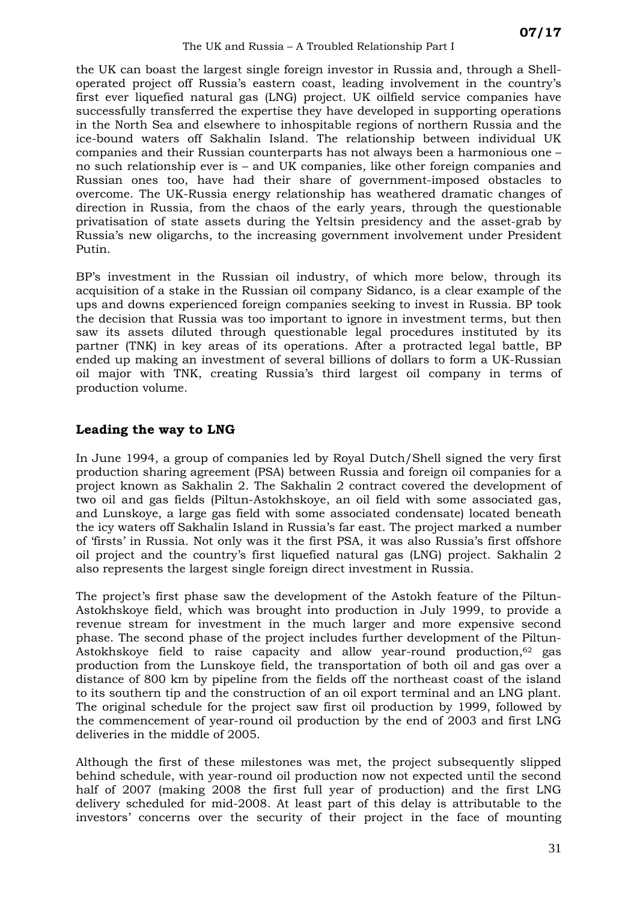the UK can boast the largest single foreign investor in Russia and, through a Shell-operated project off Russia's eastern coast, leading involvement in the country's first ever liquefied natural gas (LNG) project. UK oilfield service companies have successfully transferred the expertise they have developed in supporting operations in the North Sea and elsewhere to inhospitable regions of northern Russia and the ice-bound waters off Sakhalin Island. The relationship between individual UK companies and their Russian counterparts has not always been a harmonious one – no such relationship ever is – and UK companies, like other foreign companies and Russian ones too, have had their share of government-imposed obstacles to overcome. The UK-Russia energy relationship has weathered dramatic changes of direction in Russia, from the chaos of the early years, through the questionable privatisation of state assets during the Yeltsin presidency and the asset-grab by Russia's new oligarchs, to the increasing government involvement under President Putin.

BP's investment in the Russian oil industry, of which more below, through its acquisition of a stake in the Russian oil company Sidanco, is a clear example of the ups and downs experienced foreign companies seeking to invest in Russia. BP took the decision that Russia was too important to ignore in investment terms, but then saw its assets diluted through questionable legal procedures instituted by its partner (TNK) in key areas of its operations. After a protracted legal battle, BP ended up making an investment of several billions of dollars to form a UK-Russian oil major with TNK, creating Russia's third largest oil company in terms of production volume.

## Leading the way to LNG

In June 1994, a group of companies led by Royal Dutch/Shell signed the very first production sharing agreement (PSA) between Russia and foreign oil companies for a project known as Sakhalin 2. The Sakhalin 2 contract covered the development of two oil and gas fields (Piltun-Astokhskoye, an oil field with some associated gas, and Lunskoye, a large gas field with some associated condensate) located beneath the icy waters off Sakhalin Island in Russia's far east. The project marked a number of 'firsts' in Russia. Not only was it the first PSA, it was also Russia's first offshore oil project and the country's first liquefied natural gas (LNG) project. Sakhalin 2 also represents the largest single foreign direct investment in Russia.

The project's first phase saw the development of the Astokh feature of the Piltun-Astokhskoye field, which was brought into production in July 1999, to provide a revenue stream for investment in the much larger and more expensive second phase. The second phase of the project includes further development of the Piltun-Astokhskoye field to raise capacity and allow year-round production,[62] gas production from the Lunskoye field, the transportation of both oil and gas over a distance of 800 km by pipeline from the fields off the northeast coast of the island to its southern tip and the construction of an oil export terminal and an LNG plant. The original schedule for the project saw first oil production by 1999, followed by the commencement of year-round oil production by the end of 2003 and first LNG deliveries in the middle of 2005.

Although the first of these milestones was met, the project subsequently slipped behind schedule, with year-round oil production now not expected until the second half of 2007 (making 2008 the first full year of production) and the first LNG delivery scheduled for mid-2008. At least part of this delay is attributable to the investors' concerns over the security of their project in the face of mounting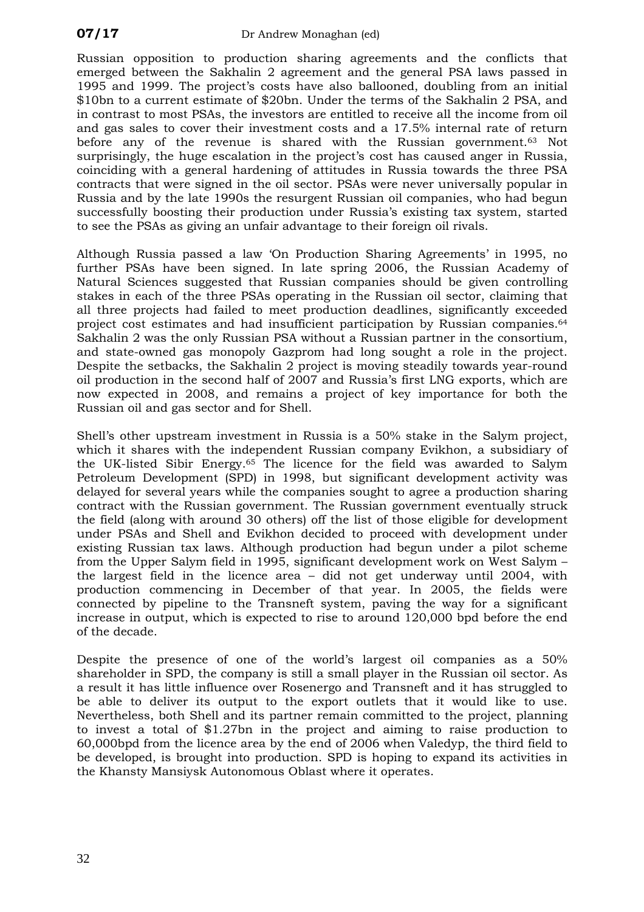Russian opposition to production sharing agreements and the conflicts that emerged between the Sakhalin 2 agreement and the general PSA laws passed in 1995 and 1999. The project's costs have also ballooned, doubling from an initial \$10bn to a current estimate of \$20bn. Under the terms of the Sakhalin 2 PSA, and in contrast to most PSAs, the investors are entitled to receive all the income from oil and gas sales to cover their investment costs and a 17.5% internal rate of return before any of the revenue is shared with the Russian government.[63] Not surprisingly, the huge escalation in the project's cost has caused anger in Russia, coinciding with a general hardening of attitudes in Russia towards the three PSA contracts that were signed in the oil sector. PSAs were never universally popular in Russia and by the late 1990s the resurgent Russian oil companies, who had begun successfully boosting their production under Russia's existing tax system, started to see the PSAs as giving an unfair advantage to their foreign oil rivals.

Although Russia passed a law 'On Production Sharing Agreements' in 1995, no further PSAs have been signed. In late spring 2006, the Russian Academy of Natural Sciences suggested that Russian companies should be given controlling stakes in each of the three PSAs operating in the Russian oil sector, claiming that all three projects had failed to meet production deadlines, significantly exceeded project cost estimates and had insufficient participation by Russian companies.[64] Sakhalin 2 was the only Russian PSA without a Russian partner in the consortium, and state-owned gas monopoly Gazprom had long sought a role in the project. Despite the setbacks, the Sakhalin 2 project is moving steadily towards year-round oil production in the second half of 2007 and Russia's first LNG exports, which are now expected in 2008, and remains a project of key importance for both the Russian oil and gas sector and for Shell.

Shell's other upstream investment in Russia is a 50% stake in the Salym project, which it shares with the independent Russian company Evikhon, a subsidiary of the UK-listed Sibir Energy.[65] The licence for the field was awarded to Salym Petroleum Development (SPD) in 1998, but significant development activity was delayed for several years while the companies sought to agree a production sharing contract with the Russian government. The Russian government eventually struck the field (along with around 30 others) off the list of those eligible for development under PSAs and Shell and Evikhon decided to proceed with development under existing Russian tax laws. Although production had begun under a pilot scheme from the Upper Salym field in 1995, significant development work on West Salym – the largest field in the licence area – did not get underway until 2004, with production commencing in December of that year. In 2005, the fields were connected by pipeline to the Transneft system, paving the way for a significant increase in output, which is expected to rise to around 120,000 bpd before the end of the decade.

Despite the presence of one of the world's largest oil companies as a 50% shareholder in SPD, the company is still a small player in the Russian oil sector. As a result it has little influence over Rosenergo and Transneft and it has struggled to be able to deliver its output to the export outlets that it would like to use. Nevertheless, both Shell and its partner remain committed to the project, planning to invest a total of \$1.27bn in the project and aiming to raise production to 60,000bpd from the licence area by the end of 2006 when Valedyp, the third field to be developed, is brought into production. SPD is hoping to expand its activities in the Khansty Mansiysk Autonomous Oblast where it operates.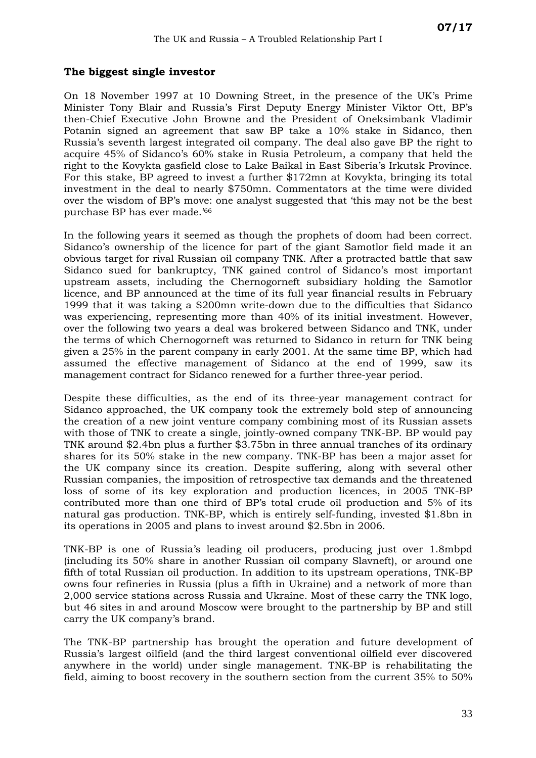## The biggest single investor

On 18 November 1997 at 10 Downing Street, in the presence of the UK's Prime Minister Tony Blair and Russia's First Deputy Energy Minister Viktor Ott, BP's then-Chief Executive John Browne and the President of Oneksimbank Vladimir Potanin signed an agreement that saw BP take a 10% stake in Sidanco, then Russia's seventh largest integrated oil company. The deal also gave BP the right to acquire 45% of Sidanco's 60% stake in Rusia Petroleum, a company that held the right to the Kovykta gasfield close to Lake Baikal in East Siberia's Irkutsk Province. For this stake, BP agreed to invest a further \$172mn at Kovykta, bringing its total investment in the deal to nearly \$750mn. Commentators at the time were divided over the wisdom of BP's move: one analyst suggested that 'this may not be the best purchase BP has ever made.'[66]

In the following years it seemed as though the prophets of doom had been correct. Sidanco's ownership of the licence for part of the giant Samotlor field made it an obvious target for rival Russian oil company TNK. After a protracted battle that saw Sidanco sued for bankruptcy, TNK gained control of Sidanco's most important upstream assets, including the Chernogorneft subsidiary holding the Samotlor licence, and BP announced at the time of its full year financial results in February 1999 that it was taking a \$200mn write-down due to the difficulties that Sidanco was experiencing, representing more than 40% of its initial investment. However, over the following two years a deal was brokered between Sidanco and TNK, under the terms of which Chernogorneft was returned to Sidanco in return for TNK being given a 25% in the parent company in early 2001. At the same time BP, which had assumed the effective management of Sidanco at the end of 1999, saw its management contract for Sidanco renewed for a further three-year period.

Despite these difficulties, as the end of its three-year management contract for Sidanco approached, the UK company took the extremely bold step of announcing the creation of a new joint venture company combining most of its Russian assets with those of TNK to create a single, jointly-owned company TNK-BP. BP would pay TNK around \$2.4bn plus a further \$3.75bn in three annual tranches of its ordinary shares for its 50% stake in the new company. TNK-BP has been a major asset for the UK company since its creation. Despite suffering, along with several other Russian companies, the imposition of retrospective tax demands and the threatened loss of some of its key exploration and production licences, in 2005 TNK-BP contributed more than one third of BP's total crude oil production and 5% of its natural gas production. TNK-BP, which is entirely self-funding, invested \$1.8bn in its operations in 2005 and plans to invest around \$2.5bn in 2006.

TNK-BP is one of Russia's leading oil producers, producing just over 1.8mbpd (including its 50% share in another Russian oil company Slavneft), or around one fifth of total Russian oil production. In addition to its upstream operations, TNK-BP owns four refineries in Russia (plus a fifth in Ukraine) and a network of more than 2,000 service stations across Russia and Ukraine. Most of these carry the TNK logo, but 46 sites in and around Moscow were brought to the partnership by BP and still carry the UK company's brand.

The TNK-BP partnership has brought the operation and future development of Russia's largest oilfield (and the third largest conventional oilfield ever discovered anywhere in the world) under single management. TNK-BP is rehabilitating the field, aiming to boost recovery in the southern section from the current 35% to 50%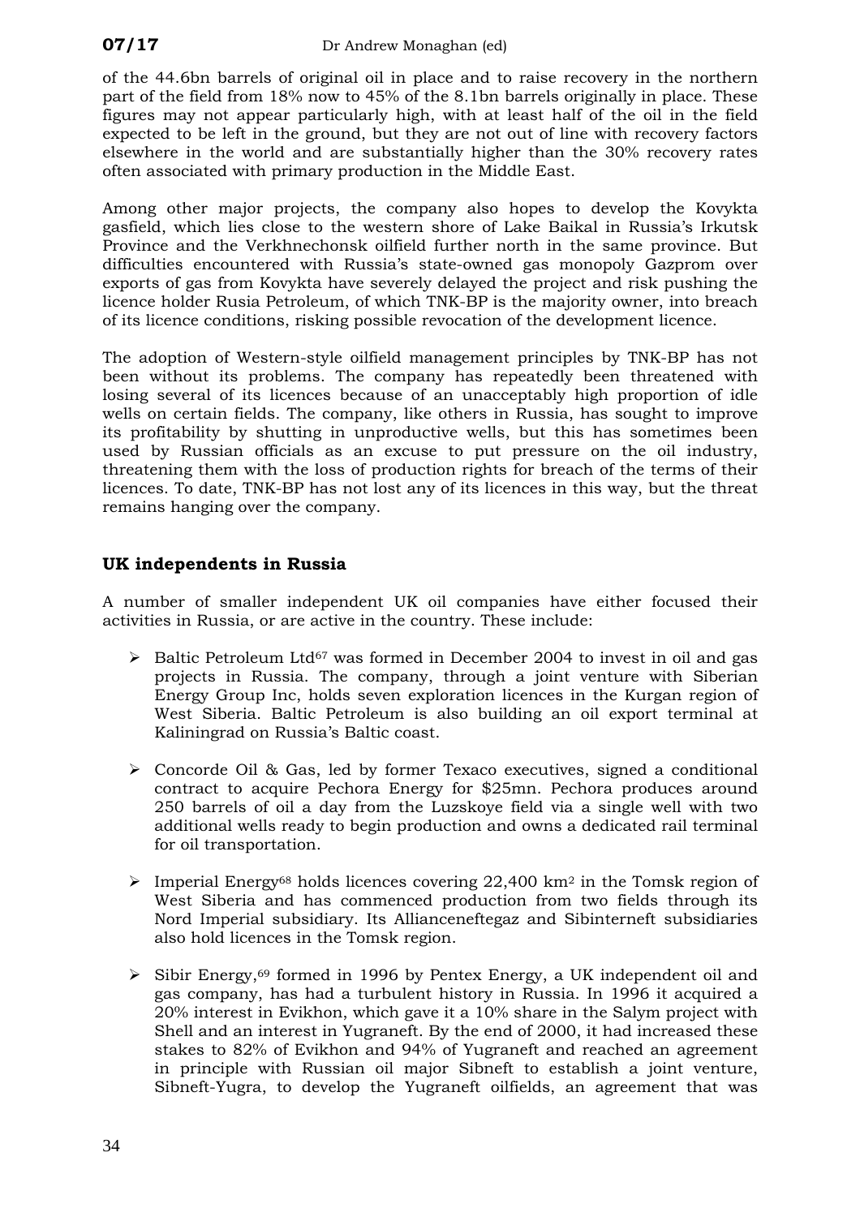of the 44.6bn barrels of original oil in place and to raise recovery in the northern part of the field from 18% now to 45% of the 8.1bn barrels originally in place. These figures may not appear particularly high, with at least half of the oil in the field expected to be left in the ground, but they are not out of line with recovery factors elsewhere in the world and are substantially higher than the 30% recovery rates often associated with primary production in the Middle East.

Among other major projects, the company also hopes to develop the Kovykta gasfield, which lies close to the western shore of Lake Baikal in Russia's Irkutsk Province and the Verkhnechonsk oilfield further north in the same province. But difficulties encountered with Russia's state-owned gas monopoly Gazprom over exports of gas from Kovykta have severely delayed the project and risk pushing the licence holder Rusia Petroleum, of which TNK-BP is the majority owner, into breach of its licence conditions, risking possible revocation of the development licence.

The adoption of Western-style oilfield management principles by TNK-BP has not been without its problems. The company has repeatedly been threatened with losing several of its licences because of an unacceptably high proportion of idle wells on certain fields. The company, like others in Russia, has sought to improve its profitability by shutting in unproductive wells, but this has sometimes been used by Russian officials as an excuse to put pressure on the oil industry, threatening them with the loss of production rights for breach of the terms of their licences. To date, TNK-BP has not lost any of its licences in this way, but the threat remains hanging over the company.

## UK independents in Russia

A number of smaller independent UK oil companies have either focused their activities in Russia, or are active in the country. These include:

- Baltic Petroleum Ltd[67] was formed in December 2004 to invest in oil and gas projects in Russia. The company, through a joint venture with Siberian Energy Group Inc, holds seven exploration licences in the Kurgan region of West Siberia. Baltic Petroleum is also building an oil export terminal at Kaliningrad on Russia's Baltic coast.

- Concorde Oil & Gas, led by former Texaco executives, signed a conditional contract to acquire Pechora Energy for $25mn. Pechora produces around 250 barrels of oil a day from the Luzskoye field via a single well with two additional wells ready to begin production and owns a dedicated rail terminal for oil transportation.

- Imperial Energy[68] holds licences covering 22,400 km$^2$ in the Tomsk region of West Siberia and has commenced production from two fields through its Nord Imperial subsidiary. Its Allianceneftegaz and Sibinterneft subsidiaries also hold licences in the Tomsk region.

- Sibir Energy,[69] formed in 1996 by Pentex Energy, a UK independent oil and gas company, has had a turbulent history in Russia. In 1996 it acquired a 20% interest in Evikhon, which gave it a 10% share in the Salym project with Shell and an interest in Yugraneft. By the end of 2000, it had increased these stakes to 82% of Evikhon and 94% of Yugraneft and reached an agreement in principle with Russian oil major Sibneft to establish a joint venture, Sibneft-Yugra, to develop the Yugraneft oilfields, an agreement that was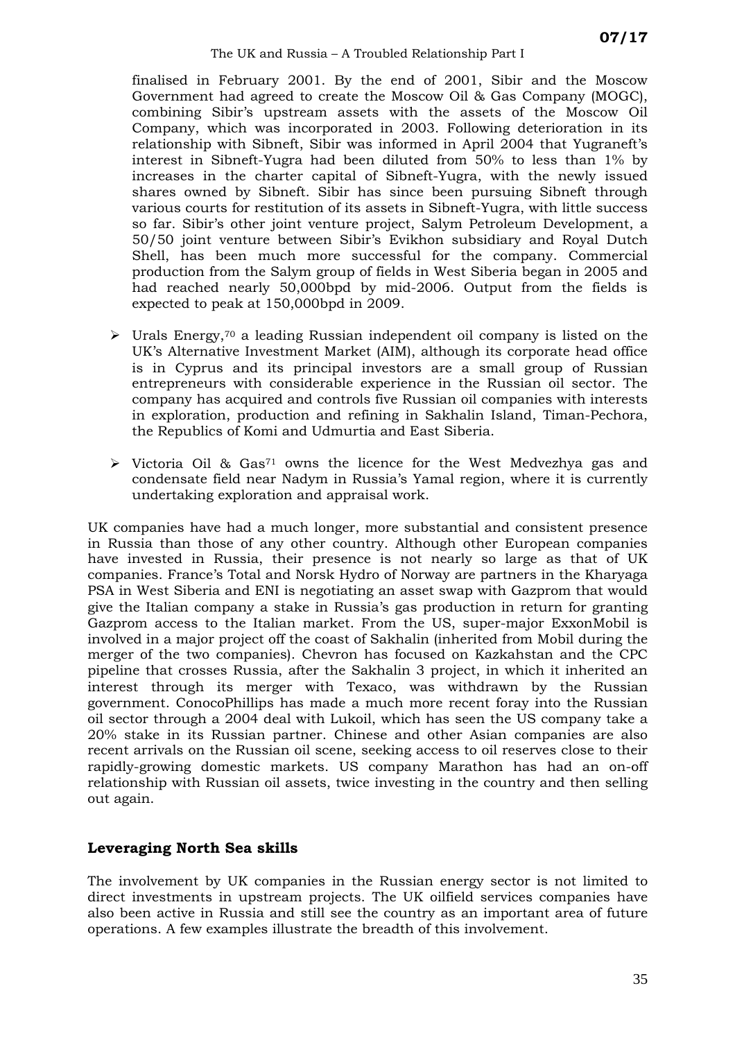finalised in February 2001. By the end of 2001, Sibir and the Moscow Government had agreed to create the Moscow Oil & Gas Company (MOGC), combining Sibir's upstream assets with the assets of the Moscow Oil Company, which was incorporated in 2003. Following deterioration in its relationship with Sibneft, Sibir was informed in April 2004 that Yugraneft's interest in Sibneft-Yugra had been diluted from 50% to less than 1% by increases in the charter capital of Sibneft-Yugra, with the newly issued shares owned by Sibneft. Sibir has since been pursuing Sibneft through various courts for restitution of its assets in Sibneft-Yugra, with little success so far. Sibir's other joint venture project, Salym Petroleum Development, a 50/50 joint venture between Sibir's Evikhon subsidiary and Royal Dutch Shell, has been much more successful for the company. Commercial production from the Salym group of fields in West Siberia began in 2005 and had reached nearly 50,000bpd by mid-2006. Output from the fields is expected to peak at 150,000bpd in 2009.

- Urals Energy,[70] a leading Russian independent oil company is listed on the UK's Alternative Investment Market (AIM), although its corporate head office is in Cyprus and its principal investors are a small group of Russian entrepreneurs with considerable experience in the Russian oil sector. The company has acquired and controls five Russian oil companies with interests in exploration, production and refining in Sakhalin Island, Timan-Pechora, the Republics of Komi and Udmurtia and East Siberia.

- Victoria Oil & Gas[71] owns the licence for the West Medvezhya gas and condensate field near Nadym in Russia's Yamal region, where it is currently undertaking exploration and appraisal work.

UK companies have had a much longer, more substantial and consistent presence in Russia than those of any other country. Although other European companies have invested in Russia, their presence is not nearly so large as that of UK companies. France's Total and Norsk Hydro of Norway are partners in the Kharyaga PSA in West Siberia and ENI is negotiating an asset swap with Gazprom that would give the Italian company a stake in Russia's gas production in return for granting Gazprom access to the Italian market. From the US, super-major ExxonMobil is involved in a major project off the coast of Sakhalin (inherited from Mobil during the merger of the two companies). Chevron has focused on Kazkahstan and the CPC pipeline that crosses Russia, after the Sakhalin 3 project, in which it inherited an interest through its merger with Texaco, was withdrawn by the Russian government. ConocoPhillips has made a much more recent foray into the Russian oil sector through a 2004 deal with Lukoil, which has seen the US company take a 20% stake in its Russian partner. Chinese and other Asian companies are also recent arrivals on the Russian oil scene, seeking access to oil reserves close to their rapidly-growing domestic markets. US company Marathon has had an on-off relationship with Russian oil assets, twice investing in the country and then selling out again.

## Leveraging North Sea skills

The involvement by UK companies in the Russian energy sector is not limited to direct investments in upstream projects. The UK oilfield services companies have also been active in Russia and still see the country as an important area of future operations. A few examples illustrate the breadth of this involvement.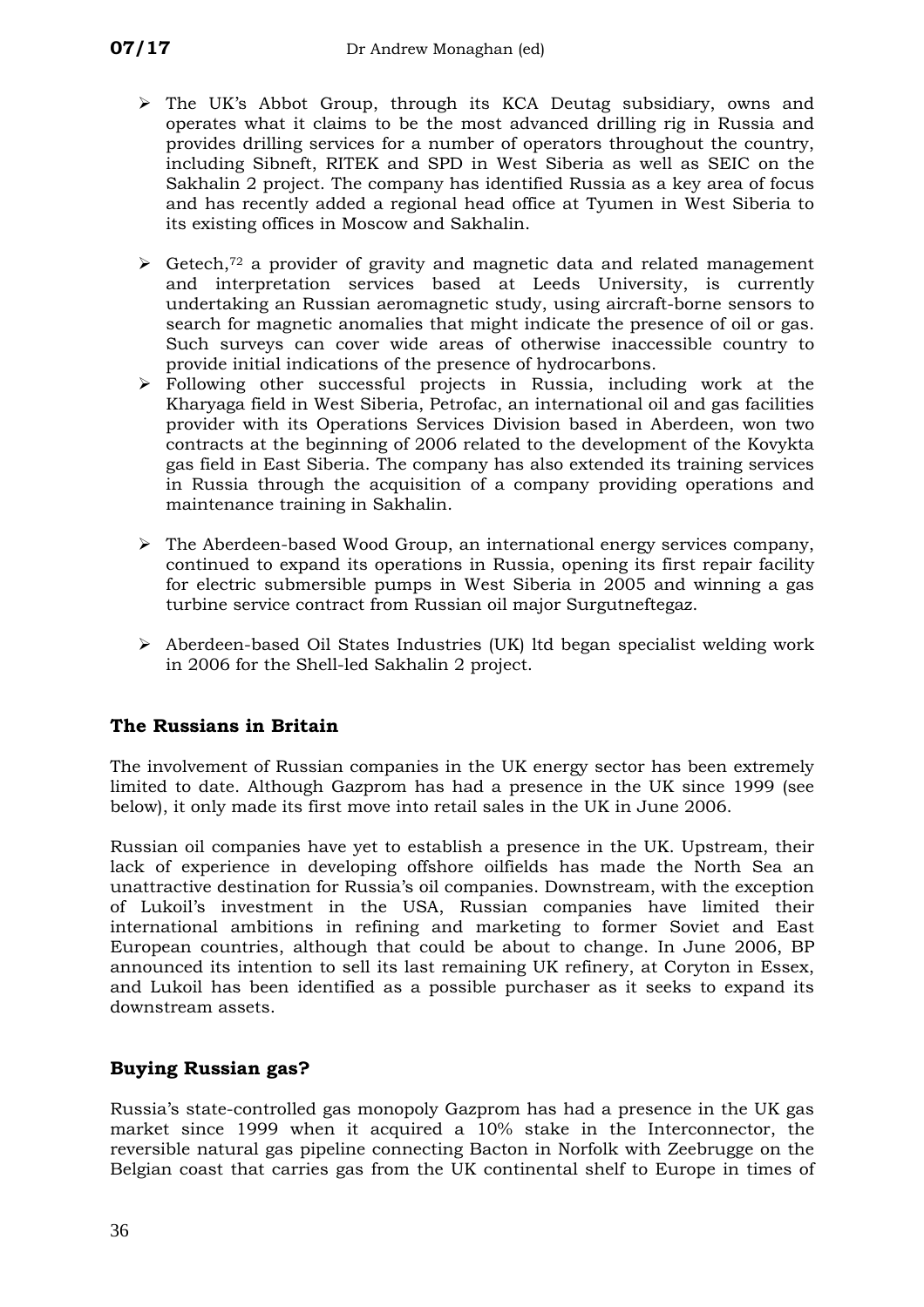- The UK's Abbot Group, through its KCA Deutag subsidiary, owns and operates what it claims to be the most advanced drilling rig in Russia and provides drilling services for a number of operators throughout the country, including Sibneft, RITEK and SPD in West Siberia as well as SEIC on the Sakhalin 2 project. The company has identified Russia as a key area of focus and has recently added a regional head office at Tyumen in West Siberia to its existing offices in Moscow and Sakhalin.

- Getech,[72] a provider of gravity and magnetic data and related management and interpretation services based at Leeds University, is currently undertaking an Russian aeromagnetic study, using aircraft-borne sensors to search for magnetic anomalies that might indicate the presence of oil or gas. Such surveys can cover wide areas of otherwise inaccessible country to provide initial indications of the presence of hydrocarbons.
- Following other successful projects in Russia, including work at the Kharyaga field in West Siberia, Petrofac, an international oil and gas facilities provider with its Operations Services Division based in Aberdeen, won two contracts at the beginning of 2006 related to the development of the Kovykta gas field in East Siberia. The company has also extended its training services in Russia through the acquisition of a company providing operations and maintenance training in Sakhalin.

- The Aberdeen-based Wood Group, an international energy services company, continued to expand its operations in Russia, opening its first repair facility for electric submersible pumps in West Siberia in 2005 and winning a gas turbine service contract from Russian oil major Surgutneftegaz.

- Aberdeen-based Oil States Industries (UK) ltd began specialist welding work in 2006 for the Shell-led Sakhalin 2 project.

## The Russians in Britain

The involvement of Russian companies in the UK energy sector has been extremely limited to date. Although Gazprom has had a presence in the UK since 1999 (see below), it only made its first move into retail sales in the UK in June 2006.

Russian oil companies have yet to establish a presence in the UK. Upstream, their lack of experience in developing offshore oilfields has made the North Sea an unattractive destination for Russia's oil companies. Downstream, with the exception of Lukoil's investment in the USA, Russian companies have limited their international ambitions in refining and marketing to former Soviet and East European countries, although that could be about to change. In June 2006, BP announced its intention to sell its last remaining UK refinery, at Coryton in Essex, and Lukoil has been identified as a possible purchaser as it seeks to expand its downstream assets.

## Buying Russian gas?

Russia's state-controlled gas monopoly Gazprom has had a presence in the UK gas market since 1999 when it acquired a 10% stake in the Interconnector, the reversible natural gas pipeline connecting Bacton in Norfolk with Zeebrugge on the Belgian coast that carries gas from the UK continental shelf to Europe in times of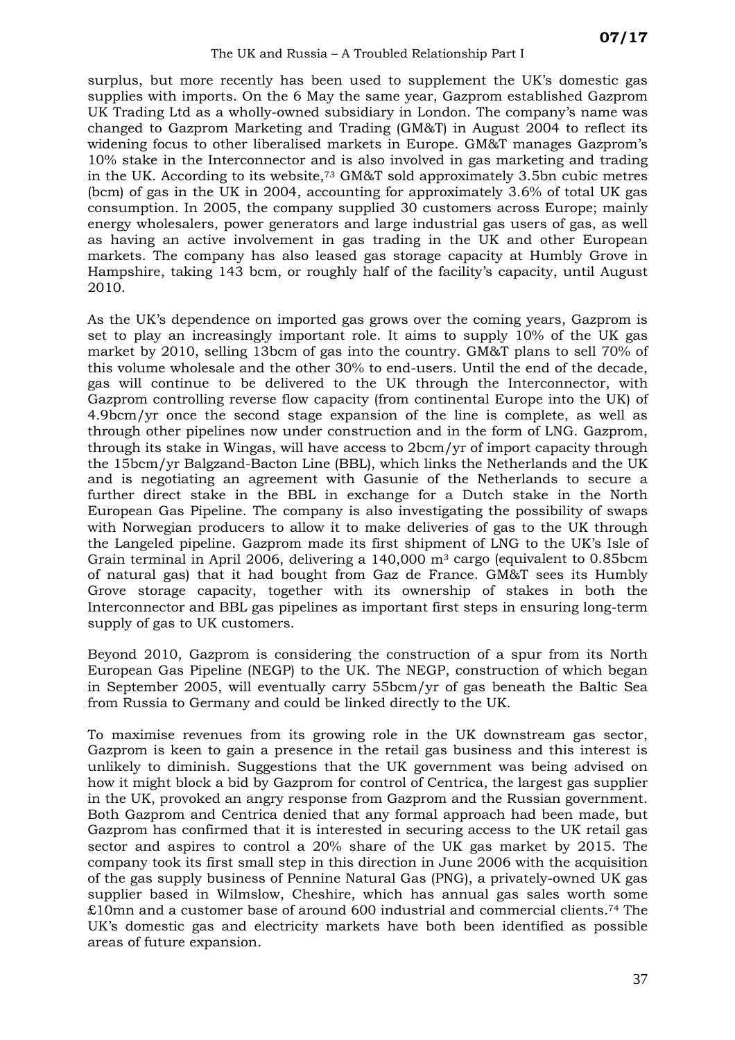surplus, but more recently has been used to supplement the UK's domestic gas supplies with imports. On the 6 May the same year, Gazprom established Gazprom UK Trading Ltd as a wholly-owned subsidiary in London. The company's name was changed to Gazprom Marketing and Trading (GM&T) in August 2004 to reflect its widening focus to other liberalised markets in Europe. GM&T manages Gazprom's 10% stake in the Interconnector and is also involved in gas marketing and trading in the UK. According to its website,[73] GM&T sold approximately 3.5bn cubic metres (bcm) of gas in the UK in 2004, accounting for approximately 3.6% of total UK gas consumption. In 2005, the company supplied 30 customers across Europe; mainly energy wholesalers, power generators and large industrial gas users of gas, as well as having an active involvement in gas trading in the UK and other European markets. The company has also leased gas storage capacity at Humbly Grove in Hampshire, taking 143 bcm, or roughly half of the facility's capacity, until August 2010.

As the UK's dependence on imported gas grows over the coming years, Gazprom is set to play an increasingly important role. It aims to supply 10% of the UK gas market by 2010, selling 13bcm of gas into the country. GM&T plans to sell 70% of this volume wholesale and the other 30% to end-users. Until the end of the decade, gas will continue to be delivered to the UK through the Interconnector, with Gazprom controlling reverse flow capacity (from continental Europe into the UK) of 4.9bcm/yr once the second stage expansion of the line is complete, as well as through other pipelines now under construction and in the form of LNG. Gazprom, through its stake in Wingas, will have access to 2bcm/yr of import capacity through the 15bcm/yr Balgzand-Bacton Line (BBL), which links the Netherlands and the UK and is negotiating an agreement with Gasunie of the Netherlands to secure a further direct stake in the BBL in exchange for a Dutch stake in the North European Gas Pipeline. The company is also investigating the possibility of swaps with Norwegian producers to allow it to make deliveries of gas to the UK through the Langeled pipeline. Gazprom made its first shipment of LNG to the UK's Isle of Grain terminal in April 2006, delivering a 140,000 $m^3$ cargo (equivalent to 0.85bcm of natural gas) that it had bought from Gaz de France. GM&T sees its Humbly Grove storage capacity, together with its ownership of stakes in both the Interconnector and BBL gas pipelines as important first steps in ensuring long-term supply of gas to UK customers.

Beyond 2010, Gazprom is considering the construction of a spur from its North European Gas Pipeline (NEGP) to the UK. The NEGP, construction of which began in September 2005, will eventually carry 55bcm/yr of gas beneath the Baltic Sea from Russia to Germany and could be linked directly to the UK.

To maximise revenues from its growing role in the UK downstream gas sector, Gazprom is keen to gain a presence in the retail gas business and this interest is unlikely to diminish. Suggestions that the UK government was being advised on how it might block a bid by Gazprom for control of Centrica, the largest gas supplier in the UK, provoked an angry response from Gazprom and the Russian government. Both Gazprom and Centrica denied that any formal approach had been made, but Gazprom has confirmed that it is interested in securing access to the UK retail gas sector and aspires to control a 20% share of the UK gas market by 2015. The company took its first small step in this direction in June 2006 with the acquisition of the gas supply business of Pennine Natural Gas (PNG), a privately-owned UK gas supplier based in Wilmslow, Cheshire, which has annual gas sales worth some £10mn and a customer base of around 600 industrial and commercial clients.[74] The UK's domestic gas and electricity markets have both been identified as possible areas of future expansion.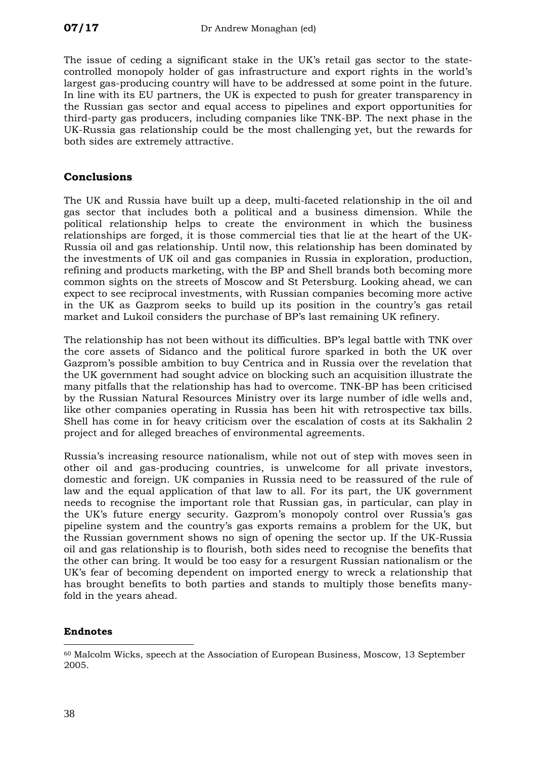The issue of ceding a significant stake in the UK's retail gas sector to the state-controlled monopoly holder of gas infrastructure and export rights in the world's largest gas-producing country will have to be addressed at some point in the future. In line with its EU partners, the UK is expected to push for greater transparency in the Russian gas sector and equal access to pipelines and export opportunities for third-party gas producers, including companies like TNK-BP. The next phase in the UK-Russia gas relationship could be the most challenging yet, but the rewards for both sides are extremely attractive.

## Conclusions

The UK and Russia have built up a deep, multi-faceted relationship in the oil and gas sector that includes both a political and a business dimension. While the political relationship helps to create the environment in which the business relationships are forged, it is those commercial ties that lie at the heart of the UK-Russia oil and gas relationship. Until now, this relationship has been dominated by the investments of UK oil and gas companies in Russia in exploration, production, refining and products marketing, with the BP and Shell brands both becoming more common sights on the streets of Moscow and St Petersburg. Looking ahead, we can expect to see reciprocal investments, with Russian companies becoming more active in the UK as Gazprom seeks to build up its position in the country's gas retail market and Lukoil considers the purchase of BP's last remaining UK refinery.

The relationship has not been without its difficulties. BP's legal battle with TNK over the core assets of Sidanco and the political furore sparked in both the UK over Gazprom's possible ambition to buy Centrica and in Russia over the revelation that the UK government had sought advice on blocking such an acquisition illustrate the many pitfalls that the relationship has had to overcome. TNK-BP has been criticised by the Russian Natural Resources Ministry over its large number of idle wells and, like other companies operating in Russia has been hit with retrospective tax bills. Shell has come in for heavy criticism over the escalation of costs at its Sakhalin 2 project and for alleged breaches of environmental agreements.

Russia's increasing resource nationalism, while not out of step with moves seen in other oil and gas-producing countries, is unwelcome for all private investors, domestic and foreign. UK companies in Russia need to be reassured of the rule of law and the equal application of that law to all. For its part, the UK government needs to recognise the important role that Russian gas, in particular, can play in the UK's future energy security. Gazprom's monopoly control over Russia's gas pipeline system and the country's gas exports remains a problem for the UK, but the Russian government shows no sign of opening the sector up. If the UK-Russia oil and gas relationship is to flourish, both sides need to recognise the benefits that the other can bring. It would be too easy for a resurgent Russian nationalism or the UK's fear of becoming dependent on imported energy to wreck a relationship that has brought benefits to both parties and stands to multiply those benefits many-fold in the years ahead.

### Endnotes

[60] Malcolm Wicks, speech at the Association of European Business, Moscow, 13 September 2005.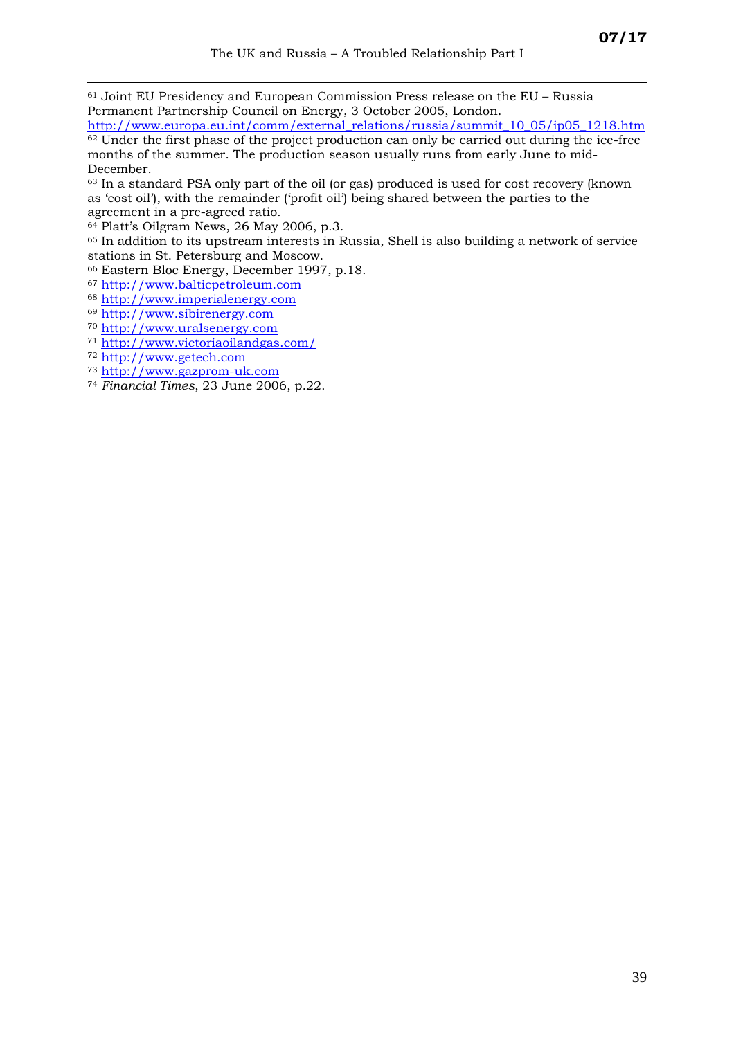[61] Joint EU Presidency and European Commission Press release on the EU – Russia Permanent Partnership Council on Energy, 3 October 2005, London. http://www.europa.eu.int/comm/external_relations/russia/summit_10_05/ip05_1218.htm

[62] Under the first phase of the project production can only be carried out during the ice-free months of the summer. The production season usually runs from early June to mid-December.

[63] In a standard PSA only part of the oil (or gas) produced is used for cost recovery (known as 'cost oil'), with the remainder ('profit oil') being shared between the parties to the agreement in a pre-agreed ratio.

[64] Platt's Oilgram News, 26 May 2006, p.3.

[65] In addition to its upstream interests in Russia, Shell is also building a network of service stations in St. Petersburg and Moscow.

[66] Eastern Bloc Energy, December 1997, p.18.

[67] http://www.balticpetroleum.com

[68] http://www.imperialenergy.com

[69] http://www.sibirenergy.com

[70] http://www.uralsenergy.com

[71] http://www.victoriaoilandgas.com/

[72] http://www.getech.com

[73] http://www.gazprom-uk.com

[74] *Financial Times*, 23 June 2006, p.22.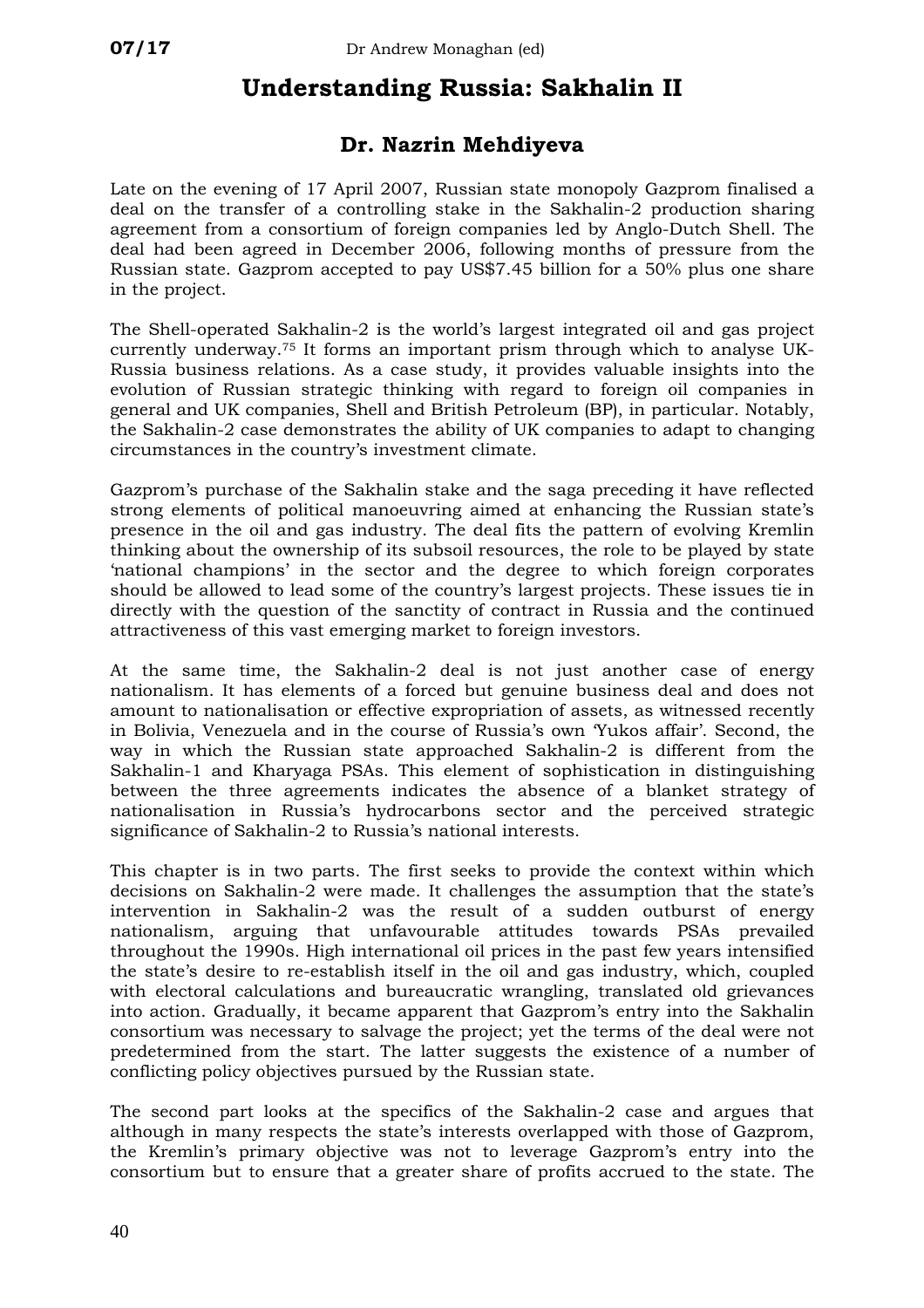# Understanding Russia: Sakhalin II

## Dr. Nazrin Mehdiyeva

Late on the evening of 17 April 2007, Russian state monopoly Gazprom finalised a deal on the transfer of a controlling stake in the Sakhalin-2 production sharing agreement from a consortium of foreign companies led by Anglo-Dutch Shell. The deal had been agreed in December 2006, following months of pressure from the Russian state. Gazprom accepted to pay US$7.45 billion for a 50% plus one share in the project.

The Shell-operated Sakhalin-2 is the world's largest integrated oil and gas project currently underway.[75] It forms an important prism through which to analyse UK-Russia business relations. As a case study, it provides valuable insights into the evolution of Russian strategic thinking with regard to foreign oil companies in general and UK companies, Shell and British Petroleum (BP), in particular. Notably, the Sakhalin-2 case demonstrates the ability of UK companies to adapt to changing circumstances in the country's investment climate.

Gazprom's purchase of the Sakhalin stake and the saga preceding it have reflected strong elements of political manoeuvring aimed at enhancing the Russian state's presence in the oil and gas industry. The deal fits the pattern of evolving Kremlin thinking about the ownership of its subsoil resources, the role to be played by state 'national champions' in the sector and the degree to which foreign corporates should be allowed to lead some of the country's largest projects. These issues tie in directly with the question of the sanctity of contract in Russia and the continued attractiveness of this vast emerging market to foreign investors.

At the same time, the Sakhalin-2 deal is not just another case of energy nationalism. It has elements of a forced but genuine business deal and does not amount to nationalisation or effective expropriation of assets, as witnessed recently in Bolivia, Venezuela and in the course of Russia's own 'Yukos affair'. Second, the way in which the Russian state approached Sakhalin-2 is different from the Sakhalin-1 and Kharyaga PSAs. This element of sophistication in distinguishing between the three agreements indicates the absence of a blanket strategy of nationalisation in Russia's hydrocarbons sector and the perceived strategic significance of Sakhalin-2 to Russia's national interests.

This chapter is in two parts. The first seeks to provide the context within which decisions on Sakhalin-2 were made. It challenges the assumption that the state's intervention in Sakhalin-2 was the result of a sudden outburst of energy nationalism, arguing that unfavourable attitudes towards PSAs prevailed throughout the 1990s. High international oil prices in the past few years intensified the state's desire to re-establish itself in the oil and gas industry, which, coupled with electoral calculations and bureaucratic wrangling, translated old grievances into action. Gradually, it became apparent that Gazprom's entry into the Sakhalin consortium was necessary to salvage the project; yet the terms of the deal were not predetermined from the start. The latter suggests the existence of a number of conflicting policy objectives pursued by the Russian state.

The second part looks at the specifics of the Sakhalin-2 case and argues that although in many respects the state's interests overlapped with those of Gazprom, the Kremlin's primary objective was not to leverage Gazprom's entry into the consortium but to ensure that a greater share of profits accrued to the state. The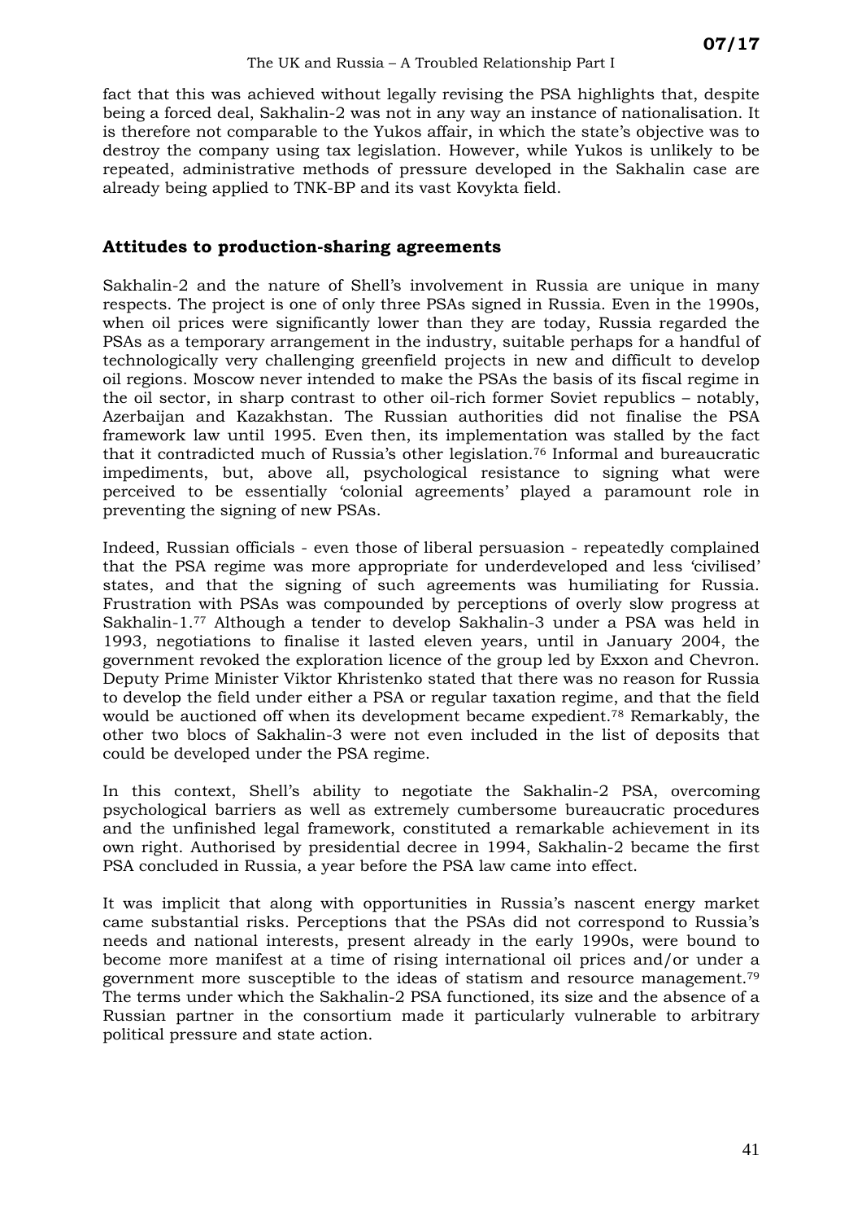fact that this was achieved without legally revising the PSA highlights that, despite being a forced deal, Sakhalin-2 was not in any way an instance of nationalisation. It is therefore not comparable to the Yukos affair, in which the state's objective was to destroy the company using tax legislation. However, while Yukos is unlikely to be repeated, administrative methods of pressure developed in the Sakhalin case are already being applied to TNK-BP and its vast Kovykta field.

## Attitudes to production-sharing agreements

Sakhalin-2 and the nature of Shell's involvement in Russia are unique in many respects. The project is one of only three PSAs signed in Russia. Even in the 1990s, when oil prices were significantly lower than they are today, Russia regarded the PSAs as a temporary arrangement in the industry, suitable perhaps for a handful of technologically very challenging greenfield projects in new and difficult to develop oil regions. Moscow never intended to make the PSAs the basis of its fiscal regime in the oil sector, in sharp contrast to other oil-rich former Soviet republics – notably, Azerbaijan and Kazakhstan. The Russian authorities did not finalise the PSA framework law until 1995. Even then, its implementation was stalled by the fact that it contradicted much of Russia's other legislation.[76] Informal and bureaucratic impediments, but, above all, psychological resistance to signing what were perceived to be essentially 'colonial agreements' played a paramount role in preventing the signing of new PSAs.

Indeed, Russian officials - even those of liberal persuasion - repeatedly complained that the PSA regime was more appropriate for underdeveloped and less 'civilised' states, and that the signing of such agreements was humiliating for Russia. Frustration with PSAs was compounded by perceptions of overly slow progress at Sakhalin-1.[77] Although a tender to develop Sakhalin-3 under a PSA was held in 1993, negotiations to finalise it lasted eleven years, until in January 2004, the government revoked the exploration licence of the group led by Exxon and Chevron. Deputy Prime Minister Viktor Khristenko stated that there was no reason for Russia to develop the field under either a PSA or regular taxation regime, and that the field would be auctioned off when its development became expedient.[78] Remarkably, the other two blocs of Sakhalin-3 were not even included in the list of deposits that could be developed under the PSA regime.

In this context, Shell's ability to negotiate the Sakhalin-2 PSA, overcoming psychological barriers as well as extremely cumbersome bureaucratic procedures and the unfinished legal framework, constituted a remarkable achievement in its own right. Authorised by presidential decree in 1994, Sakhalin-2 became the first PSA concluded in Russia, a year before the PSA law came into effect.

It was implicit that along with opportunities in Russia's nascent energy market came substantial risks. Perceptions that the PSAs did not correspond to Russia's needs and national interests, present already in the early 1990s, were bound to become more manifest at a time of rising international oil prices and/or under a government more susceptible to the ideas of statism and resource management.[79] The terms under which the Sakhalin-2 PSA functioned, its size and the absence of a Russian partner in the consortium made it particularly vulnerable to arbitrary political pressure and state action.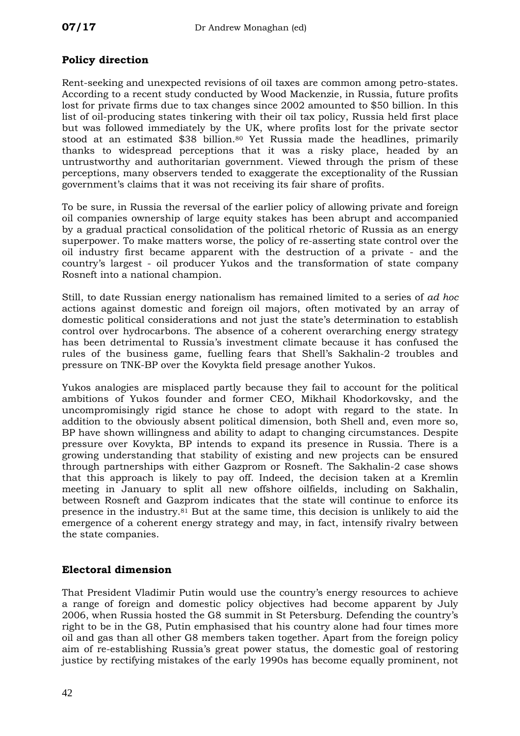## Policy direction

Rent-seeking and unexpected revisions of oil taxes are common among petro-states. According to a recent study conducted by Wood Mackenzie, in Russia, future profits lost for private firms due to tax changes since 2002 amounted to $50 billion. In this list of oil-producing states tinkering with their oil tax policy, Russia held first place but was followed immediately by the UK, where profits lost for the private sector stood at an estimated $38 billion.[80] Yet Russia made the headlines, primarily thanks to widespread perceptions that it was a risky place, headed by an untrustworthy and authoritarian government. Viewed through the prism of these perceptions, many observers tended to exaggerate the exceptionality of the Russian government's claims that it was not receiving its fair share of profits.

To be sure, in Russia the reversal of the earlier policy of allowing private and foreign oil companies ownership of large equity stakes has been abrupt and accompanied by a gradual practical consolidation of the political rhetoric of Russia as an energy superpower. To make matters worse, the policy of re-asserting state control over the oil industry first became apparent with the destruction of a private - and the country's largest - oil producer Yukos and the transformation of state company Rosneft into a national champion.

Still, to date Russian energy nationalism has remained limited to a series of *ad hoc* actions against domestic and foreign oil majors, often motivated by an array of domestic political considerations and not just the state's determination to establish control over hydrocarbons. The absence of a coherent overarching energy strategy has been detrimental to Russia's investment climate because it has confused the rules of the business game, fuelling fears that Shell's Sakhalin-2 troubles and pressure on TNK-BP over the Kovykta field presage another Yukos.

Yukos analogies are misplaced partly because they fail to account for the political ambitions of Yukos founder and former CEO, Mikhail Khodorkovsky, and the uncompromisingly rigid stance he chose to adopt with regard to the state. In addition to the obviously absent political dimension, both Shell and, even more so, BP have shown willingness and ability to adapt to changing circumstances. Despite pressure over Kovykta, BP intends to expand its presence in Russia. There is a growing understanding that stability of existing and new projects can be ensured through partnerships with either Gazprom or Rosneft. The Sakhalin-2 case shows that this approach is likely to pay off. Indeed, the decision taken at a Kremlin meeting in January to split all new offshore oilfields, including on Sakhalin, between Rosneft and Gazprom indicates that the state will continue to enforce its presence in the industry.[81] But at the same time, this decision is unlikely to aid the emergence of a coherent energy strategy and may, in fact, intensify rivalry between the state companies.

## Electoral dimension

That President Vladimir Putin would use the country's energy resources to achieve a range of foreign and domestic policy objectives had become apparent by July 2006, when Russia hosted the G8 summit in St Petersburg. Defending the country's right to be in the G8, Putin emphasised that his country alone had four times more oil and gas than all other G8 members taken together. Apart from the foreign policy aim of re-establishing Russia's great power status, the domestic goal of restoring justice by rectifying mistakes of the early 1990s has become equally prominent, not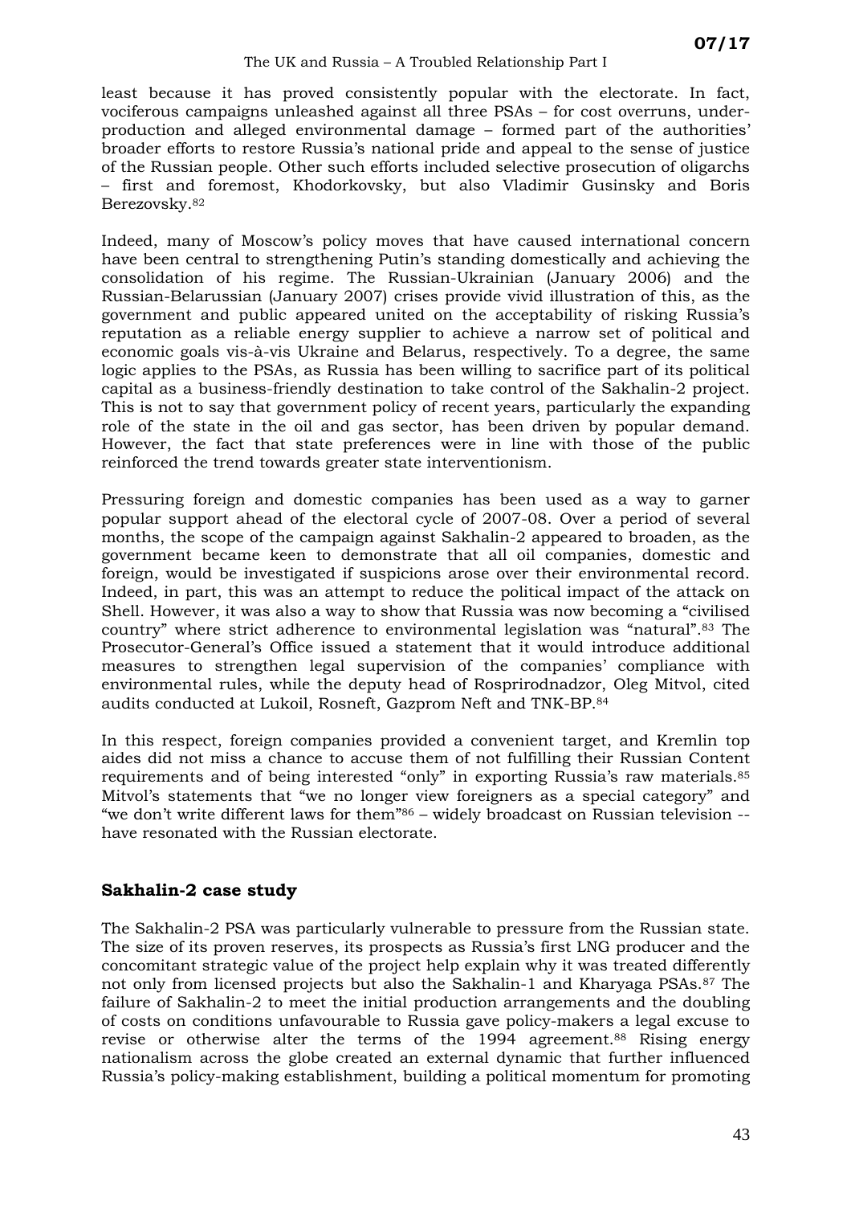least because it has proved consistently popular with the electorate. In fact, vociferous campaigns unleashed against all three PSAs – for cost overruns, under-production and alleged environmental damage – formed part of the authorities' broader efforts to restore Russia's national pride and appeal to the sense of justice of the Russian people. Other such efforts included selective prosecution of oligarchs – first and foremost, Khodorkovsky, but also Vladimir Gusinsky and Boris Berezovsky.[82]

Indeed, many of Moscow's policy moves that have caused international concern have been central to strengthening Putin's standing domestically and achieving the consolidation of his regime. The Russian-Ukrainian (January 2006) and the Russian-Belarussian (January 2007) crises provide vivid illustration of this, as the government and public appeared united on the acceptability of risking Russia's reputation as a reliable energy supplier to achieve a narrow set of political and economic goals vis-à-vis Ukraine and Belarus, respectively. To a degree, the same logic applies to the PSAs, as Russia has been willing to sacrifice part of its political capital as a business-friendly destination to take control of the Sakhalin-2 project. This is not to say that government policy of recent years, particularly the expanding role of the state in the oil and gas sector, has been driven by popular demand. However, the fact that state preferences were in line with those of the public reinforced the trend towards greater state interventionism.

Pressuring foreign and domestic companies has been used as a way to garner popular support ahead of the electoral cycle of 2007-08. Over a period of several months, the scope of the campaign against Sakhalin-2 appeared to broaden, as the government became keen to demonstrate that all oil companies, domestic and foreign, would be investigated if suspicions arose over their environmental record. Indeed, in part, this was an attempt to reduce the political impact of the attack on Shell. However, it was also a way to show that Russia was now becoming a "civilised country" where strict adherence to environmental legislation was "natural".[83] The Prosecutor-General's Office issued a statement that it would introduce additional measures to strengthen legal supervision of the companies' compliance with environmental rules, while the deputy head of Rosprirodnadzor, Oleg Mitvol, cited audits conducted at Lukoil, Rosneft, Gazprom Neft and TNK-BP.[84]

In this respect, foreign companies provided a convenient target, and Kremlin top aides did not miss a chance to accuse them of not fulfilling their Russian Content requirements and of being interested "only" in exporting Russia's raw materials.[85] Mitvol's statements that "we no longer view foreigners as a special category" and "we don't write different laws for them"[86] – widely broadcast on Russian television -- have resonated with the Russian electorate.

## Sakhalin-2 case study

The Sakhalin-2 PSA was particularly vulnerable to pressure from the Russian state. The size of its proven reserves, its prospects as Russia's first LNG producer and the concomitant strategic value of the project help explain why it was treated differently not only from licensed projects but also the Sakhalin-1 and Kharyaga PSAs.[87] The failure of Sakhalin-2 to meet the initial production arrangements and the doubling of costs on conditions unfavourable to Russia gave policy-makers a legal excuse to revise or otherwise alter the terms of the 1994 agreement.[88] Rising energy nationalism across the globe created an external dynamic that further influenced Russia's policy-making establishment, building a political momentum for promoting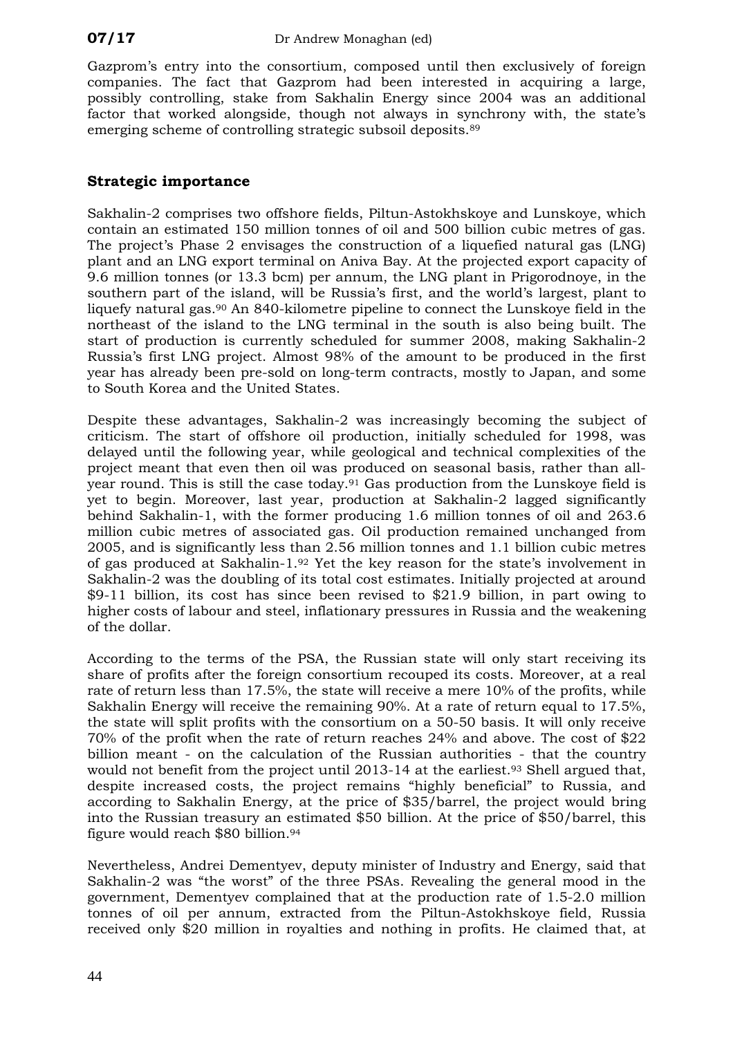Gazprom's entry into the consortium, composed until then exclusively of foreign companies. The fact that Gazprom had been interested in acquiring a large, possibly controlling, stake from Sakhalin Energy since 2004 was an additional factor that worked alongside, though not always in synchrony with, the state's emerging scheme of controlling strategic subsoil deposits.[89]

## Strategic importance

Sakhalin-2 comprises two offshore fields, Piltun-Astokhskoye and Lunskoye, which contain an estimated 150 million tonnes of oil and 500 billion cubic metres of gas. The project's Phase 2 envisages the construction of a liquefied natural gas (LNG) plant and an LNG export terminal on Aniva Bay. At the projected export capacity of 9.6 million tonnes (or 13.3 bcm) per annum, the LNG plant in Prigorodnoye, in the southern part of the island, will be Russia's first, and the world's largest, plant to liquefy natural gas.[90] An 840-kilometre pipeline to connect the Lunskoye field in the northeast of the island to the LNG terminal in the south is also being built. The start of production is currently scheduled for summer 2008, making Sakhalin-2 Russia's first LNG project. Almost 98% of the amount to be produced in the first year has already been pre-sold on long-term contracts, mostly to Japan, and some to South Korea and the United States.

Despite these advantages, Sakhalin-2 was increasingly becoming the subject of criticism. The start of offshore oil production, initially scheduled for 1998, was delayed until the following year, while geological and technical complexities of the project meant that even then oil was produced on seasonal basis, rather than all-year round. This is still the case today.[91] Gas production from the Lunskoye field is yet to begin. Moreover, last year, production at Sakhalin-2 lagged significantly behind Sakhalin-1, with the former producing 1.6 million tonnes of oil and 263.6 million cubic metres of associated gas. Oil production remained unchanged from 2005, and is significantly less than 2.56 million tonnes and 1.1 billion cubic metres of gas produced at Sakhalin-1.[92] Yet the key reason for the state's involvement in Sakhalin-2 was the doubling of its total cost estimates. Initially projected at around \$9-11 billion, its cost has since been revised to \$21.9 billion, in part owing to higher costs of labour and steel, inflationary pressures in Russia and the weakening of the dollar.

According to the terms of the PSA, the Russian state will only start receiving its share of profits after the foreign consortium recouped its costs. Moreover, at a real rate of return less than 17.5%, the state will receive a mere 10% of the profits, while Sakhalin Energy will receive the remaining 90%. At a rate of return equal to 17.5%, the state will split profits with the consortium on a 50-50 basis. It will only receive 70% of the profit when the rate of return reaches 24% and above. The cost of \$22 billion meant - on the calculation of the Russian authorities - that the country would not benefit from the project until 2013-14 at the earliest.[93] Shell argued that, despite increased costs, the project remains "highly beneficial" to Russia, and according to Sakhalin Energy, at the price of \$35/barrel, the project would bring into the Russian treasury an estimated \$50 billion. At the price of \$50/barrel, this figure would reach \$80 billion.[94]

Nevertheless, Andrei Dementyev, deputy minister of Industry and Energy, said that Sakhalin-2 was "the worst" of the three PSAs. Revealing the general mood in the government, Dementyev complained that at the production rate of 1.5-2.0 million tonnes of oil per annum, extracted from the Piltun-Astokhskoye field, Russia received only \$20 million in royalties and nothing in profits. He claimed that, at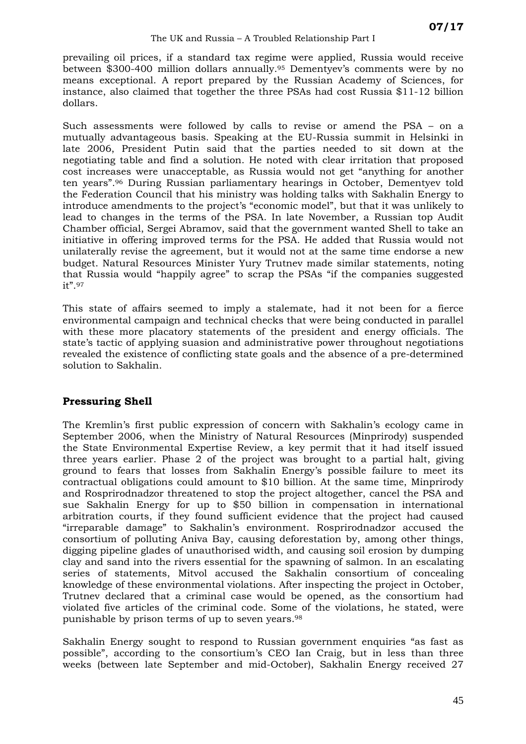prevailing oil prices, if a standard tax regime were applied, Russia would receive between $300-400 million dollars annually.[95] Dementyev's comments were by no means exceptional. A report prepared by the Russian Academy of Sciences, for instance, also claimed that together the three PSAs had cost Russia $11-12 billion dollars.

Such assessments were followed by calls to revise or amend the PSA – on a mutually advantageous basis. Speaking at the EU-Russia summit in Helsinki in late 2006, President Putin said that the parties needed to sit down at the negotiating table and find a solution. He noted with clear irritation that proposed cost increases were unacceptable, as Russia would not get "anything for another ten years".[96] During Russian parliamentary hearings in October, Dementyev told the Federation Council that his ministry was holding talks with Sakhalin Energy to introduce amendments to the project's "economic model", but that it was unlikely to lead to changes in the terms of the PSA. In late November, a Russian top Audit Chamber official, Sergei Abramov, said that the government wanted Shell to take an initiative in offering improved terms for the PSA. He added that Russia would not unilaterally revise the agreement, but it would not at the same time endorse a new budget. Natural Resources Minister Yury Trutnev made similar statements, noting that Russia would "happily agree" to scrap the PSAs "if the companies suggested it".[97]

This state of affairs seemed to imply a stalemate, had it not been for a fierce environmental campaign and technical checks that were being conducted in parallel with these more placatory statements of the president and energy officials. The state's tactic of applying suasion and administrative power throughout negotiations revealed the existence of conflicting state goals and the absence of a pre-determined solution to Sakhalin.

## Pressuring Shell

The Kremlin's first public expression of concern with Sakhalin's ecology came in September 2006, when the Ministry of Natural Resources (Minprirody) suspended the State Environmental Expertise Review, a key permit that it had itself issued three years earlier. Phase 2 of the project was brought to a partial halt, giving ground to fears that losses from Sakhalin Energy's possible failure to meet its contractual obligations could amount to $10 billion. At the same time, Minprirody and Rosprirodnadzor threatened to stop the project altogether, cancel the PSA and sue Sakhalin Energy for up to $50 billion in compensation in international arbitration courts, if they found sufficient evidence that the project had caused "irreparable damage" to Sakhalin's environment. Rosprirodnadzor accused the consortium of polluting Aniva Bay, causing deforestation by, among other things, digging pipeline glades of unauthorised width, and causing soil erosion by dumping clay and sand into the rivers essential for the spawning of salmon. In an escalating series of statements, Mitvol accused the Sakhalin consortium of concealing knowledge of these environmental violations. After inspecting the project in October, Trutnev declared that a criminal case would be opened, as the consortium had violated five articles of the criminal code. Some of the violations, he stated, were punishable by prison terms of up to seven years.[98]

Sakhalin Energy sought to respond to Russian government enquiries "as fast as possible", according to the consortium's CEO Ian Craig, but in less than three weeks (between late September and mid-October), Sakhalin Energy received 27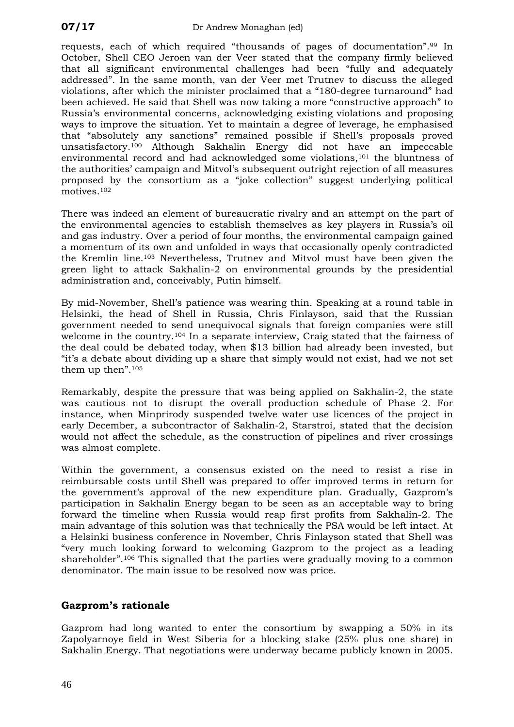requests, each of which required "thousands of pages of documentation".[99] In October, Shell CEO Jeroen van der Veer stated that the company firmly believed that all significant environmental challenges had been "fully and adequately addressed". In the same month, van der Veer met Trutnev to discuss the alleged violations, after which the minister proclaimed that a "180-degree turnaround" had been achieved. He said that Shell was now taking a more "constructive approach" to Russia's environmental concerns, acknowledging existing violations and proposing ways to improve the situation. Yet to maintain a degree of leverage, he emphasised that "absolutely any sanctions" remained possible if Shell's proposals proved unsatisfactory.[100] Although Sakhalin Energy did not have an impeccable environmental record and had acknowledged some violations,[101] the bluntness of the authorities' campaign and Mitvol's subsequent outright rejection of all measures proposed by the consortium as a "joke collection" suggest underlying political motives.[102]

There was indeed an element of bureaucratic rivalry and an attempt on the part of the environmental agencies to establish themselves as key players in Russia's oil and gas industry. Over a period of four months, the environmental campaign gained a momentum of its own and unfolded in ways that occasionally openly contradicted the Kremlin line.[103] Nevertheless, Trutnev and Mitvol must have been given the green light to attack Sakhalin-2 on environmental grounds by the presidential administration and, conceivably, Putin himself.

By mid-November, Shell's patience was wearing thin. Speaking at a round table in Helsinki, the head of Shell in Russia, Chris Finlayson, said that the Russian government needed to send unequivocal signals that foreign companies were still welcome in the country.[104] In a separate interview, Craig stated that the fairness of the deal could be debated today, when $13 billion had already been invested, but "it's a debate about dividing up a share that simply would not exist, had we not set them up then".[105]

Remarkably, despite the pressure that was being applied on Sakhalin-2, the state was cautious not to disrupt the overall production schedule of Phase 2. For instance, when Minprirody suspended twelve water use licences of the project in early December, a subcontractor of Sakhalin-2, Starstroi, stated that the decision would not affect the schedule, as the construction of pipelines and river crossings was almost complete.

Within the government, a consensus existed on the need to resist a rise in reimbursable costs until Shell was prepared to offer improved terms in return for the government's approval of the new expenditure plan. Gradually, Gazprom's participation in Sakhalin Energy began to be seen as an acceptable way to bring forward the timeline when Russia would reap first profits from Sakhalin-2. The main advantage of this solution was that technically the PSA would be left intact. At a Helsinki business conference in November, Chris Finlayson stated that Shell was "very much looking forward to welcoming Gazprom to the project as a leading shareholder".[106] This signalled that the parties were gradually moving to a common denominator. The main issue to be resolved now was price.

## Gazprom's rationale

Gazprom had long wanted to enter the consortium by swapping a 50% in its Zapolyarnoye field in West Siberia for a blocking stake (25% plus one share) in Sakhalin Energy. That negotiations were underway became publicly known in 2005.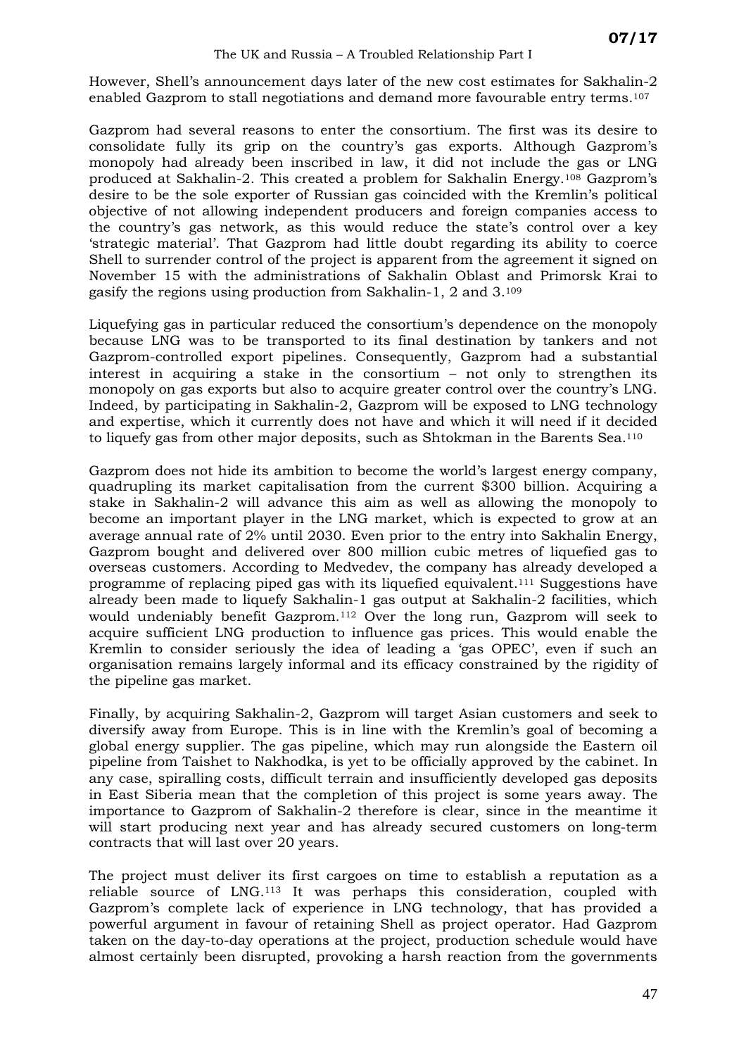However, Shell's announcement days later of the new cost estimates for Sakhalin-2 enabled Gazprom to stall negotiations and demand more favourable entry terms.[107]

Gazprom had several reasons to enter the consortium. The first was its desire to consolidate fully its grip on the country's gas exports. Although Gazprom's monopoly had already been inscribed in law, it did not include the gas or LNG produced at Sakhalin-2. This created a problem for Sakhalin Energy.[108] Gazprom's desire to be the sole exporter of Russian gas coincided with the Kremlin's political objective of not allowing independent producers and foreign companies access to the country's gas network, as this would reduce the state's control over a key 'strategic material'. That Gazprom had little doubt regarding its ability to coerce Shell to surrender control of the project is apparent from the agreement it signed on November 15 with the administrations of Sakhalin Oblast and Primorsk Krai to gasify the regions using production from Sakhalin-1, 2 and 3.[109]

Liquefying gas in particular reduced the consortium's dependence on the monopoly because LNG was to be transported to its final destination by tankers and not Gazprom-controlled export pipelines. Consequently, Gazprom had a substantial interest in acquiring a stake in the consortium – not only to strengthen its monopoly on gas exports but also to acquire greater control over the country's LNG. Indeed, by participating in Sakhalin-2, Gazprom will be exposed to LNG technology and expertise, which it currently does not have and which it will need if it decided to liquefy gas from other major deposits, such as Shtokman in the Barents Sea.[110]

Gazprom does not hide its ambition to become the world's largest energy company, quadrupling its market capitalisation from the current $300 billion. Acquiring a stake in Sakhalin-2 will advance this aim as well as allowing the monopoly to become an important player in the LNG market, which is expected to grow at an average annual rate of 2% until 2030. Even prior to the entry into Sakhalin Energy, Gazprom bought and delivered over 800 million cubic metres of liquefied gas to overseas customers. According to Medvedev, the company has already developed a programme of replacing piped gas with its liquefied equivalent.[111] Suggestions have already been made to liquefy Sakhalin-1 gas output at Sakhalin-2 facilities, which would undeniably benefit Gazprom.[112] Over the long run, Gazprom will seek to acquire sufficient LNG production to influence gas prices. This would enable the Kremlin to consider seriously the idea of leading a 'gas OPEC', even if such an organisation remains largely informal and its efficacy constrained by the rigidity of the pipeline gas market.

Finally, by acquiring Sakhalin-2, Gazprom will target Asian customers and seek to diversify away from Europe. This is in line with the Kremlin's goal of becoming a global energy supplier. The gas pipeline, which may run alongside the Eastern oil pipeline from Taishet to Nakhodka, is yet to be officially approved by the cabinet. In any case, spiralling costs, difficult terrain and insufficiently developed gas deposits in East Siberia mean that the completion of this project is some years away. The importance to Gazprom of Sakhalin-2 therefore is clear, since in the meantime it will start producing next year and has already secured customers on long-term contracts that will last over 20 years.

The project must deliver its first cargoes on time to establish a reputation as a reliable source of LNG.[113] It was perhaps this consideration, coupled with Gazprom's complete lack of experience in LNG technology, that has provided a powerful argument in favour of retaining Shell as project operator. Had Gazprom taken on the day-to-day operations at the project, production schedule would have almost certainly been disrupted, provoking a harsh reaction from the governments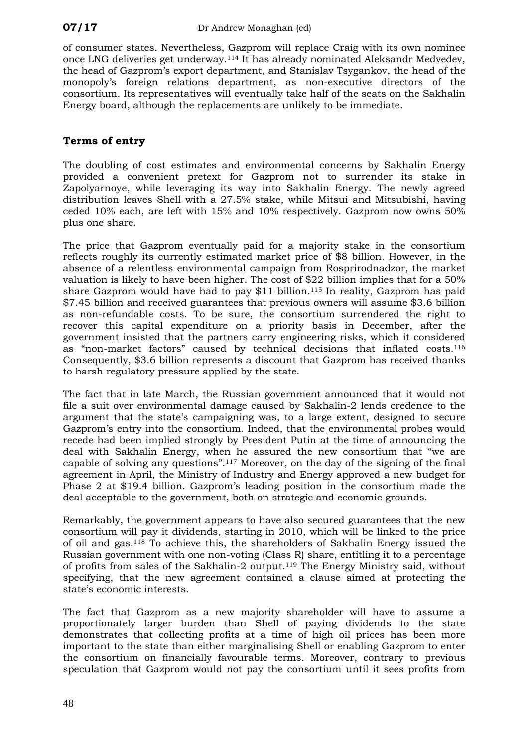of consumer states. Nevertheless, Gazprom will replace Craig with its own nominee once LNG deliveries get underway.[114] It has already nominated Aleksandr Medvedev, the head of Gazprom's export department, and Stanislav Tsygankov, the head of the monopoly's foreign relations department, as non-executive directors of the consortium. Its representatives will eventually take half of the seats on the Sakhalin Energy board, although the replacements are unlikely to be immediate.

## Terms of entry

The doubling of cost estimates and environmental concerns by Sakhalin Energy provided a convenient pretext for Gazprom not to surrender its stake in Zapolyarnoye, while leveraging its way into Sakhalin Energy. The newly agreed distribution leaves Shell with a 27.5% stake, while Mitsui and Mitsubishi, having ceded 10% each, are left with 15% and 10% respectively. Gazprom now owns 50% plus one share.

The price that Gazprom eventually paid for a majority stake in the consortium reflects roughly its currently estimated market price of $8 billion. However, in the absence of a relentless environmental campaign from Rosprirodnadzor, the market valuation is likely to have been higher. The cost of $22 billion implies that for a 50% share Gazprom would have had to pay $11 billion.[115] In reality, Gazprom has paid $7.45 billion and received guarantees that previous owners will assume $3.6 billion as non-refundable costs. To be sure, the consortium surrendered the right to recover this capital expenditure on a priority basis in December, after the government insisted that the partners carry engineering risks, which it considered as "non-market factors" caused by technical decisions that inflated costs.[116] Consequently, $3.6 billion represents a discount that Gazprom has received thanks to harsh regulatory pressure applied by the state.

The fact that in late March, the Russian government announced that it would not file a suit over environmental damage caused by Sakhalin-2 lends credence to the argument that the state's campaigning was, to a large extent, designed to secure Gazprom's entry into the consortium. Indeed, that the environmental probes would recede had been implied strongly by President Putin at the time of announcing the deal with Sakhalin Energy, when he assured the new consortium that "we are capable of solving any questions".[117] Moreover, on the day of the signing of the final agreement in April, the Ministry of Industry and Energy approved a new budget for Phase 2 at $19.4 billion. Gazprom's leading position in the consortium made the deal acceptable to the government, both on strategic and economic grounds.

Remarkably, the government appears to have also secured guarantees that the new consortium will pay it dividends, starting in 2010, which will be linked to the price of oil and gas.[118] To achieve this, the shareholders of Sakhalin Energy issued the Russian government with one non-voting (Class R) share, entitling it to a percentage of profits from sales of the Sakhalin-2 output.[119] The Energy Ministry said, without specifying, that the new agreement contained a clause aimed at protecting the state's economic interests.

The fact that Gazprom as a new majority shareholder will have to assume a proportionately larger burden than Shell of paying dividends to the state demonstrates that collecting profits at a time of high oil prices has been more important to the state than either marginalising Shell or enabling Gazprom to enter the consortium on financially favourable terms. Moreover, contrary to previous speculation that Gazprom would not pay the consortium until it sees profits from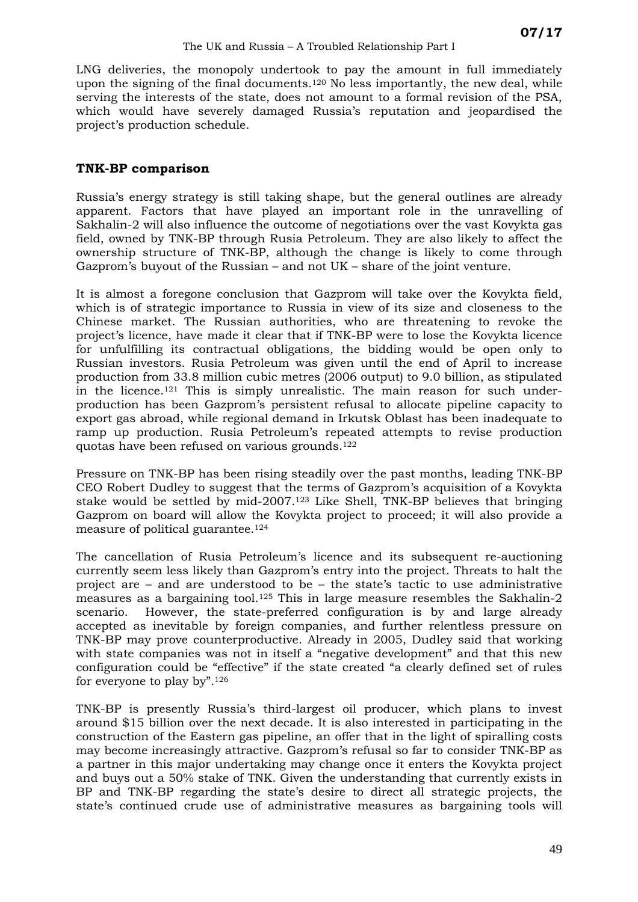LNG deliveries, the monopoly undertook to pay the amount in full immediately upon the signing of the final documents.[120] No less importantly, the new deal, while serving the interests of the state, does not amount to a formal revision of the PSA, which would have severely damaged Russia's reputation and jeopardised the project's production schedule.

## TNK-BP comparison

Russia's energy strategy is still taking shape, but the general outlines are already apparent. Factors that have played an important role in the unravelling of Sakhalin-2 will also influence the outcome of negotiations over the vast Kovykta gas field, owned by TNK-BP through Rusia Petroleum. They are also likely to affect the ownership structure of TNK-BP, although the change is likely to come through Gazprom's buyout of the Russian – and not UK – share of the joint venture.

It is almost a foregone conclusion that Gazprom will take over the Kovykta field, which is of strategic importance to Russia in view of its size and closeness to the Chinese market. The Russian authorities, who are threatening to revoke the project's licence, have made it clear that if TNK-BP were to lose the Kovykta licence for unfulfilling its contractual obligations, the bidding would be open only to Russian investors. Rusia Petroleum was given until the end of April to increase production from 33.8 million cubic metres (2006 output) to 9.0 billion, as stipulated in the licence.[121] This is simply unrealistic. The main reason for such under-production has been Gazprom's persistent refusal to allocate pipeline capacity to export gas abroad, while regional demand in Irkutsk Oblast has been inadequate to ramp up production. Rusia Petroleum's repeated attempts to revise production quotas have been refused on various grounds.[122]

Pressure on TNK-BP has been rising steadily over the past months, leading TNK-BP CEO Robert Dudley to suggest that the terms of Gazprom's acquisition of a Kovykta stake would be settled by mid-2007.[123] Like Shell, TNK-BP believes that bringing Gazprom on board will allow the Kovykta project to proceed; it will also provide a measure of political guarantee.[124]

The cancellation of Rusia Petroleum's licence and its subsequent re-auctioning currently seem less likely than Gazprom's entry into the project. Threats to halt the project are – and are understood to be – the state's tactic to use administrative measures as a bargaining tool.[125] This in large measure resembles the Sakhalin-2 scenario. However, the state-preferred configuration is by and large already accepted as inevitable by foreign companies, and further relentless pressure on TNK-BP may prove counterproductive. Already in 2005, Dudley said that working with state companies was not in itself a "negative development" and that this new configuration could be "effective" if the state created "a clearly defined set of rules for everyone to play by".[126]

TNK-BP is presently Russia's third-largest oil producer, which plans to invest around $15 billion over the next decade. It is also interested in participating in the construction of the Eastern gas pipeline, an offer that in the light of spiralling costs may become increasingly attractive. Gazprom's refusal so far to consider TNK-BP as a partner in this major undertaking may change once it enters the Kovykta project and buys out a 50% stake of TNK. Given the understanding that currently exists in BP and TNK-BP regarding the state's desire to direct all strategic projects, the state's continued crude use of administrative measures as bargaining tools will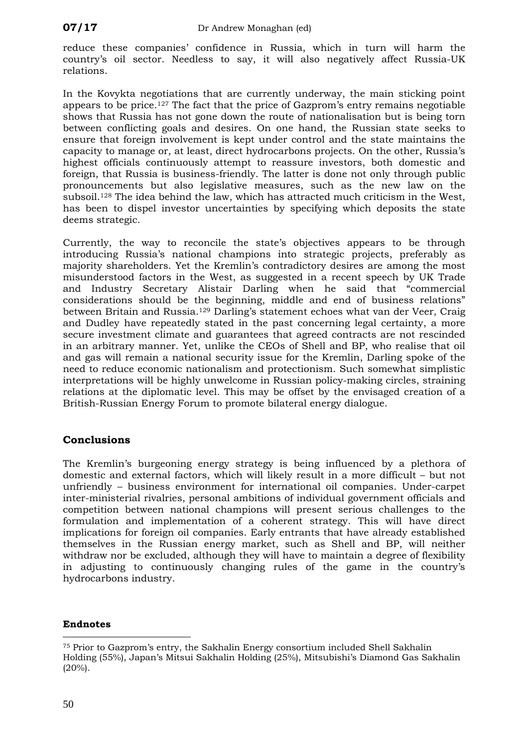reduce these companies' confidence in Russia, which in turn will harm the country's oil sector. Needless to say, it will also negatively affect Russia-UK relations.

In the Kovykta negotiations that are currently underway, the main sticking point appears to be price.[127] The fact that the price of Gazprom's entry remains negotiable shows that Russia has not gone down the route of nationalisation but is being torn between conflicting goals and desires. On one hand, the Russian state seeks to ensure that foreign involvement is kept under control and the state maintains the capacity to manage or, at least, direct hydrocarbons projects. On the other, Russia's highest officials continuously attempt to reassure investors, both domestic and foreign, that Russia is business-friendly. The latter is done not only through public pronouncements but also legislative measures, such as the new law on the subsoil.[128] The idea behind the law, which has attracted much criticism in the West, has been to dispel investor uncertainties by specifying which deposits the state deems strategic.

Currently, the way to reconcile the state's objectives appears to be through introducing Russia's national champions into strategic projects, preferably as majority shareholders. Yet the Kremlin's contradictory desires are among the most misunderstood factors in the West, as suggested in a recent speech by UK Trade and Industry Secretary Alistair Darling when he said that "commercial considerations should be the beginning, middle and end of business relations" between Britain and Russia.[129] Darling's statement echoes what van der Veer, Craig and Dudley have repeatedly stated in the past concerning legal certainty, a more secure investment climate and guarantees that agreed contracts are not rescinded in an arbitrary manner. Yet, unlike the CEOs of Shell and BP, who realise that oil and gas will remain a national security issue for the Kremlin, Darling spoke of the need to reduce economic nationalism and protectionism. Such somewhat simplistic interpretations will be highly unwelcome in Russian policy-making circles, straining relations at the diplomatic level. This may be offset by the envisaged creation of a British-Russian Energy Forum to promote bilateral energy dialogue.

## Conclusions

The Kremlin's burgeoning energy strategy is being influenced by a plethora of domestic and external factors, which will likely result in a more difficult – but not unfriendly – business environment for international oil companies. Under-carpet inter-ministerial rivalries, personal ambitions of individual government officials and competition between national champions will present serious challenges to the formulation and implementation of a coherent strategy. This will have direct implications for foreign oil companies. Early entrants that have already established themselves in the Russian energy market, such as Shell and BP, will neither withdraw nor be excluded, although they will have to maintain a degree of flexibility in adjusting to continuously changing rules of the game in the country's hydrocarbons industry.

### Endnotes

[75] Prior to Gazprom's entry, the Sakhalin Energy consortium included Shell Sakhalin Holding (55%), Japan's Mitsui Sakhalin Holding (25%), Mitsubishi's Diamond Gas Sakhalin (20%).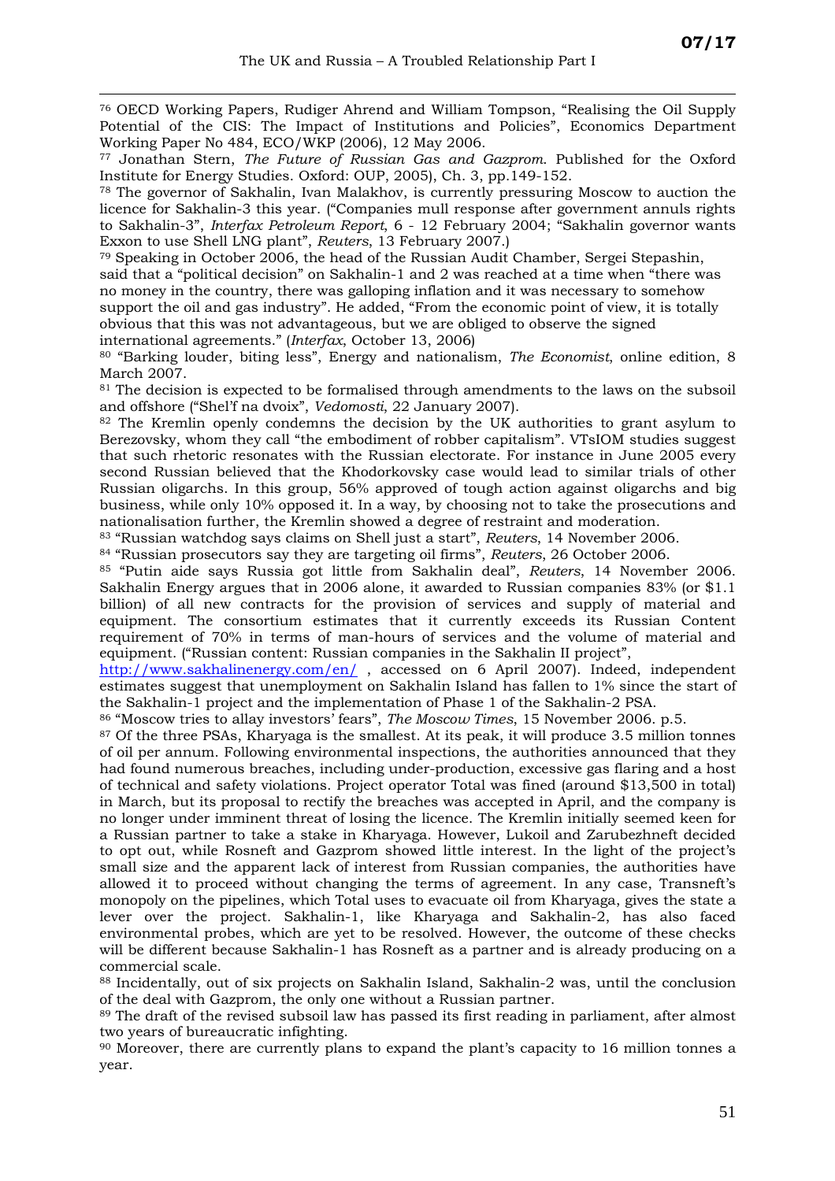[76] OECD Working Papers, Rudiger Ahrend and William Tompson, "Realising the Oil Supply Potential of the CIS: The Impact of Institutions and Policies", Economics Department Working Paper No 484, ECO/WKP (2006), 12 May 2006.

[77] Jonathan Stern, *The Future of Russian Gas and Gazprom*. Published for the Oxford Institute for Energy Studies. Oxford: OUP, 2005), Ch. 3, pp.149-152.

[78] The governor of Sakhalin, Ivan Malakhov, is currently pressuring Moscow to auction the licence for Sakhalin-3 this year. ("Companies mull response after government annuls rights to Sakhalin-3", *Interfax Petroleum Report*, 6 - 12 February 2004; "Sakhalin governor wants Exxon to use Shell LNG plant", *Reuters*, 13 February 2007.)

[79] Speaking in October 2006, the head of the Russian Audit Chamber, Sergei Stepashin, said that a "political decision" on Sakhalin-1 and 2 was reached at a time when "there was no money in the country, there was galloping inflation and it was necessary to somehow support the oil and gas industry". He added, "From the economic point of view, it is totally obvious that this was not advantageous, but we are obliged to observe the signed international agreements." (*Interfax*, October 13, 2006)

[80] "Barking louder, biting less", Energy and nationalism, *The Economist*, online edition, 8 March 2007.

[81] The decision is expected to be formalised through amendments to the laws on the subsoil and offshore ("Shel'f na dvoix", *Vedomosti*, 22 January 2007).

[82] The Kremlin openly condemns the decision by the UK authorities to grant asylum to Berezovsky, whom they call "the embodiment of robber capitalism". VTsIOM studies suggest that such rhetoric resonates with the Russian electorate. For instance in June 2005 every second Russian believed that the Khodorkovsky case would lead to similar trials of other Russian oligarchs. In this group, 56% approved of tough action against oligarchs and big business, while only 10% opposed it. In a way, by choosing not to take the prosecutions and nationalisation further, the Kremlin showed a degree of restraint and moderation.

[83] "Russian watchdog says claims on Shell just a start", *Reuters*, 14 November 2006.

[84] "Russian prosecutors say they are targeting oil firms", *Reuters*, 26 October 2006.

[85] "Putin aide says Russia got little from Sakhalin deal", *Reuters*, 14 November 2006. Sakhalin Energy argues that in 2006 alone, it awarded to Russian companies 83% (or $1.1 billion) of all new contracts for the provision of services and supply of material and equipment. The consortium estimates that it currently exceeds its Russian Content requirement of 70% in terms of man-hours of services and the volume of material and equipment. ("Russian content: Russian companies in the Sakhalin II project", http://www.sakhalinenergy.com/en/ , accessed on 6 April 2007). Indeed, independent estimates suggest that unemployment on Sakhalin Island has fallen to 1% since the start of the Sakhalin-1 project and the implementation of Phase 1 of the Sakhalin-2 PSA.

[86] "Moscow tries to allay investors' fears", *The Moscow Times*, 15 November 2006. p.5.

[87] Of the three PSAs, Kharyaga is the smallest. At its peak, it will produce 3.5 million tonnes of oil per annum. Following environmental inspections, the authorities announced that they had found numerous breaches, including under-production, excessive gas flaring and a host of technical and safety violations. Project operator Total was fined (around $13,500 in total) in March, but its proposal to rectify the breaches was accepted in April, and the company is no longer under imminent threat of losing the licence. The Kremlin initially seemed keen for a Russian partner to take a stake in Kharyaga. However, Lukoil and Zarubezhneft decided to opt out, while Rosneft and Gazprom showed little interest. In the light of the project's small size and the apparent lack of interest from Russian companies, the authorities have allowed it to proceed without changing the terms of agreement. In any case, Transneft's monopoly on the pipelines, which Total uses to evacuate oil from Kharyaga, gives the state a lever over the project. Sakhalin-1, like Kharyaga and Sakhalin-2, has also faced environmental probes, which are yet to be resolved. However, the outcome of these checks will be different because Sakhalin-1 has Rosneft as a partner and is already producing on a commercial scale.

[88] Incidentally, out of six projects on Sakhalin Island, Sakhalin-2 was, until the conclusion of the deal with Gazprom, the only one without a Russian partner.

[89] The draft of the revised subsoil law has passed its first reading in parliament, after almost two years of bureaucratic infighting.

[90] Moreover, there are currently plans to expand the plant's capacity to 16 million tonnes a year.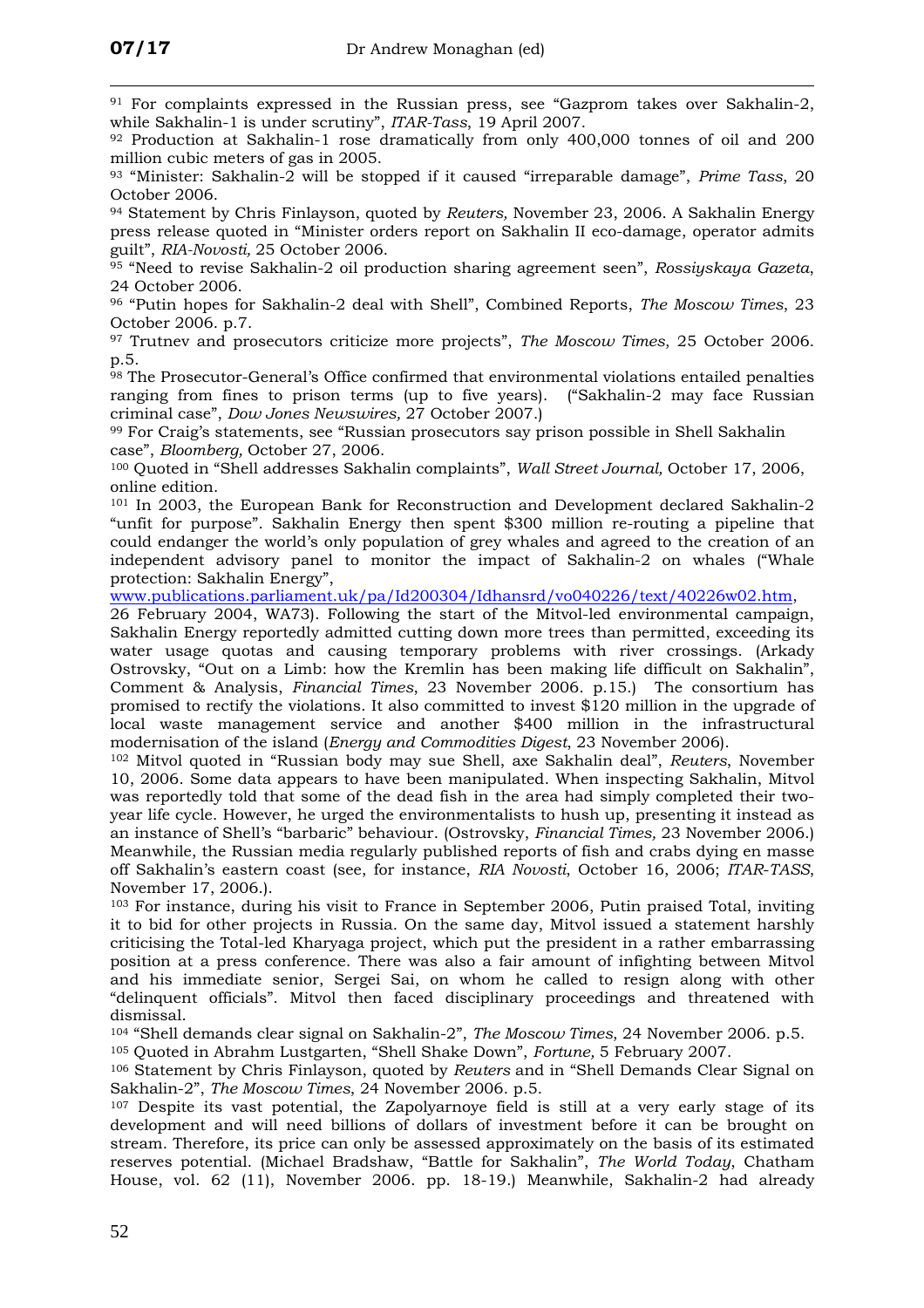[91] For complaints expressed in the Russian press, see "Gazprom takes over Sakhalin-2, while Sakhalin-1 is under scrutiny", *ITAR-Tass*, 19 April 2007.

[92] Production at Sakhalin-1 rose dramatically from only 400,000 tonnes of oil and 200 million cubic meters of gas in 2005.

[93] "Minister: Sakhalin-2 will be stopped if it caused "irreparable damage", *Prime Tass*, 20 October 2006.

[94] Statement by Chris Finlayson, quoted by *Reuters,* November 23, 2006. A Sakhalin Energy press release quoted in "Minister orders report on Sakhalin II eco-damage, operator admits guilt", *RIA-Novosti,* 25 October 2006.

[95] "Need to revise Sakhalin-2 oil production sharing agreement seen", *Rossiyskaya Gazeta*, 24 October 2006.

[96] "Putin hopes for Sakhalin-2 deal with Shell", Combined Reports, *The Moscow Times*, 23 October 2006. p.7.

[97] Trutnev and prosecutors criticize more projects", *The Moscow Times*, 25 October 2006. p.5.

[98] The Prosecutor-General's Office confirmed that environmental violations entailed penalties ranging from fines to prison terms (up to five years). ("Sakhalin-2 may face Russian criminal case", *Dow Jones Newswires,* 27 October 2007.)

[99] For Craig's statements, see "Russian prosecutors say prison possible in Shell Sakhalin case", *Bloomberg,* October 27, 2006.

[100] Quoted in "Shell addresses Sakhalin complaints", *Wall Street Journal,* October 17, 2006, online edition.

[101] In 2003, the European Bank for Reconstruction and Development declared Sakhalin-2 "unfit for purpose". Sakhalin Energy then spent $300 million re-routing a pipeline that could endanger the world's only population of grey whales and agreed to the creation of an independent advisory panel to monitor the impact of Sakhalin-2 on whales ("Whale protection: Sakhalin Energy", www.publications.parliament.uk/pa/Id200304/Idhansrd/vo040226/text/40226w02.htm, 26 February 2004, WA73). Following the start of the Mitvol-led environmental campaign, Sakhalin Energy reportedly admitted cutting down more trees than permitted, exceeding its water usage quotas and causing temporary problems with river crossings. (Arkady Ostrovsky, "Out on a Limb: how the Kremlin has been making life difficult on Sakhalin", Comment & Analysis, *Financial Times*, 23 November 2006. p.15.) The consortium has promised to rectify the violations. It also committed to invest $120 million in the upgrade of local waste management service and another $400 million in the infrastructural modernisation of the island (*Energy and Commodities Digest*, 23 November 2006).

[102] Mitvol quoted in "Russian body may sue Shell, axe Sakhalin deal", *Reuters*, November 10, 2006. Some data appears to have been manipulated. When inspecting Sakhalin, Mitvol was reportedly told that some of the dead fish in the area had simply completed their two-year life cycle. However, he urged the environmentalists to hush up, presenting it instead as an instance of Shell's "barbaric" behaviour. (Ostrovsky, *Financial Times,* 23 November 2006.) Meanwhile, the Russian media regularly published reports of fish and crabs dying en masse off Sakhalin's eastern coast (see, for instance, *RIA Novosti*, October 16, 2006; *ITAR-TASS*, November 17, 2006.).

[103] For instance, during his visit to France in September 2006, Putin praised Total, inviting it to bid for other projects in Russia. On the same day, Mitvol issued a statement harshly criticising the Total-led Kharyaga project, which put the president in a rather embarrassing position at a press conference. There was also a fair amount of infighting between Mitvol and his immediate senior, Sergei Sai, on whom he called to resign along with other "delinquent officials". Mitvol then faced disciplinary proceedings and threatened with dismissal.

[104] "Shell demands clear signal on Sakhalin-2", *The Moscow Times*, 24 November 2006. p.5.

[105] Quoted in Abrahm Lustgarten, "Shell Shake Down", *Fortune,* 5 February 2007.

[106] Statement by Chris Finlayson, quoted by *Reuters* and in "Shell Demands Clear Signal on Sakhalin-2", *The Moscow Times*, 24 November 2006. p.5.

[107] Despite its vast potential, the Zapolyarnoye field is still at a very early stage of its development and will need billions of dollars of investment before it can be brought on stream. Therefore, its price can only be assessed approximately on the basis of its estimated reserves potential. (Michael Bradshaw, "Battle for Sakhalin", *The World Today*, Chatham House, vol. 62 (11), November 2006. pp. 18-19.) Meanwhile, Sakhalin-2 had already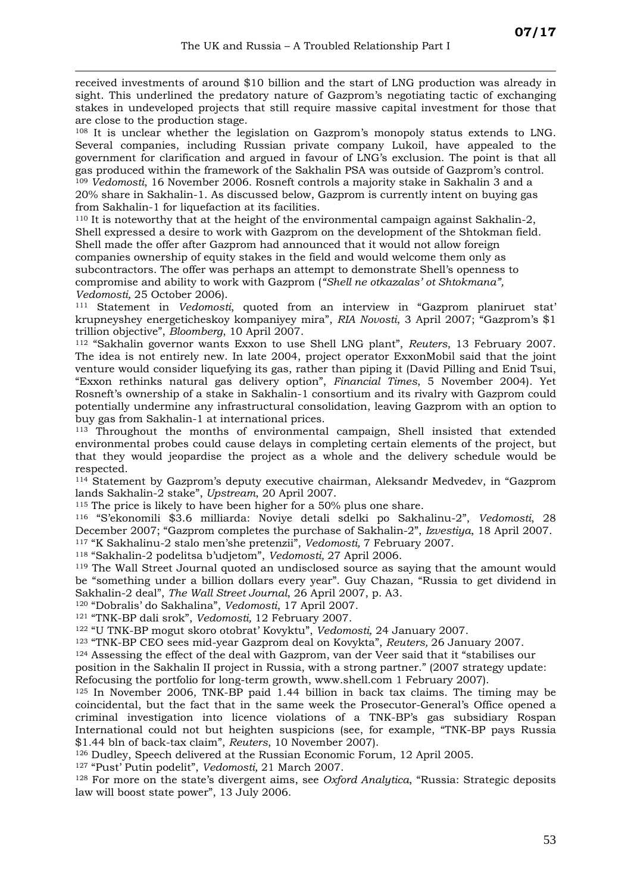received investments of around \$10 billion and the start of LNG production was already in sight. This underlined the predatory nature of Gazprom's negotiating tactic of exchanging stakes in undeveloped projects that still require massive capital investment for those that are close to the production stage.

[108] It is unclear whether the legislation on Gazprom's monopoly status extends to LNG. Several companies, including Russian private company Lukoil, have appealed to the government for clarification and argued in favour of LNG's exclusion. The point is that all gas produced within the framework of the Sakhalin PSA was outside of Gazprom's control.

[109] *Vedomosti*, 16 November 2006. Rosneft controls a majority stake in Sakhalin 3 and a 20% share in Sakhalin-1. As discussed below, Gazprom is currently intent on buying gas from Sakhalin-1 for liquefaction at its facilities.

[110] It is noteworthy that at the height of the environmental campaign against Sakhalin-2, Shell expressed a desire to work with Gazprom on the development of the Shtokman field. Shell made the offer after Gazprom had announced that it would not allow foreign companies ownership of equity stakes in the field and would welcome them only as subcontractors. The offer was perhaps an attempt to demonstrate Shell's openness to compromise and ability to work with Gazprom (*"Shell ne otkazalas' ot Shtokmana", Vedomosti,* 25 October 2006).

[111] Statement in *Vedomosti*, quoted from an interview in "Gazprom planiruet stat' krupneyshey energeticheskoy kompaniyey mira", *RIA Novosti*, 3 April 2007; "Gazprom's \$1 trillion objective", *Bloomberg*, 10 April 2007.

[112] "Sakhalin governor wants Exxon to use Shell LNG plant", *Reuters*, 13 February 2007. The idea is not entirely new. In late 2004, project operator ExxonMobil said that the joint venture would consider liquefying its gas, rather than piping it (David Pilling and Enid Tsui, "Exxon rethinks natural gas delivery option", *Financial Times*, 5 November 2004). Yet Rosneft's ownership of a stake in Sakhalin-1 consortium and its rivalry with Gazprom could potentially undermine any infrastructural consolidation, leaving Gazprom with an option to buy gas from Sakhalin-1 at international prices.

[113] Throughout the months of environmental campaign, Shell insisted that extended environmental probes could cause delays in completing certain elements of the project, but that they would jeopardise the project as a whole and the delivery schedule would be respected.

[114] Statement by Gazprom's deputy executive chairman, Aleksandr Medvedev, in "Gazprom lands Sakhalin-2 stake", *Upstream*, 20 April 2007.

[115] The price is likely to have been higher for a 50% plus one share.

[116] "S'ekonomili \$3.6 milliarda: Noviye detali sdelki po Sakhalinu-2", *Vedomosti*, 28 December 2007; "Gazprom completes the purchase of Sakhalin-2", *Izvestiya*, 18 April 2007.

[117] "K Sakhalinu-2 stalo men'she pretenzii", *Vedomosti,* 7 February 2007.

[118] "Sakhalin-2 podelitsa b'udjetom", *Vedomosti,* 27 April 2006.

[119] The Wall Street Journal quoted an undisclosed source as saying that the amount would be "something under a billion dollars every year". Guy Chazan, "Russia to get dividend in Sakhalin-2 deal", *The Wall Street Journal*, 26 April 2007, p. A3.

[120] "Dobralis' do Sakhalina", *Vedomosti*, 17 April 2007.

[121] "TNK-BP dali srok", *Vedomosti,* 12 February 2007.

[122] "U TNK-BP mogut skoro otobrat' Kovyktu", *Vedomosti,* 24 January 2007.

[123] "TNK-BP CEO sees mid-year Gazprom deal on Kovykta", *Reuters,* 26 January 2007.

[124] Assessing the effect of the deal with Gazprom, van der Veer said that it "stabilises our position in the Sakhalin II project in Russia, with a strong partner." (2007 strategy update: Refocusing the portfolio for long-term growth, www.shell.com 1 February 2007).

[125] In November 2006, TNK-BP paid 1.44 billion in back tax claims. The timing may be coincidental, but the fact that in the same week the Prosecutor-General's Office opened a criminal investigation into licence violations of a TNK-BP's gas subsidiary Rospan International could not but heighten suspicions (see, for example, "TNK-BP pays Russia \$1.44 bln of back-tax claim", *Reuters*, 10 November 2007).

[126] Dudley, Speech delivered at the Russian Economic Forum, 12 April 2005.

[127] "Pust' Putin podelit", *Vedomosti,* 21 March 2007.

[128] For more on the state's divergent aims, see *Oxford Analytica*, "Russia: Strategic deposits law will boost state power", 13 July 2006.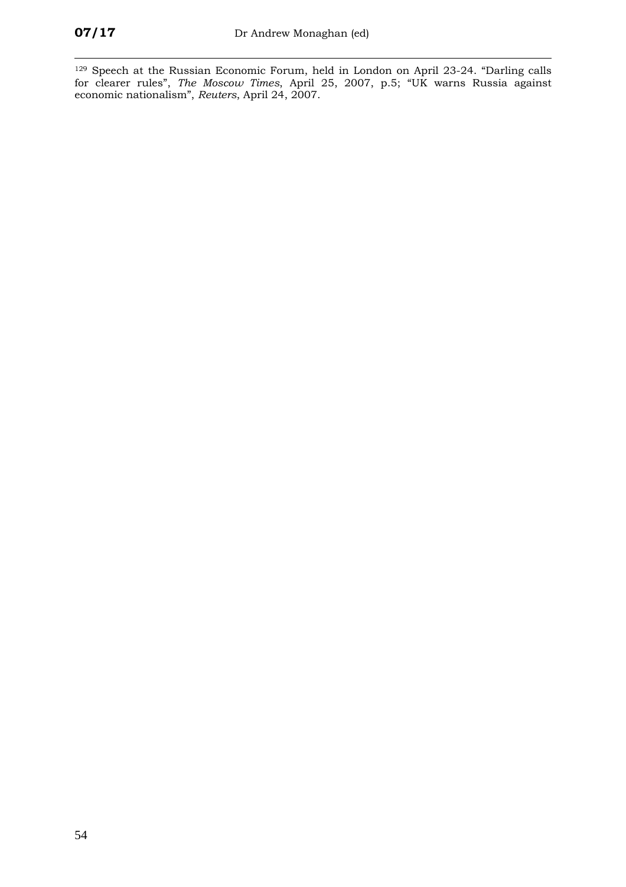[129] Speech at the Russian Economic Forum, held in London on April 23-24. "Darling calls for clearer rules", *The Moscow Times*, April 25, 2007, p.5; "UK warns Russia against economic nationalism", *Reuters*, April 24, 2007.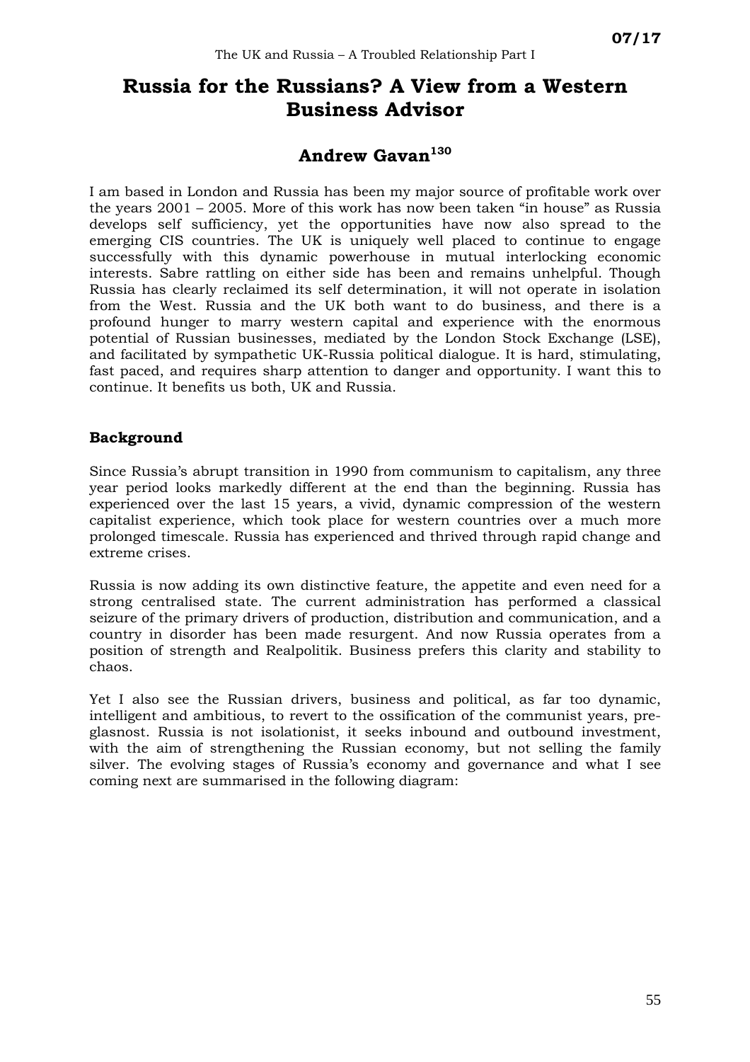# Russia for the Russians? A View from a Western Business Advisor

## Andrew Gavan[130]

I am based in London and Russia has been my major source of profitable work over the years 2001 – 2005. More of this work has now been taken "in house" as Russia develops self sufficiency, yet the opportunities have now also spread to the emerging CIS countries. The UK is uniquely well placed to continue to engage successfully with this dynamic powerhouse in mutual interlocking economic interests. Sabre rattling on either side has been and remains unhelpful. Though Russia has clearly reclaimed its self determination, it will not operate in isolation from the West. Russia and the UK both want to do business, and there is a profound hunger to marry western capital and experience with the enormous potential of Russian businesses, mediated by the London Stock Exchange (LSE), and facilitated by sympathetic UK-Russia political dialogue. It is hard, stimulating, fast paced, and requires sharp attention to danger and opportunity. I want this to continue. It benefits us both, UK and Russia.

### Background

Since Russia's abrupt transition in 1990 from communism to capitalism, any three year period looks markedly different at the end than the beginning. Russia has experienced over the last 15 years, a vivid, dynamic compression of the western capitalist experience, which took place for western countries over a much more prolonged timescale. Russia has experienced and thrived through rapid change and extreme crises.

Russia is now adding its own distinctive feature, the appetite and even need for a strong centralised state. The current administration has performed a classical seizure of the primary drivers of production, distribution and communication, and a country in disorder has been made resurgent. And now Russia operates from a position of strength and Realpolitik. Business prefers this clarity and stability to chaos.

Yet I also see the Russian drivers, business and political, as far too dynamic, intelligent and ambitious, to revert to the ossification of the communist years, pre-glasnost. Russia is not isolationist, it seeks inbound and outbound investment, with the aim of strengthening the Russian economy, but not selling the family silver. The evolving stages of Russia's economy and governance and what I see coming next are summarised in the following diagram: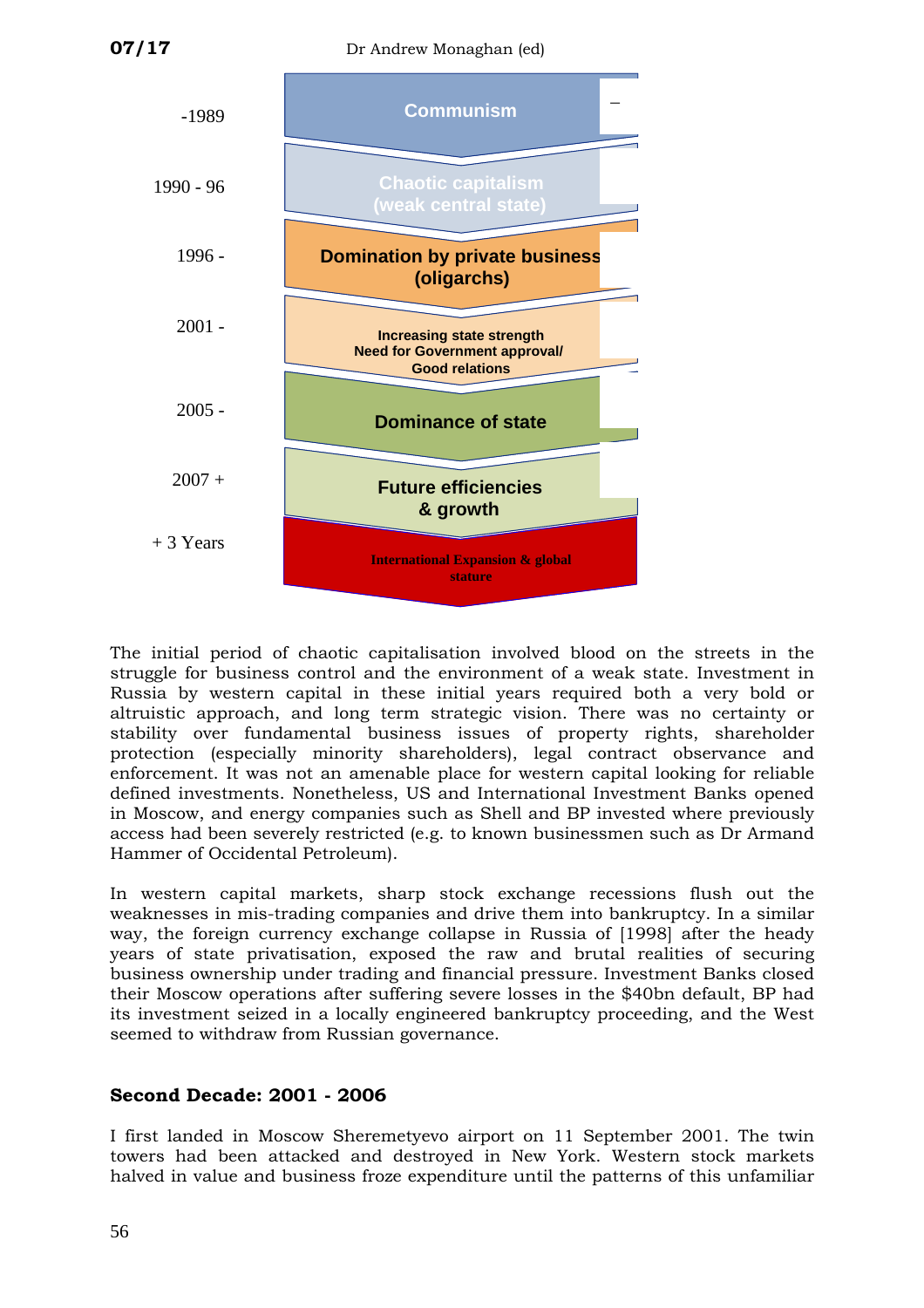| Period | Stage |
| --- | --- |
| -1989 | Communism |
| 1990 - 96 | Chaotic capitalism (weak central state) |
| 1996 - | Domination by private business (oligarchs) |
| 2001 - | Increasing state strength Need for Government approval/ Good relations |
| 2005 - | Dominance of state |
| 2007 + | Future efficiencies & growth |
| + 3 Years | International Expansion & global stature |

The initial period of chaotic capitalisation involved blood on the streets in the struggle for business control and the environment of a weak state. Investment in Russia by western capital in these initial years required both a very bold or altruistic approach, and long term strategic vision. There was no certainty or stability over fundamental business issues of property rights, shareholder protection (especially minority shareholders), legal contract observance and enforcement. It was not an amenable place for western capital looking for reliable defined investments. Nonetheless, US and International Investment Banks opened in Moscow, and energy companies such as Shell and BP invested where previously access had been severely restricted (e.g. to known businessmen such as Dr Armand Hammer of Occidental Petroleum).

In western capital markets, sharp stock exchange recessions flush out the weaknesses in mis-trading companies and drive them into bankruptcy. In a similar way, the foreign currency exchange collapse in Russia of [1998] after the heady years of state privatisation, exposed the raw and brutal realities of securing business ownership under trading and financial pressure. Investment Banks closed their Moscow operations after suffering severe losses in the $40bn default, BP had its investment seized in a locally engineered bankruptcy proceeding, and the West seemed to withdraw from Russian governance.

### Second Decade: 2001 - 2006

I first landed in Moscow Sheremetyevo airport on 11 September 2001. The twin towers had been attacked and destroyed in New York. Western stock markets halved in value and business froze expenditure until the patterns of this unfamiliar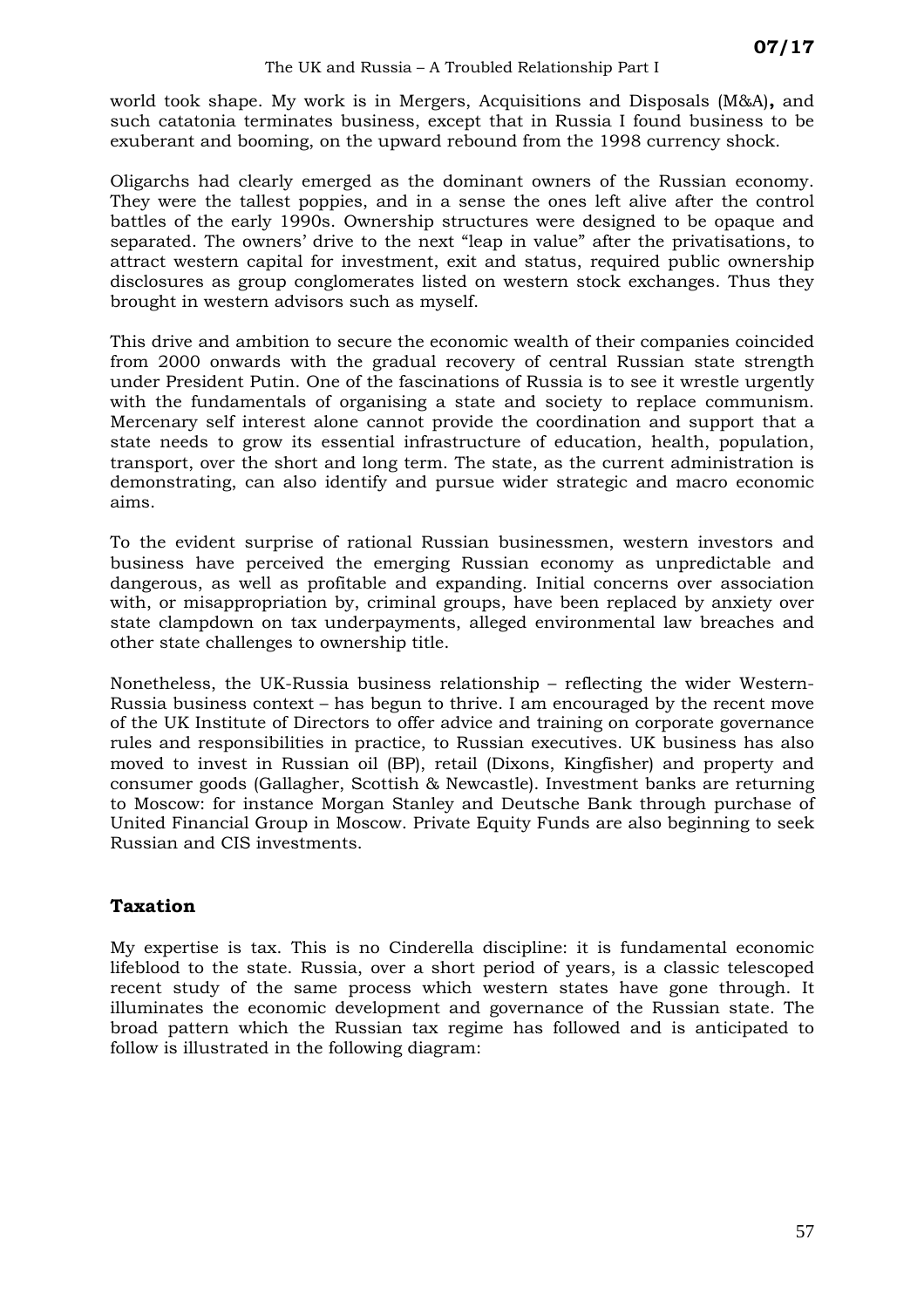world took shape. My work is in Mergers, Acquisitions and Disposals (M&A)**,** and such catatonia terminates business, except that in Russia I found business to be exuberant and booming, on the upward rebound from the 1998 currency shock.

Oligarchs had clearly emerged as the dominant owners of the Russian economy. They were the tallest poppies, and in a sense the ones left alive after the control battles of the early 1990s. Ownership structures were designed to be opaque and separated. The owners' drive to the next "leap in value" after the privatisations, to attract western capital for investment, exit and status, required public ownership disclosures as group conglomerates listed on western stock exchanges. Thus they brought in western advisors such as myself.

This drive and ambition to secure the economic wealth of their companies coincided from 2000 onwards with the gradual recovery of central Russian state strength under President Putin. One of the fascinations of Russia is to see it wrestle urgently with the fundamentals of organising a state and society to replace communism. Mercenary self interest alone cannot provide the coordination and support that a state needs to grow its essential infrastructure of education, health, population, transport, over the short and long term. The state, as the current administration is demonstrating, can also identify and pursue wider strategic and macro economic aims.

To the evident surprise of rational Russian businessmen, western investors and business have perceived the emerging Russian economy as unpredictable and dangerous, as well as profitable and expanding. Initial concerns over association with, or misappropriation by, criminal groups, have been replaced by anxiety over state clampdown on tax underpayments, alleged environmental law breaches and other state challenges to ownership title.

Nonetheless, the UK-Russia business relationship – reflecting the wider Western-Russia business context – has begun to thrive. I am encouraged by the recent move of the UK Institute of Directors to offer advice and training on corporate governance rules and responsibilities in practice, to Russian executives. UK business has also moved to invest in Russian oil (BP), retail (Dixons, Kingfisher) and property and consumer goods (Gallagher, Scottish & Newcastle). Investment banks are returning to Moscow: for instance Morgan Stanley and Deutsche Bank through purchase of United Financial Group in Moscow. Private Equity Funds are also beginning to seek Russian and CIS investments.

## Taxation

My expertise is tax. This is no Cinderella discipline: it is fundamental economic lifeblood to the state. Russia, over a short period of years, is a classic telescoped recent study of the same process which western states have gone through. It illuminates the economic development and governance of the Russian state. The broad pattern which the Russian tax regime has followed and is anticipated to follow is illustrated in the following diagram: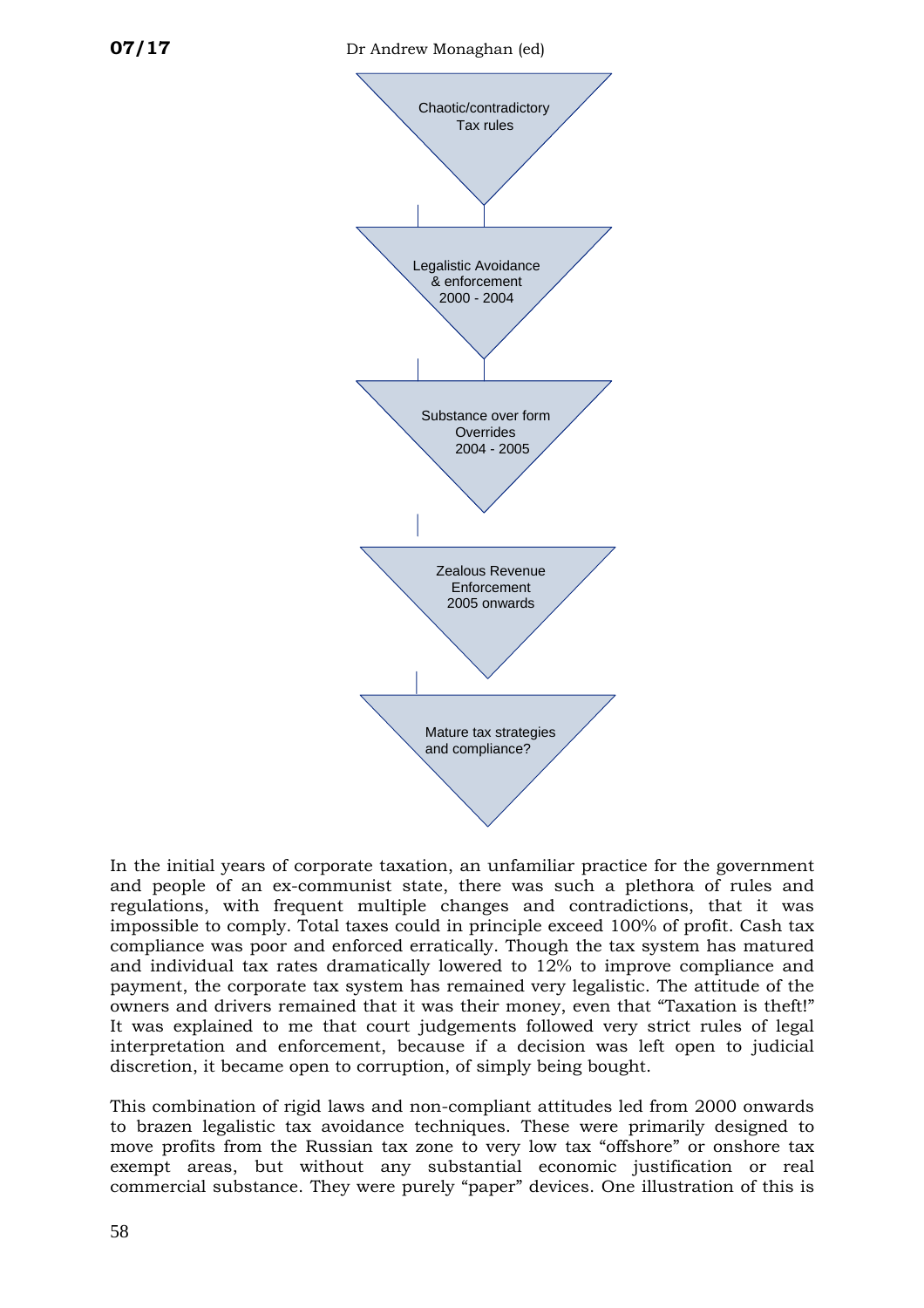Chaotic/contradictory Tax rules

Legalistic Avoidance & enforcement 2000 - 2004

Substance over form Overrides 2004 - 2005

Zealous Revenue Enforcement 2005 onwards

Mature tax strategies and compliance?

In the initial years of corporate taxation, an unfamiliar practice for the government and people of an ex-communist state, there was such a plethora of rules and regulations, with frequent multiple changes and contradictions, that it was impossible to comply. Total taxes could in principle exceed 100% of profit. Cash tax compliance was poor and enforced erratically. Though the tax system has matured and individual tax rates dramatically lowered to 12% to improve compliance and payment, the corporate tax system has remained very legalistic. The attitude of the owners and drivers remained that it was their money, even that "Taxation is theft!" It was explained to me that court judgements followed very strict rules of legal interpretation and enforcement, because if a decision was left open to judicial discretion, it became open to corruption, of simply being bought.

This combination of rigid laws and non-compliant attitudes led from 2000 onwards to brazen legalistic tax avoidance techniques. These were primarily designed to move profits from the Russian tax zone to very low tax "offshore" or onshore tax exempt areas, but without any substantial economic justification or real commercial substance. They were purely "paper" devices. One illustration of this is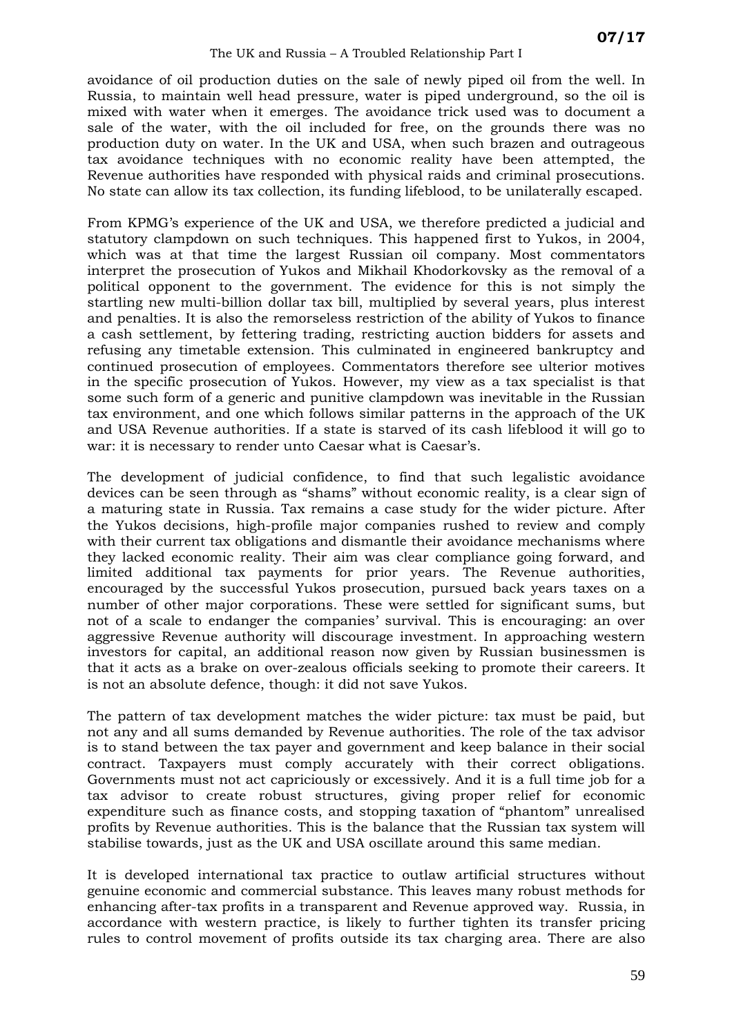avoidance of oil production duties on the sale of newly piped oil from the well. In Russia, to maintain well head pressure, water is piped underground, so the oil is mixed with water when it emerges. The avoidance trick used was to document a sale of the water, with the oil included for free, on the grounds there was no production duty on water. In the UK and USA, when such brazen and outrageous tax avoidance techniques with no economic reality have been attempted, the Revenue authorities have responded with physical raids and criminal prosecutions. No state can allow its tax collection, its funding lifeblood, to be unilaterally escaped.

From KPMG's experience of the UK and USA, we therefore predicted a judicial and statutory clampdown on such techniques. This happened first to Yukos, in 2004, which was at that time the largest Russian oil company. Most commentators interpret the prosecution of Yukos and Mikhail Khodorkovsky as the removal of a political opponent to the government. The evidence for this is not simply the startling new multi-billion dollar tax bill, multiplied by several years, plus interest and penalties. It is also the remorseless restriction of the ability of Yukos to finance a cash settlement, by fettering trading, restricting auction bidders for assets and refusing any timetable extension. This culminated in engineered bankruptcy and continued prosecution of employees. Commentators therefore see ulterior motives in the specific prosecution of Yukos. However, my view as a tax specialist is that some such form of a generic and punitive clampdown was inevitable in the Russian tax environment, and one which follows similar patterns in the approach of the UK and USA Revenue authorities. If a state is starved of its cash lifeblood it will go to war: it is necessary to render unto Caesar what is Caesar's.

The development of judicial confidence, to find that such legalistic avoidance devices can be seen through as "shams" without economic reality, is a clear sign of a maturing state in Russia. Tax remains a case study for the wider picture. After the Yukos decisions, high-profile major companies rushed to review and comply with their current tax obligations and dismantle their avoidance mechanisms where they lacked economic reality. Their aim was clear compliance going forward, and limited additional tax payments for prior years. The Revenue authorities, encouraged by the successful Yukos prosecution, pursued back years taxes on a number of other major corporations. These were settled for significant sums, but not of a scale to endanger the companies' survival. This is encouraging: an over aggressive Revenue authority will discourage investment. In approaching western investors for capital, an additional reason now given by Russian businessmen is that it acts as a brake on over-zealous officials seeking to promote their careers. It is not an absolute defence, though: it did not save Yukos.

The pattern of tax development matches the wider picture: tax must be paid, but not any and all sums demanded by Revenue authorities. The role of the tax advisor is to stand between the tax payer and government and keep balance in their social contract. Taxpayers must comply accurately with their correct obligations. Governments must not act capriciously or excessively. And it is a full time job for a tax advisor to create robust structures, giving proper relief for economic expenditure such as finance costs, and stopping taxation of "phantom" unrealised profits by Revenue authorities. This is the balance that the Russian tax system will stabilise towards, just as the UK and USA oscillate around this same median.

It is developed international tax practice to outlaw artificial structures without genuine economic and commercial substance. This leaves many robust methods for enhancing after-tax profits in a transparent and Revenue approved way. Russia, in accordance with western practice, is likely to further tighten its transfer pricing rules to control movement of profits outside its tax charging area. There are also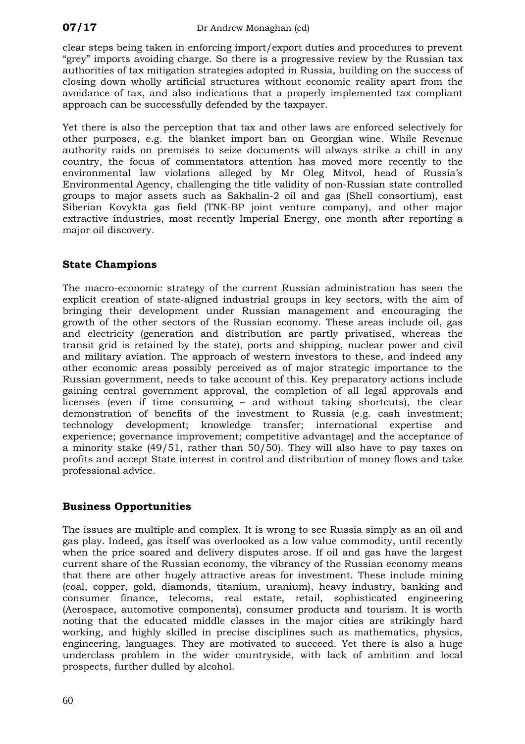clear steps being taken in enforcing import/export duties and procedures to prevent "grey" imports avoiding charge. So there is a progressive review by the Russian tax authorities of tax mitigation strategies adopted in Russia, building on the success of closing down wholly artificial structures without economic reality apart from the avoidance of tax, and also indications that a properly implemented tax compliant approach can be successfully defended by the taxpayer.

Yet there is also the perception that tax and other laws are enforced selectively for other purposes, e.g. the blanket import ban on Georgian wine. While Revenue authority raids on premises to seize documents will always strike a chill in any country, the focus of commentators attention has moved more recently to the environmental law violations alleged by Mr Oleg Mitvol, head of Russia's Environmental Agency, challenging the title validity of non-Russian state controlled groups to major assets such as Sakhalin-2 oil and gas (Shell consortium), east Siberian Kovykta gas field (TNK-BP joint venture company), and other major extractive industries, most recently Imperial Energy, one month after reporting a major oil discovery.

## State Champions

The macro-economic strategy of the current Russian administration has seen the explicit creation of state-aligned industrial groups in key sectors, with the aim of bringing their development under Russian management and encouraging the growth of the other sectors of the Russian economy. These areas include oil, gas and electricity (generation and distribution are partly privatised, whereas the transit grid is retained by the state), ports and shipping, nuclear power and civil and military aviation. The approach of western investors to these, and indeed any other economic areas possibly perceived as of major strategic importance to the Russian government, needs to take account of this. Key preparatory actions include gaining central government approval, the completion of all legal approvals and licenses (even if time consuming – and without taking shortcuts), the clear demonstration of benefits of the investment to Russia (e.g. cash investment; technology development; knowledge transfer; international expertise and experience; governance improvement; competitive advantage) and the acceptance of a minority stake (49/51, rather than 50/50). They will also have to pay taxes on profits and accept State interest in control and distribution of money flows and take professional advice.

## Business Opportunities

The issues are multiple and complex. It is wrong to see Russia simply as an oil and gas play. Indeed, gas itself was overlooked as a low value commodity, until recently when the price soared and delivery disputes arose. If oil and gas have the largest current share of the Russian economy, the vibrancy of the Russian economy means that there are other hugely attractive areas for investment. These include mining (coal, copper, gold, diamonds, titanium, uranium), heavy industry, banking and consumer finance, telecoms, real estate, retail, sophisticated engineering (Aerospace, automotive components), consumer products and tourism. It is worth noting that the educated middle classes in the major cities are strikingly hard working, and highly skilled in precise disciplines such as mathematics, physics, engineering, languages. They are motivated to succeed. Yet there is also a huge underclass problem in the wider countryside, with lack of ambition and local prospects, further dulled by alcohol.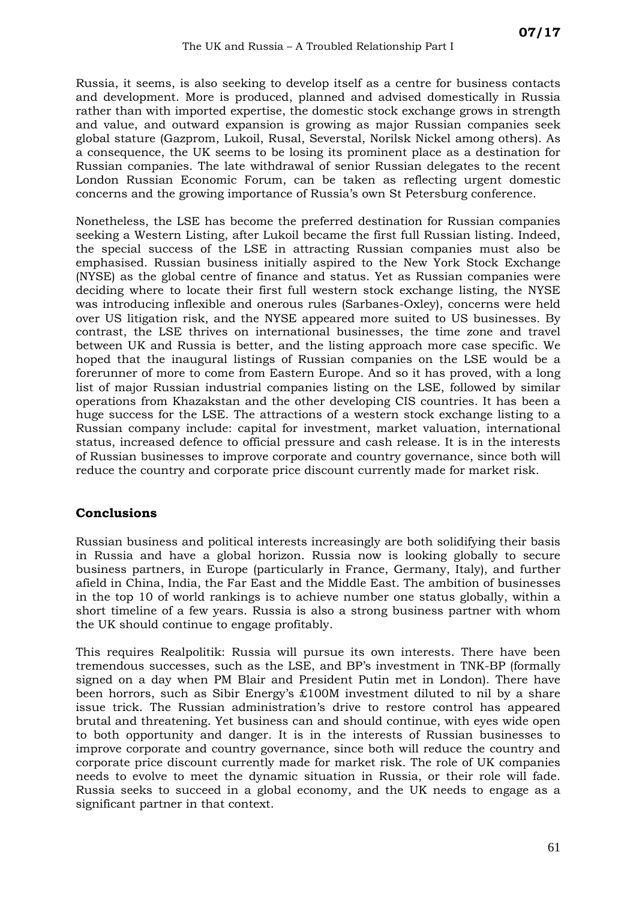Russia, it seems, is also seeking to develop itself as a centre for business contacts and development. More is produced, planned and advised domestically in Russia rather than with imported expertise, the domestic stock exchange grows in strength and value, and outward expansion is growing as major Russian companies seek global stature (Gazprom, Lukoil, Rusal, Severstal, Norilsk Nickel among others). As a consequence, the UK seems to be losing its prominent place as a destination for Russian companies. The late withdrawal of senior Russian delegates to the recent London Russian Economic Forum, can be taken as reflecting urgent domestic concerns and the growing importance of Russia's own St Petersburg conference.

Nonetheless, the LSE has become the preferred destination for Russian companies seeking a Western Listing, after Lukoil became the first full Russian listing. Indeed, the special success of the LSE in attracting Russian companies must also be emphasised. Russian business initially aspired to the New York Stock Exchange (NYSE) as the global centre of finance and status. Yet as Russian companies were deciding where to locate their first full western stock exchange listing, the NYSE was introducing inflexible and onerous rules (Sarbanes-Oxley), concerns were held over US litigation risk, and the NYSE appeared more suited to US businesses. By contrast, the LSE thrives on international businesses, the time zone and travel between UK and Russia is better, and the listing approach more case specific. We hoped that the inaugural listings of Russian companies on the LSE would be a forerunner of more to come from Eastern Europe. And so it has proved, with a long list of major Russian industrial companies listing on the LSE, followed by similar operations from Khazakstan and the other developing CIS countries. It has been a huge success for the LSE. The attractions of a western stock exchange listing to a Russian company include: capital for investment, market valuation, international status, increased defence to official pressure and cash release. It is in the interests of Russian businesses to improve corporate and country governance, since both will reduce the country and corporate price discount currently made for market risk.

## Conclusions

Russian business and political interests increasingly are both solidifying their basis in Russia and have a global horizon. Russia now is looking globally to secure business partners, in Europe (particularly in France, Germany, Italy), and further afield in China, India, the Far East and the Middle East. The ambition of businesses in the top 10 of world rankings is to achieve number one status globally, within a short timeline of a few years. Russia is also a strong business partner with whom the UK should continue to engage profitably.

This requires Realpolitik: Russia will pursue its own interests. There have been tremendous successes, such as the LSE, and BP's investment in TNK-BP (formally signed on a day when PM Blair and President Putin met in London). There have been horrors, such as Sibir Energy's £100M investment diluted to nil by a share issue trick. The Russian administration's drive to restore control has appeared brutal and threatening. Yet business can and should continue, with eyes wide open to both opportunity and danger. It is in the interests of Russian businesses to improve corporate and country governance, since both will reduce the country and corporate price discount currently made for market risk. The role of UK companies needs to evolve to meet the dynamic situation in Russia, or their role will fade. Russia seeks to succeed in a global economy, and the UK needs to engage as a significant partner in that context.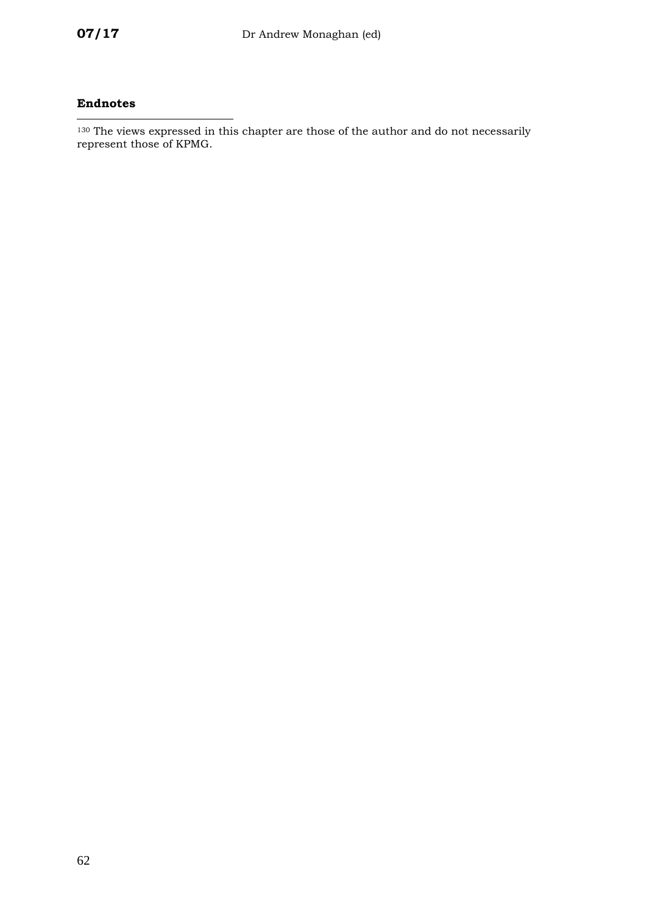**Endnotes**

[130] The views expressed in this chapter are those of the author and do not necessarily represent those of KPMG.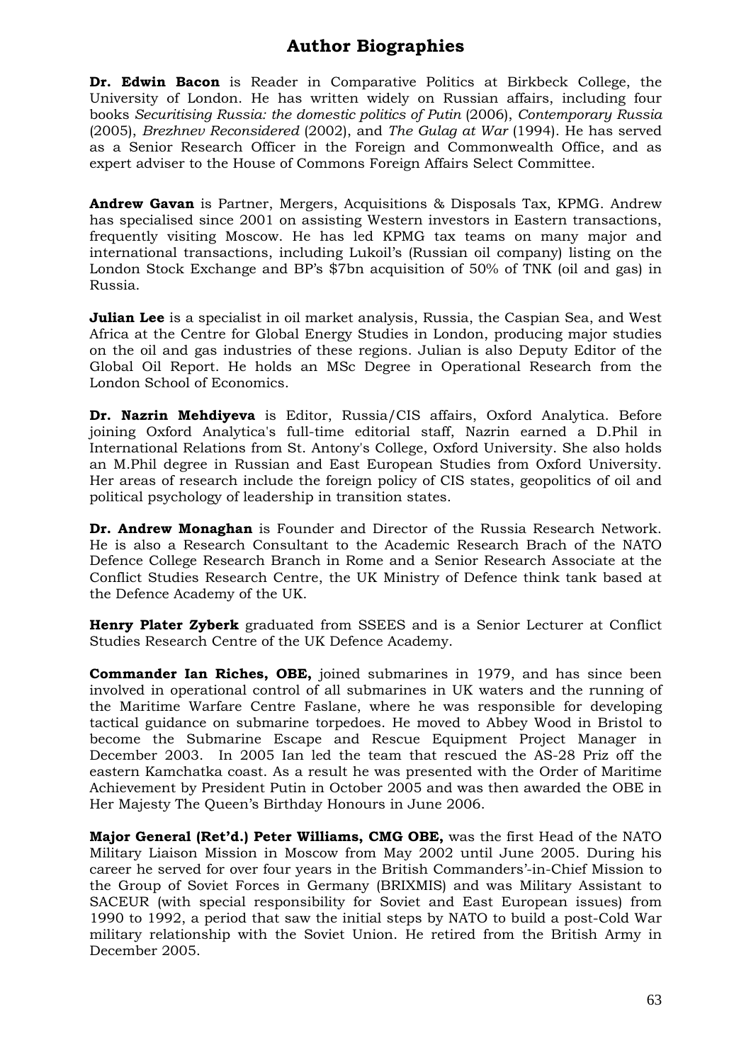# Author Biographies

**Dr. Edwin Bacon** is Reader in Comparative Politics at Birkbeck College, the University of London. He has written widely on Russian affairs, including four books *Securitising Russia: the domestic politics of Putin* (2006), *Contemporary Russia* (2005), *Brezhnev Reconsidered* (2002), and *The Gulag at War* (1994). He has served as a Senior Research Officer in the Foreign and Commonwealth Office, and as expert adviser to the House of Commons Foreign Affairs Select Committee.

**Andrew Gavan** is Partner, Mergers, Acquisitions & Disposals Tax, KPMG. Andrew has specialised since 2001 on assisting Western investors in Eastern transactions, frequently visiting Moscow. He has led KPMG tax teams on many major and international transactions, including Lukoil's (Russian oil company) listing on the London Stock Exchange and BP's $7bn acquisition of 50% of TNK (oil and gas) in Russia.

**Julian Lee** is a specialist in oil market analysis, Russia, the Caspian Sea, and West Africa at the Centre for Global Energy Studies in London, producing major studies on the oil and gas industries of these regions. Julian is also Deputy Editor of the Global Oil Report. He holds an MSc Degree in Operational Research from the London School of Economics.

**Dr. Nazrin Mehdiyeva** is Editor, Russia/CIS affairs, Oxford Analytica. Before joining Oxford Analytica's full-time editorial staff, Nazrin earned a D.Phil in International Relations from St. Antony's College, Oxford University. She also holds an M.Phil degree in Russian and East European Studies from Oxford University. Her areas of research include the foreign policy of CIS states, geopolitics of oil and political psychology of leadership in transition states.

**Dr. Andrew Monaghan** is Founder and Director of the Russia Research Network. He is also a Research Consultant to the Academic Research Brach of the NATO Defence College Research Branch in Rome and a Senior Research Associate at the Conflict Studies Research Centre, the UK Ministry of Defence think tank based at the Defence Academy of the UK.

**Henry Plater Zyberk** graduated from SSEES and is a Senior Lecturer at Conflict Studies Research Centre of the UK Defence Academy.

**Commander Ian Riches, OBE,** joined submarines in 1979, and has since been involved in operational control of all submarines in UK waters and the running of the Maritime Warfare Centre Faslane, where he was responsible for developing tactical guidance on submarine torpedoes. He moved to Abbey Wood in Bristol to become the Submarine Escape and Rescue Equipment Project Manager in December 2003. In 2005 Ian led the team that rescued the AS-28 Priz off the eastern Kamchatka coast. As a result he was presented with the Order of Maritime Achievement by President Putin in October 2005 and was then awarded the OBE in Her Majesty The Queen's Birthday Honours in June 2006.

**Major General (Ret'd.) Peter Williams, CMG OBE,** was the first Head of the NATO Military Liaison Mission in Moscow from May 2002 until June 2005. During his career he served for over four years in the British Commanders'-in-Chief Mission to the Group of Soviet Forces in Germany (BRIXMIS) and was Military Assistant to SACEUR (with special responsibility for Soviet and East European issues) from 1990 to 1992, a period that saw the initial steps by NATO to build a post-Cold War military relationship with the Soviet Union. He retired from the British Army in December 2005.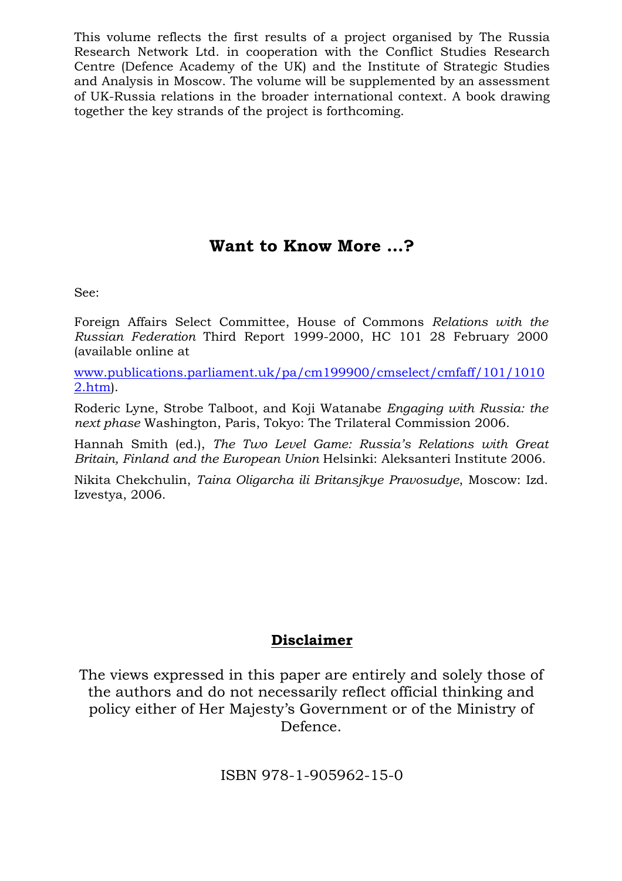This volume reflects the first results of a project organised by The Russia Research Network Ltd. in cooperation with the Conflict Studies Research Centre (Defence Academy of the UK) and the Institute of Strategic Studies and Analysis in Moscow. The volume will be supplemented by an assessment of UK-Russia relations in the broader international context. A book drawing together the key strands of the project is forthcoming.

## Want to Know More …?

See:

Foreign Affairs Select Committee, House of Commons *Relations with the Russian Federation* Third Report 1999-2000, HC 101 28 February 2000 (available online at

www.publications.parliament.uk/pa/cm199900/cmselect/cmfaff/101/10102.htm).

Roderic Lyne, Strobe Talboot, and Koji Watanabe *Engaging with Russia: the next phase* Washington, Paris, Tokyo: The Trilateral Commission 2006.

Hannah Smith (ed.), *The Two Level Game: Russia's Relations with Great Britain, Finland and the European Union* Helsinki: Aleksanteri Institute 2006.

Nikita Chekchulin, *Taina Oligarcha ili Britansjkye Pravosudye*, Moscow: Izd. Izvestya, 2006.

## Disclaimer

The views expressed in this paper are entirely and solely those of the authors and do not necessarily reflect official thinking and policy either of Her Majesty's Government or of the Ministry of Defence.

ISBN 978-1-905962-15-0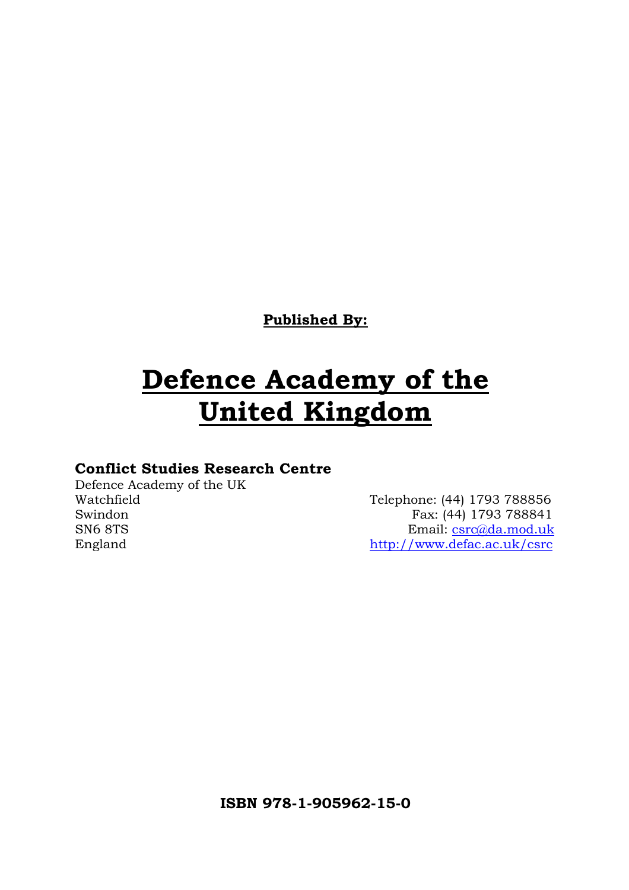**Published By:**

# Defence Academy of the United Kingdom

**Conflict Studies Research Centre**

Defence Academy of the UK
Watchfield
Swindon
SN6 8TS
England

Telephone: (44) 1793 788856
Fax: (44) 1793 788841
Email: csrc@da.mod.uk
http://www.defac.ac.uk/csrc

**ISBN 978-1-905962-15-0**